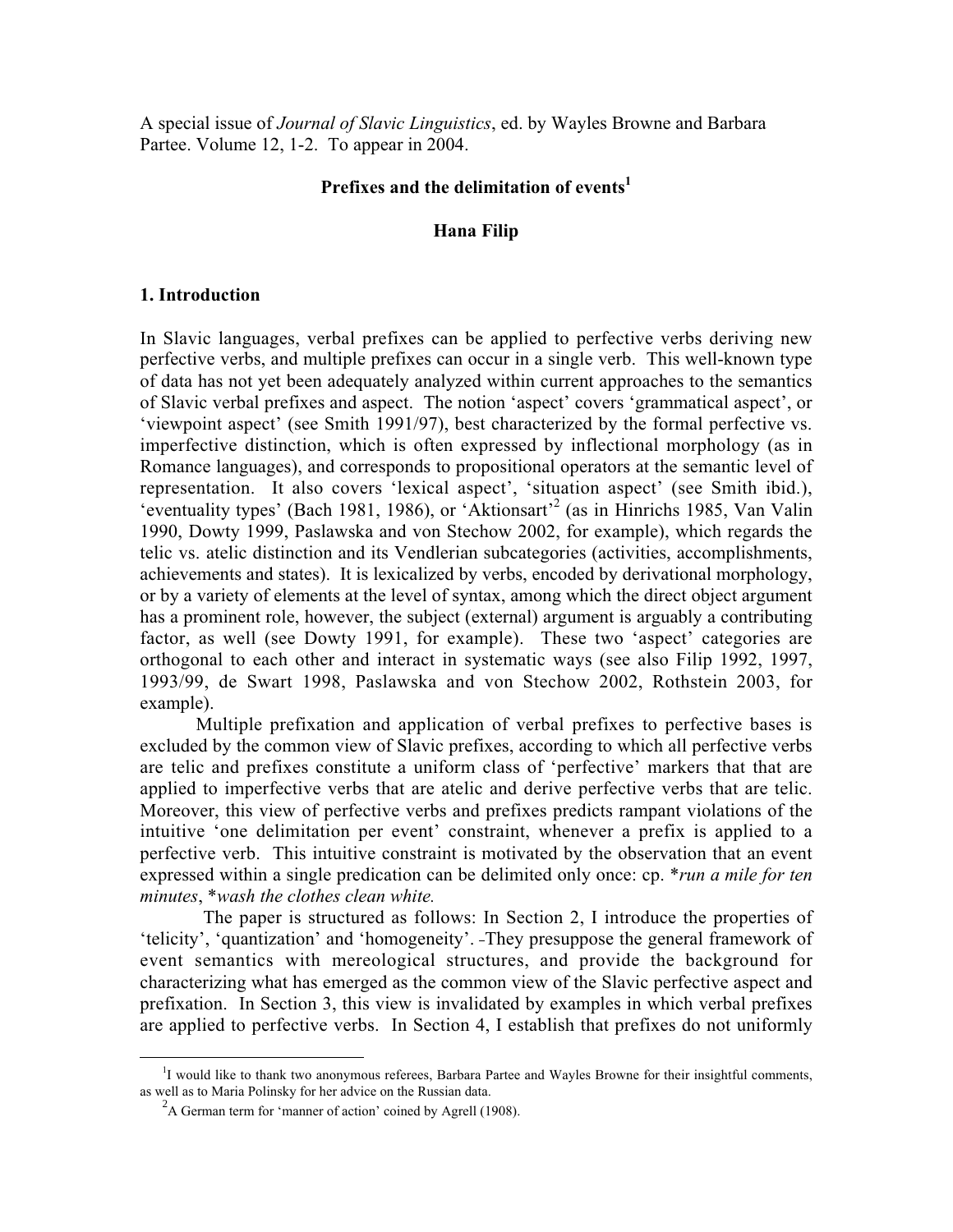A special issue of *Journal of Slavic Linguistics*, ed. by Wayles Browne and Barbara Partee. Volume 12, 1-2. To appear in 2004.

# Prefixes and the delimitation of events[1]

**Hana Filip**

## 1. Introduction

In Slavic languages, verbal prefixes can be applied to perfective verbs deriving new perfective verbs, and multiple prefixes can occur in a single verb. This well-known type of data has not yet been adequately analyzed within current approaches to the semantics of Slavic verbal prefixes and aspect. The notion 'aspect' covers 'grammatical aspect', or 'viewpoint aspect' (see Smith 1991/97), best characterized by the formal perfective vs. imperfective distinction, which is often expressed by inflectional morphology (as in Romance languages), and corresponds to propositional operators at the semantic level of representation. It also covers 'lexical aspect', 'situation aspect' (see Smith ibid.), 'eventuality types' (Bach 1981, 1986), or 'Aktionsart'[2] (as in Hinrichs 1985, Van Valin 1990, Dowty 1999, Paslawska and von Stechow 2002, for example), which regards the telic vs. atelic distinction and its Vendlerian subcategories (activities, accomplishments, achievements and states). It is lexicalized by verbs, encoded by derivational morphology, or by a variety of elements at the level of syntax, among which the direct object argument has a prominent role, however, the subject (external) argument is arguably a contributing factor, as well (see Dowty 1991, for example). These two 'aspect' categories are orthogonal to each other and interact in systematic ways (see also Filip 1992, 1997, 1993/99, de Swart 1998, Paslawska and von Stechow 2002, Rothstein 2003, for example).

Multiple prefixation and application of verbal prefixes to perfective bases is excluded by the common view of Slavic prefixes, according to which all perfective verbs are telic and prefixes constitute a uniform class of 'perfective' markers that that are applied to imperfective verbs that are atelic and derive perfective verbs that are telic. Moreover, this view of perfective verbs and prefixes predicts rampant violations of the intuitive 'one delimitation per event' constraint, whenever a prefix is applied to a perfective verb. This intuitive constraint is motivated by the observation that an event expressed within a single predication can be delimited only once: cp. \**run a mile for ten minutes*, \**wash the clothes clean white.*

The paper is structured as follows: In Section 2, I introduce the properties of 'telicity', 'quantization' and 'homogeneity'. -They presuppose the general framework of event semantics with mereological structures, and provide the background for characterizing what has emerged as the common view of the Slavic perfective aspect and prefixation. In Section 3, this view is invalidated by examples in which verbal prefixes are applied to perfective verbs. In Section 4, I establish that prefixes do not uniformly

---

[1] I would like to thank two anonymous referees, Barbara Partee and Wayles Browne for their insightful comments, as well as to Maria Polinsky for her advice on the Russian data.

[2] A German term for 'manner of action' coined by Agrell (1908).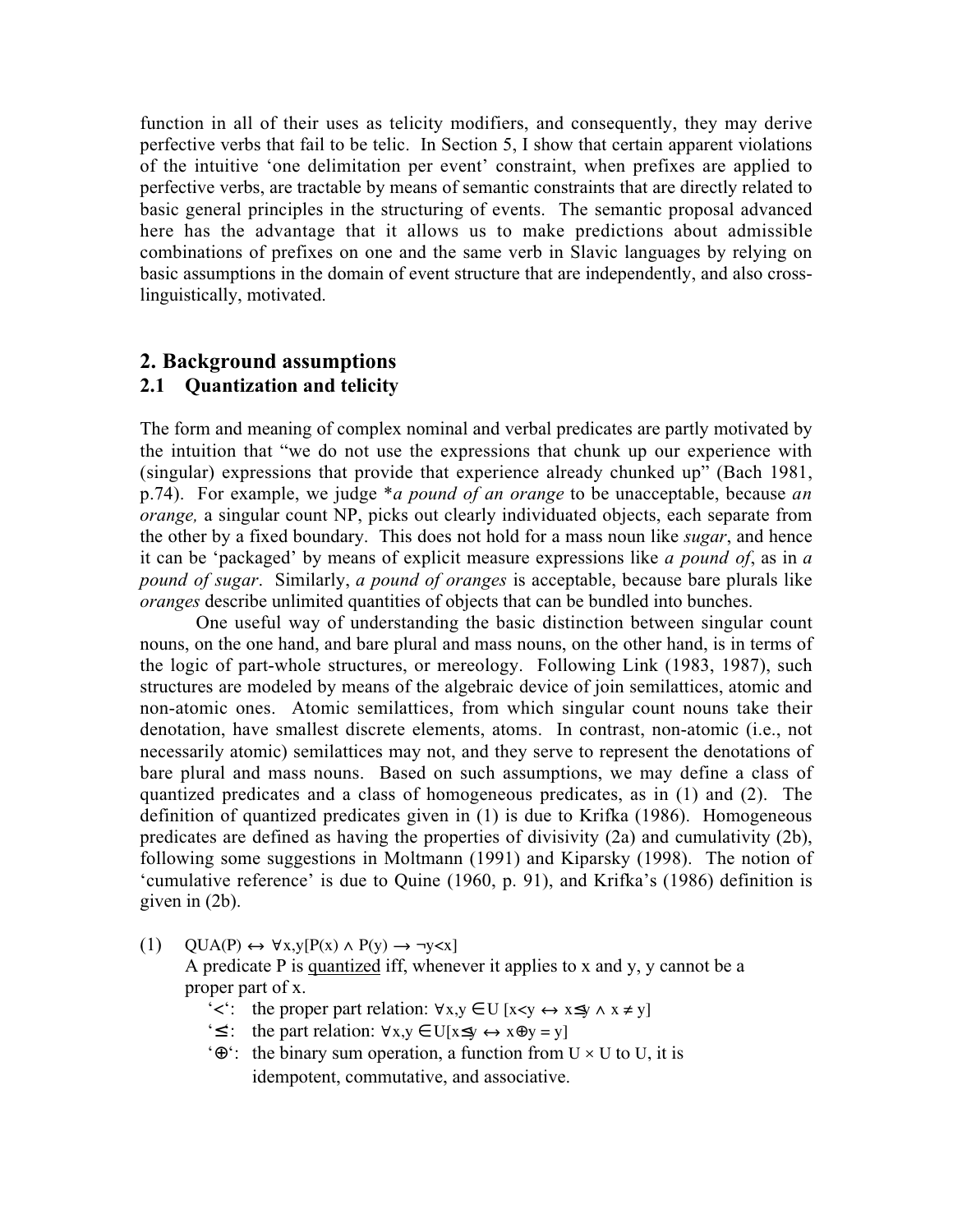function in all of their uses as telicity modifiers, and consequently, they may derive perfective verbs that fail to be telic. In Section 5, I show that certain apparent violations of the intuitive 'one delimitation per event' constraint, when prefixes are applied to perfective verbs, are tractable by means of semantic constraints that are directly related to basic general principles in the structuring of events. The semantic proposal advanced here has the advantage that it allows us to make predictions about admissible combinations of prefixes on one and the same verb in Slavic languages by relying on basic assumptions in the domain of event structure that are independently, and also cross-linguistically, motivated.

## 2. Background assumptions

### 2.1 Quantization and telicity

The form and meaning of complex nominal and verbal predicates are partly motivated by the intuition that "we do not use the expressions that chunk up our experience with (singular) expressions that provide that experience already chunked up" (Bach 1981, p.74). For example, we judge **a pound of an orange* to be unacceptable, because *an orange,* a singular count NP, picks out clearly individuated objects, each separate from the other by a fixed boundary. This does not hold for a mass noun like *sugar*, and hence it can be 'packaged' by means of explicit measure expressions like *a pound of*, as in *a pound of sugar*. Similarly, *a pound of oranges* is acceptable, because bare plurals like *oranges* describe unlimited quantities of objects that can be bundled into bunches.

One useful way of understanding the basic distinction between singular count nouns, on the one hand, and bare plural and mass nouns, on the other hand, is in terms of the logic of part-whole structures, or mereology. Following Link (1983, 1987), such structures are modeled by means of the algebraic device of join semilattices, atomic and non-atomic ones. Atomic semilattices, from which singular count nouns take their denotation, have smallest discrete elements, atoms. In contrast, non-atomic (i.e., not necessarily atomic) semilattices may not, and they serve to represent the denotations of bare plural and mass nouns. Based on such assumptions, we may define a class of quantized predicates and a class of homogeneous predicates, as in (1) and (2). The definition of quantized predicates given in (1) is due to Krifka (1986). Homogeneous predicates are defined as having the properties of divisivity (2a) and cumulativity (2b), following some suggestions in Moltmann (1991) and Kiparsky (1998). The notion of 'cumulative reference' is due to Quine (1960, p. 91), and Krifka's (1986) definition is given in (2b).

(1) $QUA(P) \leftrightarrow \forall x,y[P(x) \land P(y) \rightarrow \neg y<x]$

A predicate P is <u>quantized</u> iff, whenever it applies to x and y, y cannot be a proper part of x.

- '$<$': the proper part relation: $\forall x,y \in U\ [x<y \leftrightarrow x\leq y \land x \neq y]$
- '$\leq$': the part relation: $\forall x,y \in U[x\leq y \leftrightarrow x\oplus y = y]$
- '$\oplus$': the binary sum operation, a function from $U \times U$ to U, it is idempotent, commutative, and associative.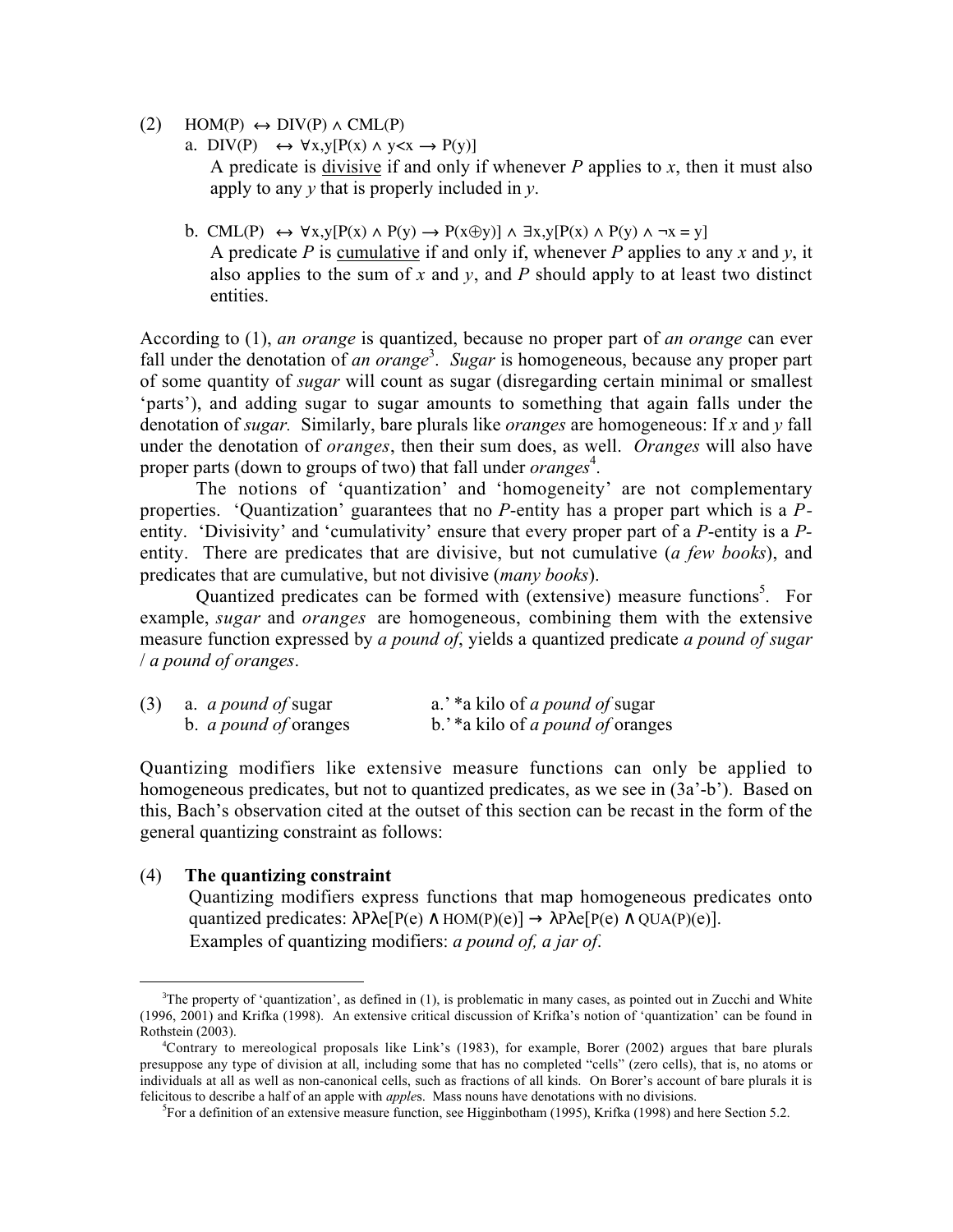(2) $\text{HOM}(P) \leftrightarrow \text{DIV}(P) \wedge \text{CML}(P)$

a. $\text{DIV}(P) \leftrightarrow \forall x,y[P(x) \wedge y<x \rightarrow P(y)]$

A predicate is <u>divisive</u> if and only if whenever *P* applies to *x*, then it must also apply to any *y* that is properly included in *y*.

b. $\text{CML}(P) \leftrightarrow \forall x,y[P(x) \wedge P(y) \rightarrow P(x \oplus y)] \wedge \exists x,y[P(x) \wedge P(y) \wedge \neg x = y]$

A predicate *P* is <u>cumulative</u> if and only if, whenever *P* applies to any *x* and *y*, it also applies to the sum of *x* and *y*, and *P* should apply to at least two distinct entities.

According to (1), *an orange* is quantized, because no proper part of *an orange* can ever fall under the denotation of *an orange*[3]. *Sugar* is homogeneous, because any proper part of some quantity of *sugar* will count as sugar (disregarding certain minimal or smallest 'parts'), and adding sugar to sugar amounts to something that again falls under the denotation of *sugar.* Similarly, bare plurals like *oranges* are homogeneous: If *x* and *y* fall under the denotation of *oranges*, then their sum does, as well. *Oranges* will also have proper parts (down to groups of two) that fall under *oranges*[4].

The notions of 'quantization' and 'homogeneity' are not complementary properties. 'Quantization' guarantees that no *P*-entity has a proper part which is a *P*-entity. 'Divisivity' and 'cumulativity' ensure that every proper part of a *P*-entity is a *P*-entity. There are predicates that are divisive, but not cumulative (*a few books*), and predicates that are cumulative, but not divisive (*many books*).

Quantized predicates can be formed with (extensive) measure functions[5]. For example, *sugar* and *oranges* are homogeneous, combining them with the extensive measure function expressed by *a pound of*, yields a quantized predicate *a pound of sugar* / *a pound of oranges*.

(3) a. *a pound of* sugar — a.' *a kilo of *a pound of* sugar

b. *a pound of* oranges — b.' *a kilo of *a pound of* oranges

Quantizing modifiers like extensive measure functions can only be applied to homogeneous predicates, but not to quantized predicates, as we see in (3a'-b'). Based on this, Bach's observation cited at the outset of this section can be recast in the form of the general quantizing constraint as follows:

(4) **The quantizing constraint**

Quantizing modifiers express functions that map homogeneous predicates onto quantized predicates: $\lambda P \lambda e[P(e) \wedge \text{HOM}(P)(e)] \rightarrow \lambda P \lambda e[P(e) \wedge \text{QUA}(P)(e)]$.

Examples of quantizing modifiers: *a pound of, a jar of*.

---

[3]The property of 'quantization', as defined in (1), is problematic in many cases, as pointed out in Zucchi and White (1996, 2001) and Krifka (1998). An extensive critical discussion of Krifka's notion of 'quantization' can be found in Rothstein (2003).

[4]Contrary to mereological proposals like Link's (1983), for example, Borer (2002) argues that bare plurals presuppose any type of division at all, including some that has no completed "cells" (zero cells), that is, no atoms or individuals at all as well as non-canonical cells, such as fractions of all kinds. On Borer's account of bare plurals it is felicitous to describe a half of an apple with *apple*s. Mass nouns have denotations with no divisions.

[5]For a definition of an extensive measure function, see Higginbotham (1995), Krifka (1998) and here Section 5.2.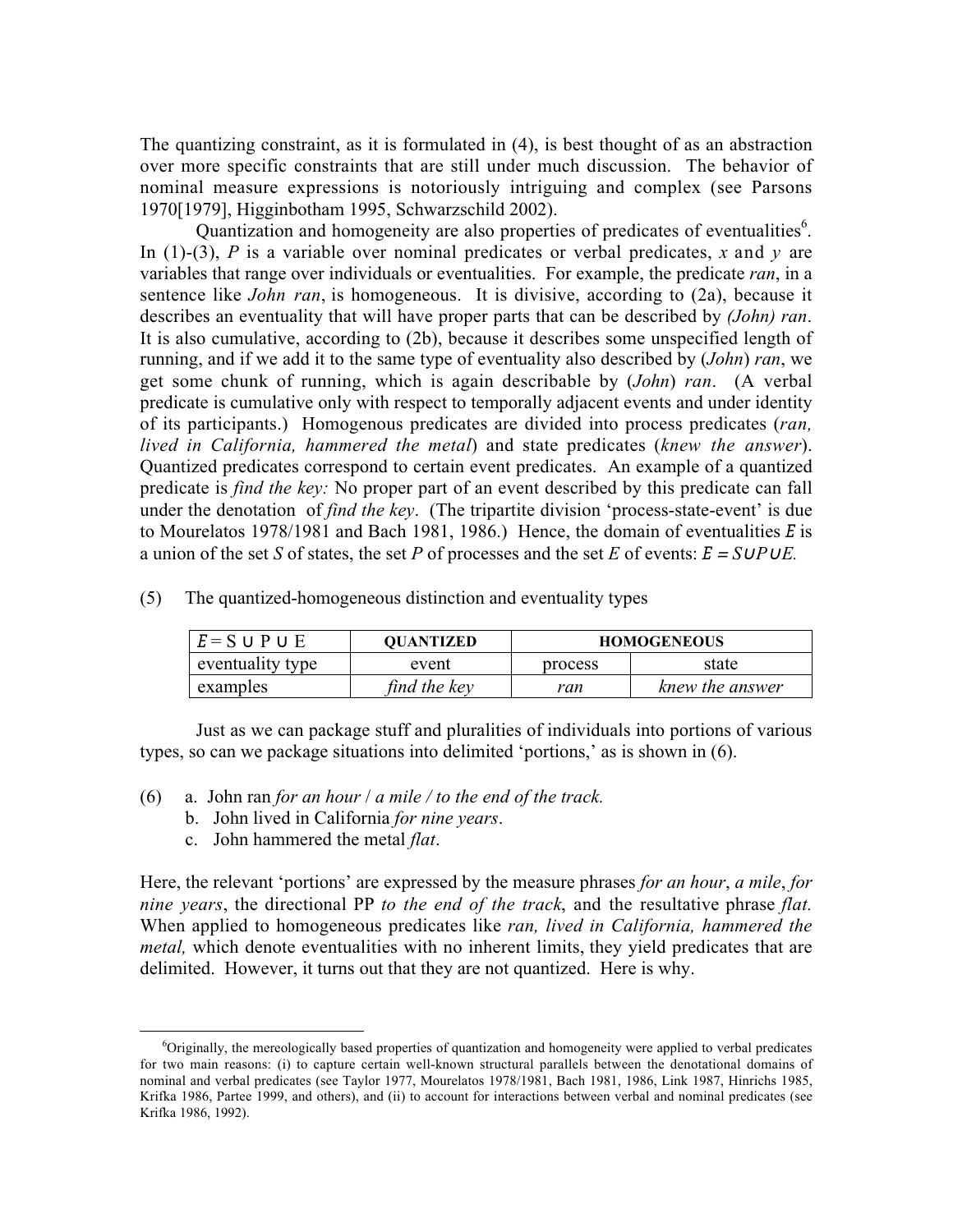The quantizing constraint, as it is formulated in (4), is best thought of as an abstraction over more specific constraints that are still under much discussion. The behavior of nominal measure expressions is notoriously intriguing and complex (see Parsons 1970[1979], Higginbotham 1995, Schwarzschild 2002).

Quantization and homogeneity are also properties of predicates of eventualities[6]. In (1)-(3), *P* is a variable over nominal predicates or verbal predicates, *x* and *y* are variables that range over individuals or eventualities. For example, the predicate *ran*, in a sentence like *John ran*, is homogeneous. It is divisive, according to (2a), because it describes an eventuality that will have proper parts that can be described by *(John) ran*. It is also cumulative, according to (2b), because it describes some unspecified length of running, and if we add it to the same type of eventuality also described by (*John*) *ran*, we get some chunk of running, which is again describable by (*John*) *ran*. (A verbal predicate is cumulative only with respect to temporally adjacent events and under identity of its participants.) Homogenous predicates are divided into process predicates (*ran, lived in California, hammered the metal*) and state predicates (*knew the answer*). Quantized predicates correspond to certain event predicates. An example of a quantized predicate is *find the key:* No proper part of an event described by this predicate can fall under the denotation of *find the key*. (The tripartite division 'process-state-event' is due to Mourelatos 1978/1981 and Bach 1981, 1986.) Hence, the domain of eventualities $\mathcal{E}$ is a union of the set *S* of states, the set *P* of processes and the set *E* of events: $\mathcal{E} = S \cup P \cup E$.

(5) The quantized-homogeneous distinction and eventuality types

| $\mathcal{E} = S \cup P \cup E$ | **QUANTIZED** | **HOMOGENEOUS** | |
|---|---|---|---|
| eventuality type | event | process | state |
| examples | *find the key* | *ran* | *knew the answer* |

Just as we can package stuff and pluralities of individuals into portions of various types, so can we package situations into delimited 'portions,' as is shown in (6).

(6) a. John ran *for an hour* / *a mile / to the end of the track.*
    b. John lived in California *for nine years*.
    c. John hammered the metal *flat*.

Here, the relevant 'portions' are expressed by the measure phrases *for an hour*, *a mile*, *for nine years*, the directional PP *to the end of the track*, and the resultative phrase *flat.* When applied to homogeneous predicates like *ran, lived in California, hammered the metal,* which denote eventualities with no inherent limits, they yield predicates that are delimited. However, it turns out that they are not quantized. Here is why.

[6] Originally, the mereologically based properties of quantization and homogeneity were applied to verbal predicates for two main reasons: (i) to capture certain well-known structural parallels between the denotational domains of nominal and verbal predicates (see Taylor 1977, Mourelatos 1978/1981, Bach 1981, 1986, Link 1987, Hinrichs 1985, Krifka 1986, Partee 1999, and others), and (ii) to account for interactions between verbal and nominal predicates (see Krifka 1986, 1992).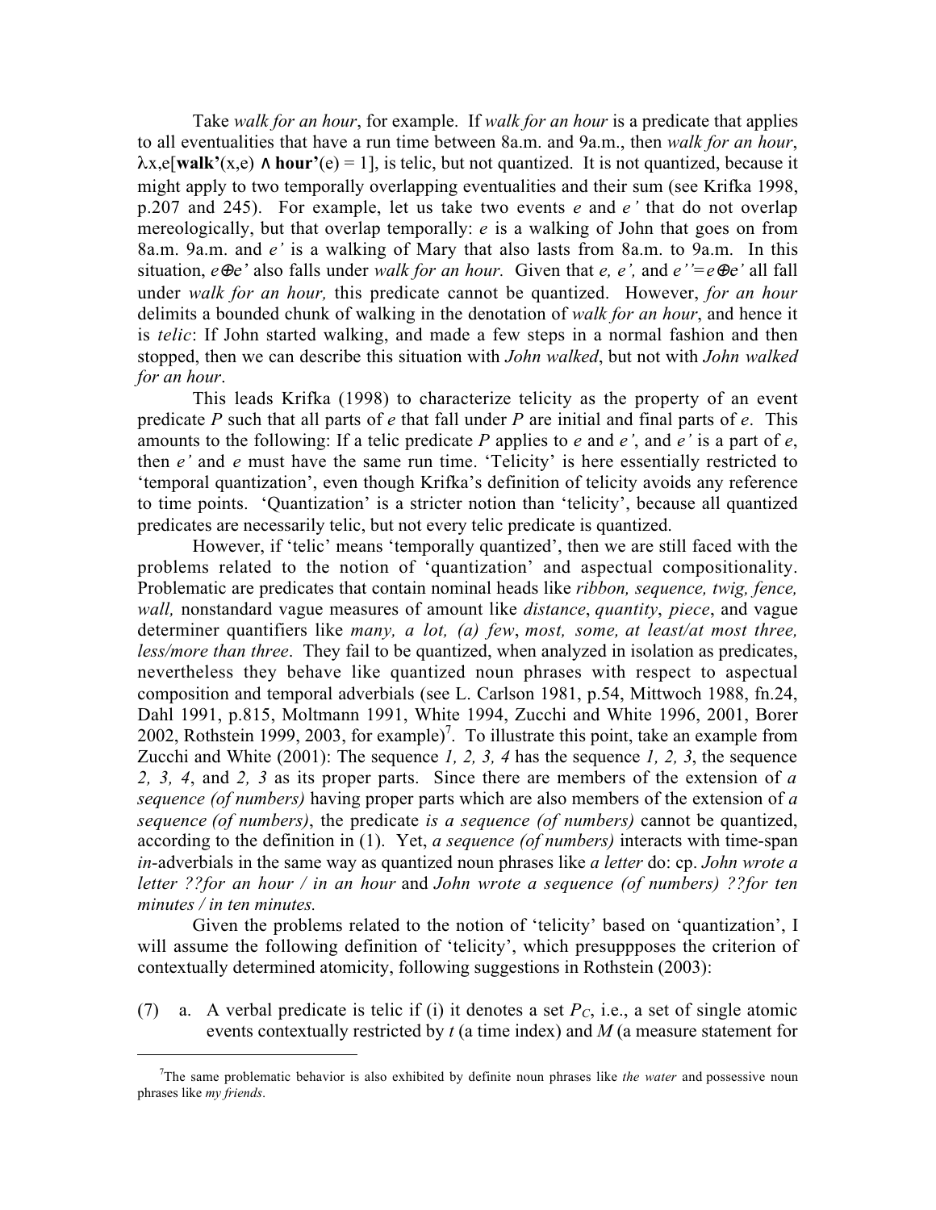Take *walk for an hour*, for example. If *walk for an hour* is a predicate that applies to all eventualities that have a run time between 8a.m. and 9a.m., then *walk for an hour*, $\lambda x,e[\mathbf{walk'}(x,e) \wedge \mathbf{hour'}(e) = 1]$, is telic, but not quantized. It is not quantized, because it might apply to two temporally overlapping eventualities and their sum (see Krifka 1998, p.207 and 245). For example, let us take two events *e* and *e'* that do not overlap mereologically, but that overlap temporally: *e* is a walking of John that goes on from 8a.m. 9a.m. and *e'* is a walking of Mary that also lasts from 8a.m. to 9a.m. In this situation, $e \oplus e'$ also falls under *walk for an hour.* Given that *e, e',* and $e'' = e \oplus e'$ all fall under *walk for an hour,* this predicate cannot be quantized. However, *for an hour* delimits a bounded chunk of walking in the denotation of *walk for an hour*, and hence it is *telic*: If John started walking, and made a few steps in a normal fashion and then stopped, then we can describe this situation with *John walked*, but not with *John walked for an hour*.

This leads Krifka (1998) to characterize telicity as the property of an event predicate *P* such that all parts of *e* that fall under *P* are initial and final parts of *e*. This amounts to the following: If a telic predicate *P* applies to *e* and *e'*, and *e'* is a part of *e*, then *e'* and *e* must have the same run time. 'Telicity' is here essentially restricted to 'temporal quantization', even though Krifka's definition of telicity avoids any reference to time points. 'Quantization' is a stricter notion than 'telicity', because all quantized predicates are necessarily telic, but not every telic predicate is quantized.

However, if 'telic' means 'temporally quantized', then we are still faced with the problems related to the notion of 'quantization' and aspectual compositionality. Problematic are predicates that contain nominal heads like *ribbon, sequence, twig, fence, wall,* nonstandard vague measures of amount like *distance*, *quantity*, *piece*, and vague determiner quantifiers like *many, a lot, (a) few*, *most, some, at least/at most three, less/more than three*. They fail to be quantized, when analyzed in isolation as predicates, nevertheless they behave like quantized noun phrases with respect to aspectual composition and temporal adverbials (see L. Carlson 1981, p.54, Mittwoch 1988, fn.24, Dahl 1991, p.815, Moltmann 1991, White 1994, Zucchi and White 1996, 2001, Borer 2002, Rothstein 1999, 2003, for example)[7]. To illustrate this point, take an example from Zucchi and White (2001): The sequence *1, 2, 3, 4* has the sequence *1, 2, 3*, the sequence *2, 3, 4*, and *2, 3* as its proper parts. Since there are members of the extension of *a sequence (of numbers)* having proper parts which are also members of the extension of *a sequence (of numbers)*, the predicate *is a sequence (of numbers)* cannot be quantized, according to the definition in (1). Yet, *a sequence (of numbers)* interacts with time-span *in*-adverbials in the same way as quantized noun phrases like *a letter* do: cp. *John wrote a letter ??for an hour / in an hour* and *John wrote a sequence (of numbers) ??for ten minutes / in ten minutes.*

Given the problems related to the notion of 'telicity' based on 'quantization', I will assume the following definition of 'telicity', which presuppposes the criterion of contextually determined atomicity, following suggestions in Rothstein (2003):

(7) a. A verbal predicate is telic if (i) it denotes a set $P_C$, i.e., a set of single atomic events contextually restricted by *t* (a time index) and *M* (a measure statement for

[7] The same problematic behavior is also exhibited by definite noun phrases like *the water* and possessive noun phrases like *my friends*.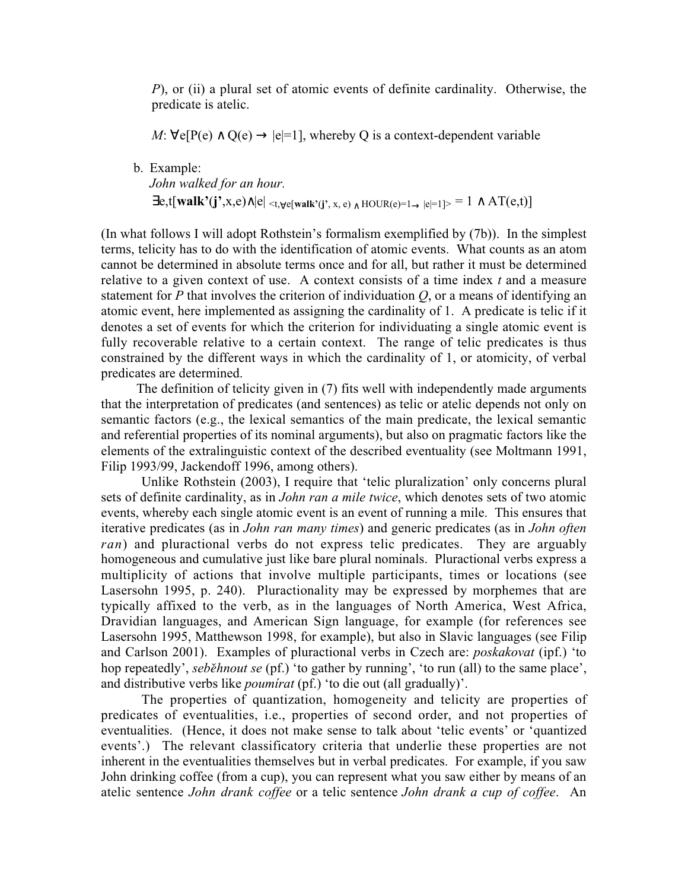P), or (ii) a plural set of atomic events of definite cardinality. Otherwise, the predicate is atelic.

$M$: $\forall e[P(e) \wedge Q(e) \rightarrow |e|=1]$, whereby Q is a context-dependent variable

b. Example:
*John walked for an hour.*
$\exists e,t[\mathbf{walk'}(\mathbf{j'},x,e) \wedge |e|_{<t, \forall e[\mathbf{walk'}(\mathbf{j'}, x, e) \wedge \text{HOUR}(e)=1 \rightarrow |e|=1]>} = 1 \wedge \text{AT}(e,t)]$

(In what follows I will adopt Rothstein's formalism exemplified by (7b)). In the simplest terms, telicity has to do with the identification of atomic events. What counts as an atom cannot be determined in absolute terms once and for all, but rather it must be determined relative to a given context of use. A context consists of a time index $t$ and a measure statement for $P$ that involves the criterion of individuation $Q$, or a means of identifying an atomic event, here implemented as assigning the cardinality of 1. A predicate is telic if it denotes a set of events for which the criterion for individuating a single atomic event is fully recoverable relative to a certain context. The range of telic predicates is thus constrained by the different ways in which the cardinality of 1, or atomicity, of verbal predicates are determined.

The definition of telicity given in (7) fits well with independently made arguments that the interpretation of predicates (and sentences) as telic or atelic depends not only on semantic factors (e.g., the lexical semantics of the main predicate, the lexical semantic and referential properties of its nominal arguments), but also on pragmatic factors like the elements of the extralinguistic context of the described eventuality (see Moltmann 1991, Filip 1993/99, Jackendoff 1996, among others).

Unlike Rothstein (2003), I require that 'telic pluralization' only concerns plural sets of definite cardinality, as in *John ran a mile twice*, which denotes sets of two atomic events, whereby each single atomic event is an event of running a mile. This ensures that iterative predicates (as in *John ran many times*) and generic predicates (as in *John often ran*) and pluractional verbs do not express telic predicates. They are arguably homogeneous and cumulative just like bare plural nominals. Pluractional verbs express a multiplicity of actions that involve multiple participants, times or locations (see Lasersohn 1995, p. 240). Pluractionality may be expressed by morphemes that are typically affixed to the verb, as in the languages of North America, West Africa, Dravidian languages, and American Sign language, for example (for references see Lasersohn 1995, Matthewson 1998, for example), but also in Slavic languages (see Filip and Carlson 2001). Examples of pluractional verbs in Czech are: *poskakovat* (ipf.) 'to hop repeatedly', *seběhnout se* (pf.) 'to gather by running', 'to run (all) to the same place', and distributive verbs like *poumírat* (pf.) 'to die out (all gradually)'.

The properties of quantization, homogeneity and telicity are properties of predicates of eventualities, i.e., properties of second order, and not properties of eventualities. (Hence, it does not make sense to talk about 'telic events' or 'quantized events'.) The relevant classificatory criteria that underlie these properties are not inherent in the eventualities themselves but in verbal predicates. For example, if you saw John drinking coffee (from a cup), you can represent what you saw either by means of an atelic sentence *John drank coffee* or a telic sentence *John drank a cup of coffee*. An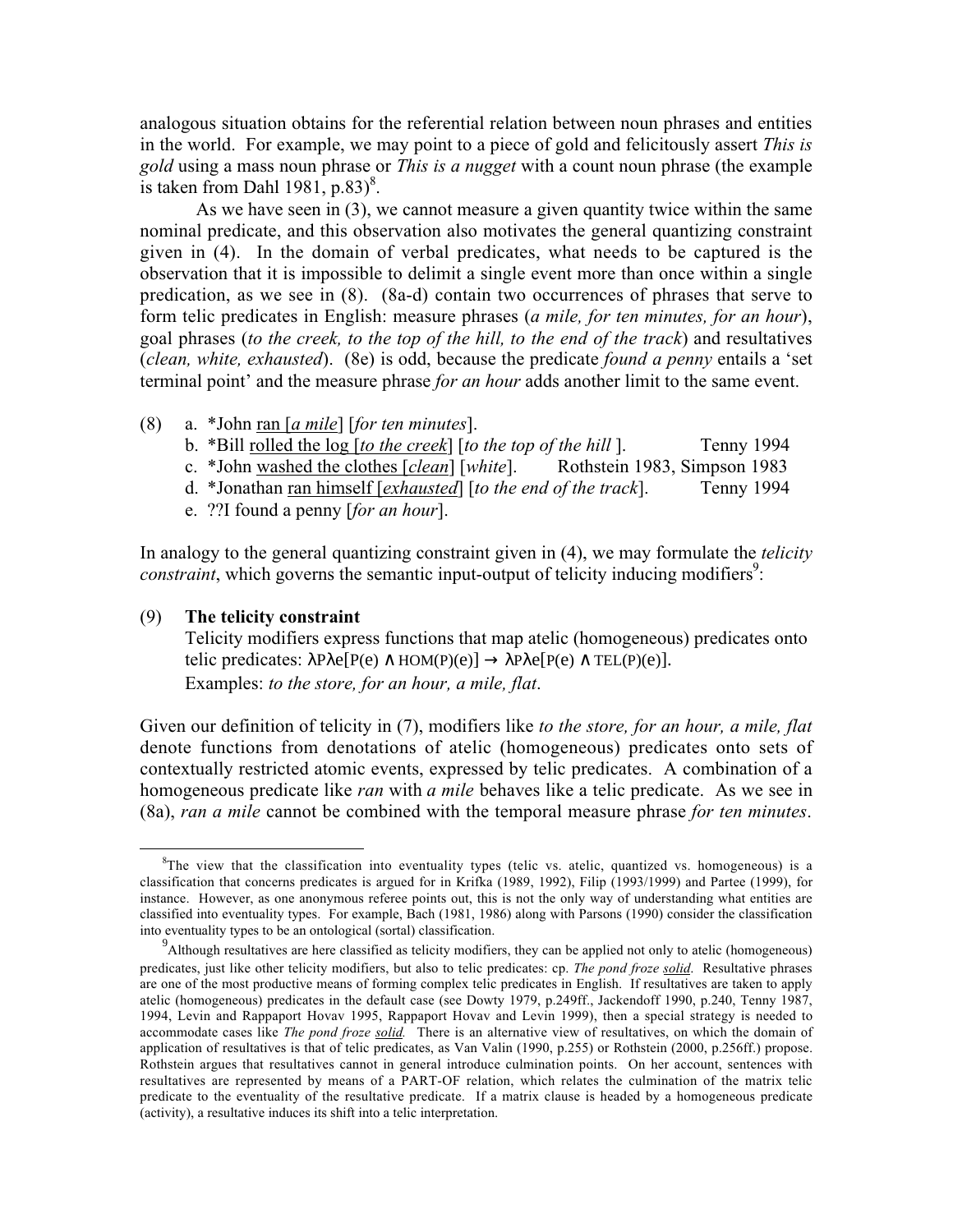analogous situation obtains for the referential relation between noun phrases and entities in the world. For example, we may point to a piece of gold and felicitously assert *This is gold* using a mass noun phrase or *This is a nugget* with a count noun phrase (the example is taken from Dahl 1981, p.83)[8].

As we have seen in (3), we cannot measure a given quantity twice within the same nominal predicate, and this observation also motivates the general quantizing constraint given in (4). In the domain of verbal predicates, what needs to be captured is the observation that it is impossible to delimit a single event more than once within a single predication, as we see in (8). (8a-d) contain two occurrences of phrases that serve to form telic predicates in English: measure phrases (*a mile, for ten minutes, for an hour*), goal phrases (*to the creek, to the top of the hill, to the end of the track*) and resultatives (*clean, white, exhausted*). (8e) is odd, because the predicate *found a penny* entails a 'set terminal point' and the measure phrase *for an hour* adds another limit to the same event.

(8) a. *John <u>ran</u> [<u>*a mile*</u>] [*for ten minutes*].
  b. *Bill <u>rolled the log</u> [<u>*to the creek*</u>] [*to the top of the hill* ]. Tenny 1994
  c. *John <u>washed the clothes</u> [<u>*clean*</u>] [*white*]. Rothstein 1983, Simpson 1983
  d. *Jonathan <u>ran himself</u> [<u>*exhausted*</u>] [*to the end of the track*]. Tenny 1994
  e. ??I found a penny [*for an hour*].

In analogy to the general quantizing constraint given in (4), we may formulate the *telicity constraint*, which governs the semantic input-output of telicity inducing modifiers[9]:

(9) **The telicity constraint**
Telicity modifiers express functions that map atelic (homogeneous) predicates onto telic predicates: $\lambda P\lambda e[P(e) \wedge \text{HOM}(P)(e)] \rightarrow \lambda P\lambda e[P(e) \wedge \text{TEL}(P)(e)]$.
Examples: *to the store, for an hour, a mile, flat*.

Given our definition of telicity in (7), modifiers like *to the store, for an hour, a mile, flat* denote functions from denotations of atelic (homogeneous) predicates onto sets of contextually restricted atomic events, expressed by telic predicates. A combination of a homogeneous predicate like *ran* with *a mile* behaves like a telic predicate. As we see in (8a), *ran a mile* cannot be combined with the temporal measure phrase *for ten minutes*.

---

[8] The view that the classification into eventuality types (telic vs. atelic, quantized vs. homogeneous) is a classification that concerns predicates is argued for in Krifka (1989, 1992), Filip (1993/1999) and Partee (1999), for instance. However, as one anonymous referee points out, this is not the only way of understanding what entities are classified into eventuality types. For example, Bach (1981, 1986) along with Parsons (1990) consider the classification into eventuality types to be an ontological (sortal) classification.

[9] Although resultatives are here classified as telicity modifiers, they can be applied not only to atelic (homogeneous) predicates, just like other telicity modifiers, but also to telic predicates: cp. *The pond froze <u>solid</u>*. Resultative phrases are one of the most productive means of forming complex telic predicates in English. If resultatives are taken to apply atelic (homogeneous) predicates in the default case (see Dowty 1979, p.249ff., Jackendoff 1990, p.240, Tenny 1987, 1994, Levin and Rappaport Hovav 1995, Rappaport Hovav and Levin 1999), then a special strategy is needed to accommodate cases like *The pond froze <u>solid</u>.* There is an alternative view of resultatives, on which the domain of application of resultatives is that of telic predicates, as Van Valin (1990, p.255) or Rothstein (2000, p.256ff.) propose. Rothstein argues that resultatives cannot in general introduce culmination points. On her account, sentences with resultatives are represented by means of a PART-OF relation, which relates the culmination of the matrix telic predicate to the eventuality of the resultative predicate. If a matrix clause is headed by a homogeneous predicate (activity), a resultative induces its shift into a telic interpretation.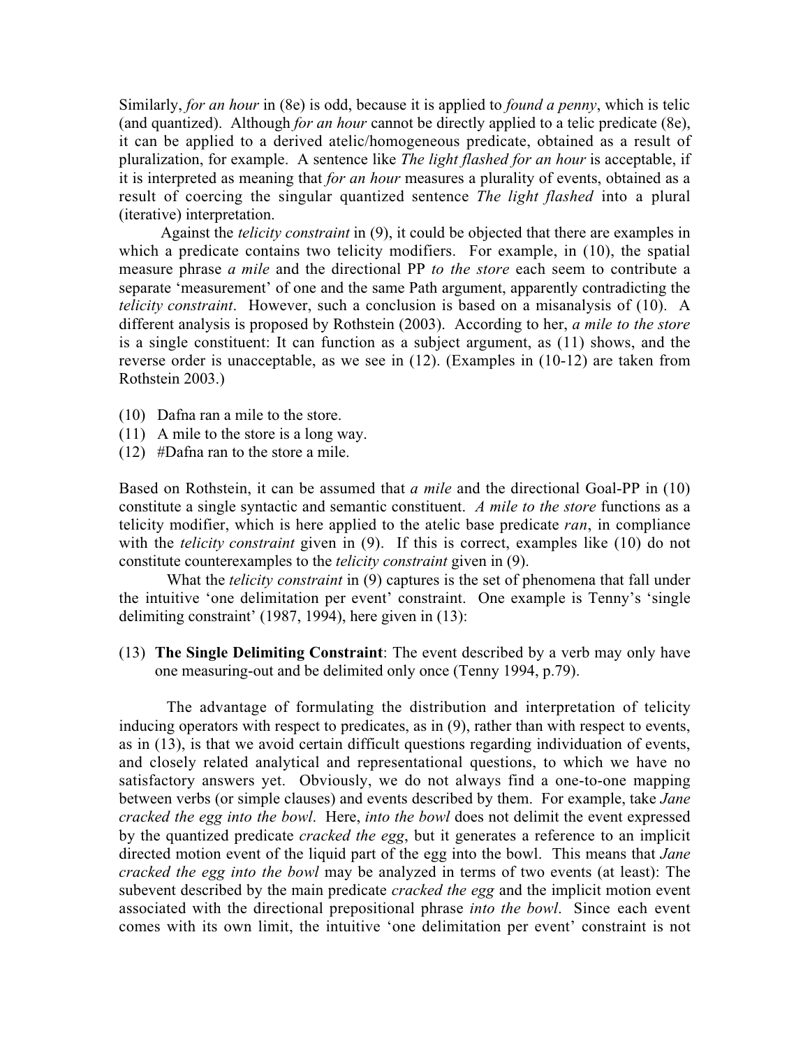Similarly, *for an hour* in (8e) is odd, because it is applied to *found a penny*, which is telic (and quantized). Although *for an hour* cannot be directly applied to a telic predicate (8e), it can be applied to a derived atelic/homogeneous predicate, obtained as a result of pluralization, for example. A sentence like *The light flashed for an hour* is acceptable, if it is interpreted as meaning that *for an hour* measures a plurality of events, obtained as a result of coercing the singular quantized sentence *The light flashed* into a plural (iterative) interpretation.

Against the *telicity constraint* in (9), it could be objected that there are examples in which a predicate contains two telicity modifiers. For example, in (10), the spatial measure phrase *a mile* and the directional PP *to the store* each seem to contribute a separate 'measurement' of one and the same Path argument, apparently contradicting the *telicity constraint*. However, such a conclusion is based on a misanalysis of (10). A different analysis is proposed by Rothstein (2003). According to her, *a mile to the store* is a single constituent: It can function as a subject argument, as (11) shows, and the reverse order is unacceptable, as we see in (12). (Examples in (10-12) are taken from Rothstein 2003.)

(10) Dafna ran a mile to the store.
(11) A mile to the store is a long way.
(12) #Dafna ran to the store a mile.

Based on Rothstein, it can be assumed that *a mile* and the directional Goal-PP in (10) constitute a single syntactic and semantic constituent. *A mile to the store* functions as a telicity modifier, which is here applied to the atelic base predicate *ran*, in compliance with the *telicity constraint* given in (9). If this is correct, examples like (10) do not constitute counterexamples to the *telicity constraint* given in (9).

What the *telicity constraint* in (9) captures is the set of phenomena that fall under the intuitive 'one delimitation per event' constraint. One example is Tenny's 'single delimiting constraint' (1987, 1994), here given in (13):

(13) **The Single Delimiting Constraint**: The event described by a verb may only have one measuring-out and be delimited only once (Tenny 1994, p.79).

The advantage of formulating the distribution and interpretation of telicity inducing operators with respect to predicates, as in (9), rather than with respect to events, as in (13), is that we avoid certain difficult questions regarding individuation of events, and closely related analytical and representational questions, to which we have no satisfactory answers yet. Obviously, we do not always find a one-to-one mapping between verbs (or simple clauses) and events described by them. For example, take *Jane cracked the egg into the bowl*. Here, *into the bowl* does not delimit the event expressed by the quantized predicate *cracked the egg*, but it generates a reference to an implicit directed motion event of the liquid part of the egg into the bowl. This means that *Jane cracked the egg into the bowl* may be analyzed in terms of two events (at least): The subevent described by the main predicate *cracked the egg* and the implicit motion event associated with the directional prepositional phrase *into the bowl*. Since each event comes with its own limit, the intuitive 'one delimitation per event' constraint is not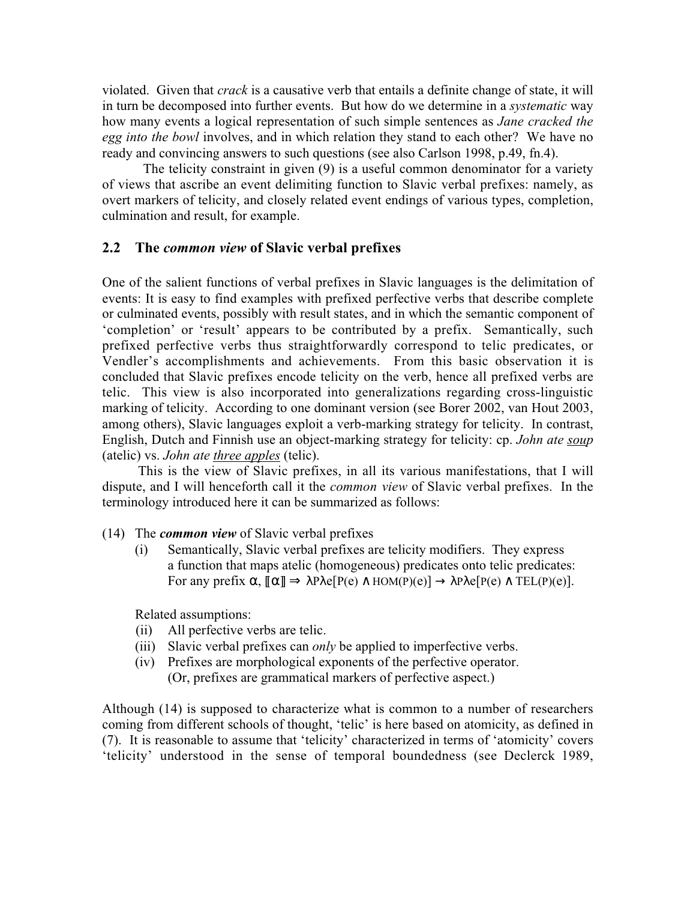violated. Given that *crack* is a causative verb that entails a definite change of state, it will in turn be decomposed into further events. But how do we determine in a *systematic* way how many events a logical representation of such simple sentences as *Jane cracked the egg into the bowl* involves, and in which relation they stand to each other? We have no ready and convincing answers to such questions (see also Carlson 1998, p.49, fn.4).

The telicity constraint in given (9) is a useful common denominator for a variety of views that ascribe an event delimiting function to Slavic verbal prefixes: namely, as overt markers of telicity, and closely related event endings of various types, completion, culmination and result, for example.

## 2.2 The *common view* of Slavic verbal prefixes

One of the salient functions of verbal prefixes in Slavic languages is the delimitation of events: It is easy to find examples with prefixed perfective verbs that describe complete or culminated events, possibly with result states, and in which the semantic component of 'completion' or 'result' appears to be contributed by a prefix. Semantically, such prefixed perfective verbs thus straightforwardly correspond to telic predicates, or Vendler's accomplishments and achievements. From this basic observation it is concluded that Slavic prefixes encode telicity on the verb, hence all prefixed verbs are telic. This view is also incorporated into generalizations regarding cross-linguistic marking of telicity. According to one dominant version (see Borer 2002, van Hout 2003, among others), Slavic languages exploit a verb-marking strategy for telicity. In contrast, English, Dutch and Finnish use an object-marking strategy for telicity: cp. *John ate soup* (atelic) vs. *John ate three apples* (telic).

This is the view of Slavic prefixes, in all its various manifestations, that I will dispute, and I will henceforth call it the *common view* of Slavic verbal prefixes. In the terminology introduced here it can be summarized as follows:

(14) The ***common view*** of Slavic verbal prefixes
  (i) Semantically, Slavic verbal prefixes are telicity modifiers. They express a function that maps atelic (homogeneous) predicates onto telic predicates: For any prefix $\alpha$, $[\![\alpha]\!] \Rightarrow \lambda P \lambda e[P(e) \wedge \mathrm{HOM}(P)(e)] \rightarrow \lambda P \lambda e[P(e) \wedge \mathrm{TEL}(P)(e)]$.

  Related assumptions:
  (ii) All perfective verbs are telic.
  (iii) Slavic verbal prefixes can *only* be applied to imperfective verbs.
  (iv) Prefixes are morphological exponents of the perfective operator. (Or, prefixes are grammatical markers of perfective aspect.)

Although (14) is supposed to characterize what is common to a number of researchers coming from different schools of thought, 'telic' is here based on atomicity, as defined in (7). It is reasonable to assume that 'telicity' characterized in terms of 'atomicity' covers 'telicity' understood in the sense of temporal boundedness (see Declerck 1989,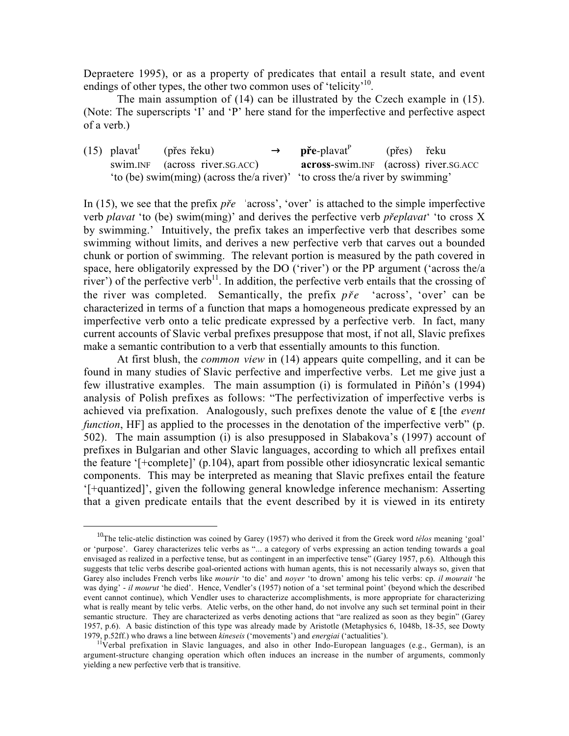Depraetere 1995), or as a property of predicates that entail a result state, and event endings of other types, the other two common uses of 'telicity'[10].

The main assumption of (14) can be illustrated by the Czech example in (15). (Note: The superscripts 'I' and 'P' here stand for the imperfective and perfective aspect of a verb.)

(15) plavat$^{I}$ (přes řeku) → **pře**-plavat$^{P}$ (přes) řeku
swim.INF (across river.SG.ACC) **across**-swim.INF (across) river.SG.ACC
'to (be) swim(ming) (across the/a river)' 'to cross the/a river by swimming'

In (15), we see that the prefix *pře* 'across', 'over' is attached to the simple imperfective verb *plavat* 'to (be) swim(ming)' and derives the perfective verb *přeplavat*' 'to cross X by swimming.' Intuitively, the prefix takes an imperfective verb that describes some swimming without limits, and derives a new perfective verb that carves out a bounded chunk or portion of swimming. The relevant portion is measured by the path covered in space, here obligatorily expressed by the DO ('river') or the PP argument ('across the/a river') of the perfective verb[11]. In addition, the perfective verb entails that the crossing of the river was completed. Semantically, the prefix *pře* 'across', 'over' can be characterized in terms of a function that maps a homogeneous predicate expressed by an imperfective verb onto a telic predicate expressed by a perfective verb. In fact, many current accounts of Slavic verbal prefixes presuppose that most, if not all, Slavic prefixes make a semantic contribution to a verb that essentially amounts to this function.

At first blush, the *common view* in (14) appears quite compelling, and it can be found in many studies of Slavic perfective and imperfective verbs. Let me give just a few illustrative examples. The main assumption (i) is formulated in Piñón's (1994) analysis of Polish prefixes as follows: "The perfectivization of imperfective verbs is achieved via prefixation. Analogously, such prefixes denote the value of ε [the *event function*, HF] as applied to the processes in the denotation of the imperfective verb" (p. 502). The main assumption (i) is also presupposed in Slabakova's (1997) account of prefixes in Bulgarian and other Slavic languages, according to which all prefixes entail the feature '[+complete]' (p.104), apart from possible other idiosyncratic lexical semantic components. This may be interpreted as meaning that Slavic prefixes entail the feature '[+quantized]', given the following general knowledge inference mechanism: Asserting that a given predicate entails that the event described by it is viewed in its entirety

---

[10] The telic-atelic distinction was coined by Garey (1957) who derived it from the Greek word *télos* meaning 'goal' or 'purpose'. Garey characterizes telic verbs as "... a category of verbs expressing an action tending towards a goal envisaged as realized in a perfective tense, but as contingent in an imperfective tense" (Garey 1957, p.6). Although this suggests that telic verbs describe goal-oriented actions with human agents, this is not necessarily always so, given that Garey also includes French verbs like *mourir* 'to die' and *noyer* 'to drown' among his telic verbs: cp. *il mourait* 'he was dying' - *il mourut* 'he died'. Hence, Vendler's (1957) notion of a 'set terminal point' (beyond which the described event cannot continue), which Vendler uses to characterize accomplishments, is more appropriate for characterizing what is really meant by telic verbs. Atelic verbs, on the other hand, do not involve any such set terminal point in their semantic structure. They are characterized as verbs denoting actions that "are realized as soon as they begin" (Garey 1957, p.6). A basic distinction of this type was already made by Aristotle (Metaphysics 6, 1048b, 18-35, see Dowty 1979, p.52ff.) who draws a line between *kineseis* ('movements') and *energiai* ('actualities').

[11] Verbal prefixation in Slavic languages, and also in other Indo-European languages (e.g., German), is an argument-structure changing operation which often induces an increase in the number of arguments, commonly yielding a new perfective verb that is transitive.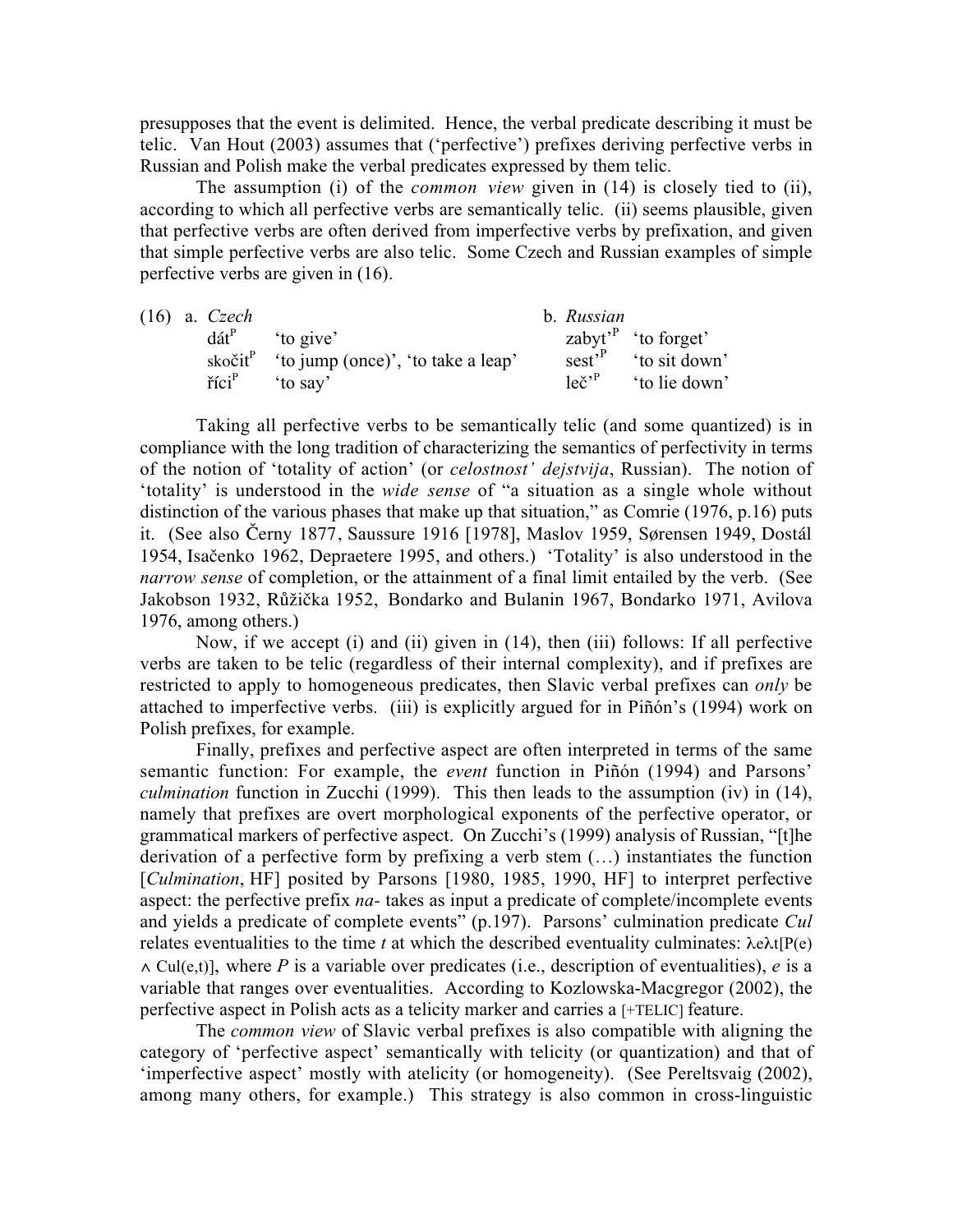presupposes that the event is delimited. Hence, the verbal predicate describing it must be telic. Van Hout (2003) assumes that ('perfective') prefixes deriving perfective verbs in Russian and Polish make the verbal predicates expressed by them telic.

The assumption (i) of the *common view* given in (14) is closely tied to (ii), according to which all perfective verbs are semantically telic. (ii) seems plausible, given that perfective verbs are often derived from imperfective verbs by prefixation, and given that simple perfective verbs are also telic. Some Czech and Russian examples of simple perfective verbs are given in (16).

(16) a. *Czech*
- dát$^{P}$ 'to give'
- skočit$^{P}$ 'to jump (once)', 'to take a leap'
- říci$^{P}$ 'to say'

b. *Russian*
- zabyt'$^{P}$ 'to forget'
- sest'$^{P}$ 'to sit down'
- leč'$^{P}$ 'to lie down'

Taking all perfective verbs to be semantically telic (and some quantized) is in compliance with the long tradition of characterizing the semantics of perfectivity in terms of the notion of 'totality of action' (or *celostnost' dejstvija*, Russian). The notion of 'totality' is understood in the *wide sense* of "a situation as a single whole without distinction of the various phases that make up that situation," as Comrie (1976, p.16) puts it. (See also Černy 1877, Saussure 1916 [1978], Maslov 1959, Sørensen 1949, Dostál 1954, Isačenko 1962, Depraetere 1995, and others.) 'Totality' is also understood in the *narrow sense* of completion, or the attainment of a final limit entailed by the verb. (See Jakobson 1932, Růžička 1952, Bondarko and Bulanin 1967, Bondarko 1971, Avilova 1976, among others.)

Now, if we accept (i) and (ii) given in (14), then (iii) follows: If all perfective verbs are taken to be telic (regardless of their internal complexity), and if prefixes are restricted to apply to homogeneous predicates, then Slavic verbal prefixes can *only* be attached to imperfective verbs. (iii) is explicitly argued for in Piñón's (1994) work on Polish prefixes, for example.

Finally, prefixes and perfective aspect are often interpreted in terms of the same semantic function: For example, the *event* function in Piñón (1994) and Parsons' *culmination* function in Zucchi (1999). This then leads to the assumption (iv) in (14), namely that prefixes are overt morphological exponents of the perfective operator, or grammatical markers of perfective aspect. On Zucchi's (1999) analysis of Russian, "[t]he derivation of a perfective form by prefixing a verb stem (…) instantiates the function [*Culmination*, HF] posited by Parsons [1980, 1985, 1990, HF] to interpret perfective aspect: the perfective prefix *na-* takes as input a predicate of complete/incomplete events and yields a predicate of complete events" (p.197). Parsons' culmination predicate *Cul* relates eventualities to the time *t* at which the described eventuality culminates: $\lambda e\lambda t[P(e) \wedge Cul(e,t)]$, where *P* is a variable over predicates (i.e., description of eventualities), *e* is a variable that ranges over eventualities. According to Kozlowska-Macgregor (2002), the perfective aspect in Polish acts as a telicity marker and carries a [+TELIC] feature.

The *common view* of Slavic verbal prefixes is also compatible with aligning the category of 'perfective aspect' semantically with telicity (or quantization) and that of 'imperfective aspect' mostly with atelicity (or homogeneity). (See Pereltsvaig (2002), among many others, for example.) This strategy is also common in cross-linguistic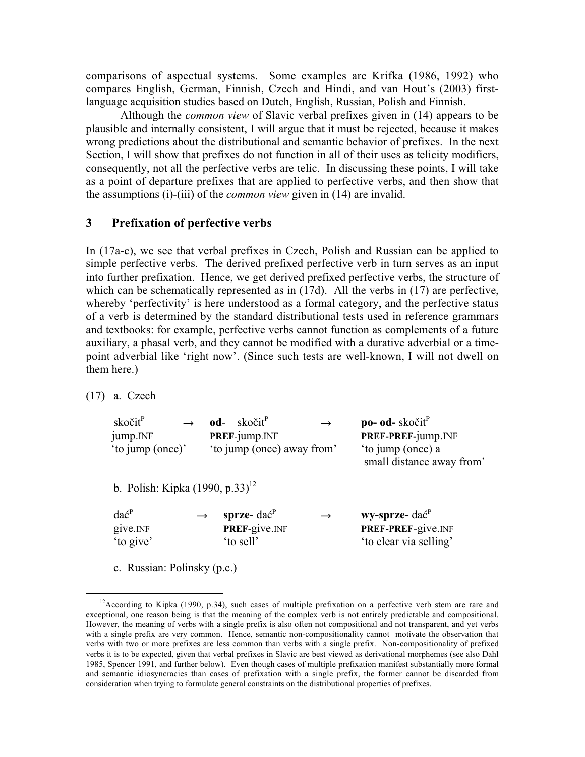comparisons of aspectual systems. Some examples are Krifka (1986, 1992) who compares English, German, Finnish, Czech and Hindi, and van Hout's (2003) first-language acquisition studies based on Dutch, English, Russian, Polish and Finnish.

Although the *common view* of Slavic verbal prefixes given in (14) appears to be plausible and internally consistent, I will argue that it must be rejected, because it makes wrong predictions about the distributional and semantic behavior of prefixes. In the next Section, I will show that prefixes do not function in all of their uses as telicity modifiers, consequently, not all the perfective verbs are telic. In discussing these points, I will take as a point of departure prefixes that are applied to perfective verbs, and then show that the assumptions (i)-(iii) of the *common view* given in (14) are invalid.

## 3 Prefixation of perfective verbs

In (17a-c), we see that verbal prefixes in Czech, Polish and Russian can be applied to simple perfective verbs. The derived prefixed perfective verb in turn serves as an input into further prefixation. Hence, we get derived prefixed perfective verbs, the structure of which can be schematically represented as in (17d). All the verbs in (17) are perfective, whereby 'perfectivity' is here understood as a formal category, and the perfective status of a verb is determined by the standard distributional tests used in reference grammars and textbooks: for example, perfective verbs cannot function as complements of a future auxiliary, a phasal verb, and they cannot be modified with a durative adverbial or a time-point adverbial like 'right now'. (Since such tests are well-known, I will not dwell on them here.)

(17) a. Czech

| | | | | |
|---|---|---|---|---|
| skočit^P | → | **od**- skočit^P | → | **po- od-** skočit^P |
| jump.INF | | **PREF**-jump.INF | | **PREF-PREF**-jump.INF |
| 'to jump (once)' | | 'to jump (once) away from' | | 'to jump (once) a small distance away from' |

b. Polish: Kipka (1990, p.33)[12]

| | | | | |
|---|---|---|---|---|
| dać^P | → | **sprze**- dać^P | → | **wy-sprze-** dać^P |
| give.INF | | **PREF**-give.INF | | **PREF-PREF**-give.INF |
| 'to give' | | 'to sell' | | 'to clear via selling' |

c. Russian: Polinsky (p.c.)

---

[12] According to Kipka (1990, p.34), such cases of multiple prefixation on a perfective verb stem are rare and exceptional, one reason being is that the meaning of the complex verb is not entirely predictable and compositional. However, the meaning of verbs with a single prefix is also often not compositional and not transparent, and yet verbs with a single prefix are very common. Hence, semantic non-compositionality cannot motivate the observation that verbs with two or more prefixes are less common than verbs with a single prefix. Non-compositionality of prefixed verbs ~~it~~ is to be expected, given that verbal prefixes in Slavic are best viewed as derivational morphemes (see also Dahl 1985, Spencer 1991, and further below). Even though cases of multiple prefixation manifest substantially more formal and semantic idiosyncracies than cases of prefixation with a single prefix, the former cannot be discarded from consideration when trying to formulate general constraints on the distributional properties of prefixes.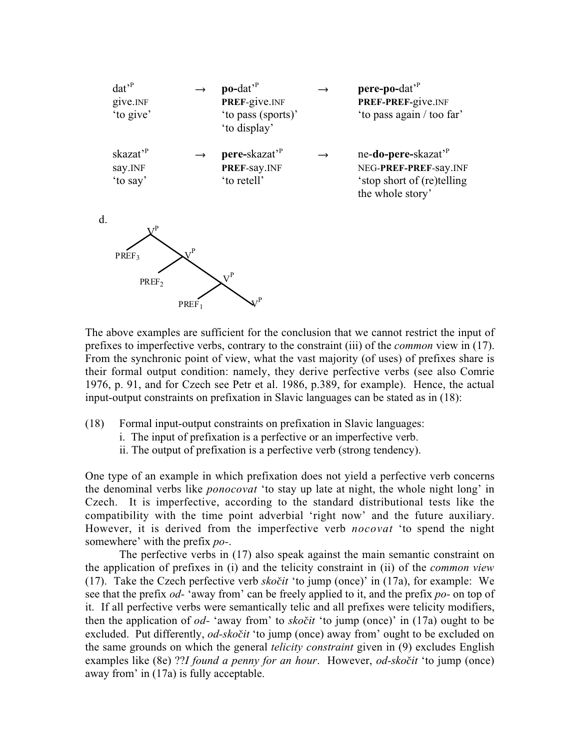| | | | | |
|---|---|---|---|---|
| dat'$^{P}$ | → | **po-**dat'$^{P}$ | → | **pere-po-**dat'$^{P}$ |
| give.INF | | **PREF**-give.INF | | **PREF-PREF**-give.INF |
| 'to give' | | 'to pass (sports)' 'to display' | | 'to pass again / too far' |
| skazat'$^{P}$ | → | **pere-**skazat'$^{P}$ | → | ne-**do-pere-**skazat'$^{P}$ |
| say.INF | | **PREF**-say.INF | | NEG-**PREF-PREF**-say.INF |
| 'to say' | | 'to retell' | | 'stop short of (re)telling the whole story' |

d.

```
        V^P
       /   \
  PREF_3    V^P
           /   \
      PREF_2    V^P
               /   \
          PREF_1    V^P
```

The above examples are sufficient for the conclusion that we cannot restrict the input of prefixes to imperfective verbs, contrary to the constraint (iii) of the *common* view in (17). From the synchronic point of view, what the vast majority (of uses) of prefixes share is their formal output condition: namely, they derive perfective verbs (see also Comrie 1976, p. 91, and for Czech see Petr et al. 1986, p.389, for example). Hence, the actual input-output constraints on prefixation in Slavic languages can be stated as in (18):

(18) Formal input-output constraints on prefixation in Slavic languages:
 i. The input of prefixation is a perfective or an imperfective verb.
 ii. The output of prefixation is a perfective verb (strong tendency).

One type of an example in which prefixation does not yield a perfective verb concerns the denominal verbs like *ponocovat* 'to stay up late at night, the whole night long' in Czech. It is imperfective, according to the standard distributional tests like the compatibility with the time point adverbial 'right now' and the future auxiliary. However, it is derived from the imperfective verb *nocovat* 'to spend the night somewhere' with the prefix *po-*.

The perfective verbs in (17) also speak against the main semantic constraint on the application of prefixes in (i) and the telicity constraint in (ii) of the *common view* (17). Take the Czech perfective verb *skočit* 'to jump (once)' in (17a), for example: We see that the prefix *od-* 'away from' can be freely applied to it, and the prefix *po-* on top of it. If all perfective verbs were semantically telic and all prefixes were telicity modifiers, then the application of *od-* 'away from' to *skočit* 'to jump (once)' in (17a) ought to be excluded. Put differently, *od-skočit* 'to jump (once) away from' ought to be excluded on the same grounds on which the general *telicity constraint* given in (9) excludes English examples like (8e) ??*I found a penny for an hour*. However, *od-skočit* 'to jump (once) away from' in (17a) is fully acceptable.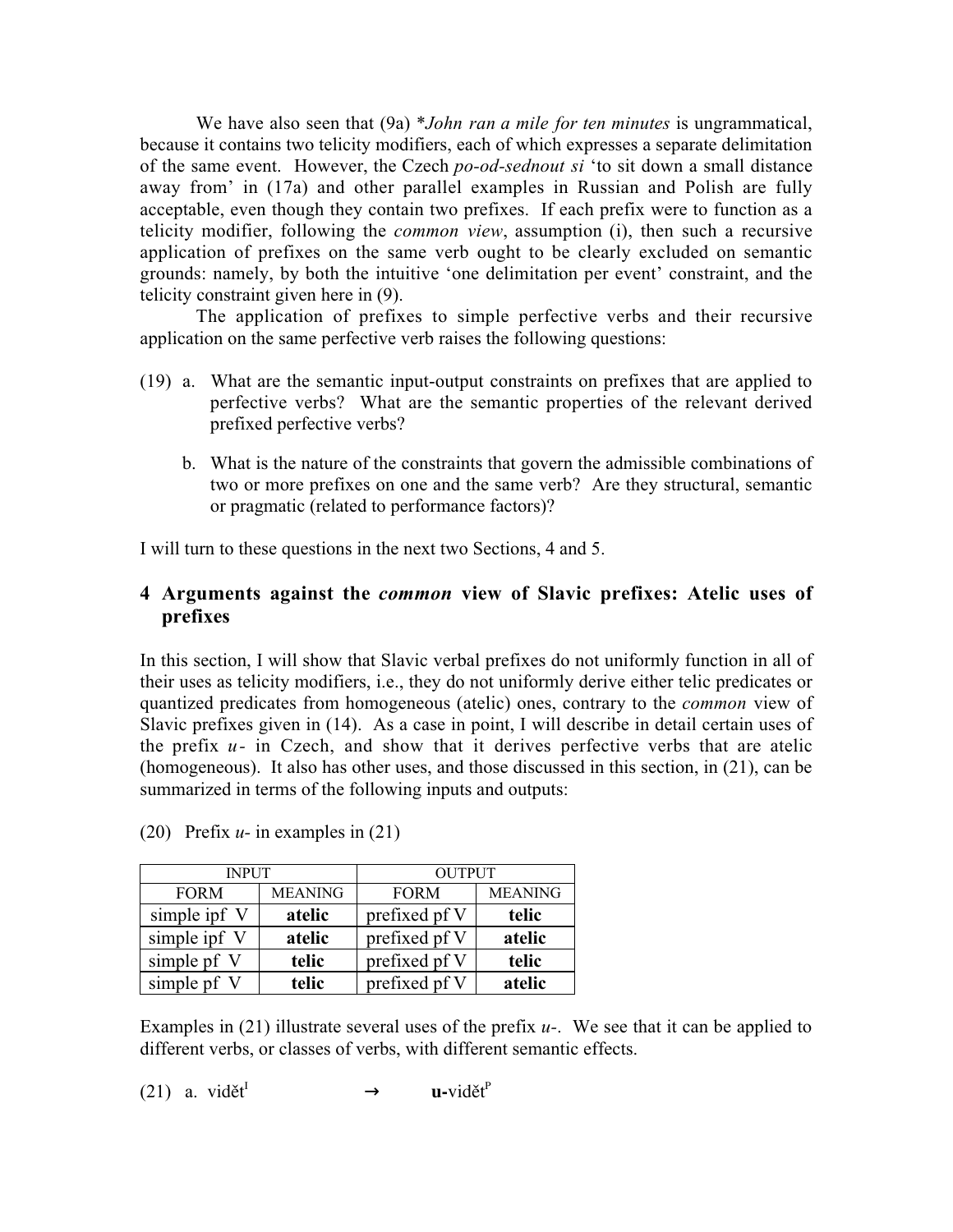We have also seen that (9a) **John ran a mile for ten minutes* is ungrammatical, because it contains two telicity modifiers, each of which expresses a separate delimitation of the same event. However, the Czech *po-od-sednout si* 'to sit down a small distance away from' in (17a) and other parallel examples in Russian and Polish are fully acceptable, even though they contain two prefixes. If each prefix were to function as a telicity modifier, following the *common view*, assumption (i), then such a recursive application of prefixes on the same verb ought to be clearly excluded on semantic grounds: namely, by both the intuitive 'one delimitation per event' constraint, and the telicity constraint given here in (9).

The application of prefixes to simple perfective verbs and their recursive application on the same perfective verb raises the following questions:

(19) a. What are the semantic input-output constraints on prefixes that are applied to perfective verbs? What are the semantic properties of the relevant derived prefixed perfective verbs?

b. What is the nature of the constraints that govern the admissible combinations of two or more prefixes on one and the same verb? Are they structural, semantic or pragmatic (related to performance factors)?

I will turn to these questions in the next two Sections, 4 and 5.

## 4 Arguments against the *common* view of Slavic prefixes: Atelic uses of prefixes

In this section, I will show that Slavic verbal prefixes do not uniformly function in all of their uses as telicity modifiers, i.e., they do not uniformly derive either telic predicates or quantized predicates from homogeneous (atelic) ones, contrary to the *common* view of Slavic prefixes given in (14). As a case in point, I will describe in detail certain uses of the prefix *u-* in Czech, and show that it derives perfective verbs that are atelic (homogeneous). It also has other uses, and those discussed in this section, in (21), can be summarized in terms of the following inputs and outputs:

(20) Prefix *u-* in examples in (21)

| INPUT | | OUTPUT | |
|---|---|---|---|
| FORM | MEANING | FORM | MEANING |
| simple ipf V | **atelic** | prefixed pf V | **telic** |
| simple ipf V | **atelic** | prefixed pf V | **atelic** |
| simple pf V | **telic** | prefixed pf V | **telic** |
| simple pf V | **telic** | prefixed pf V | **atelic** |

Examples in (21) illustrate several uses of the prefix *u-*. We see that it can be applied to different verbs, or classes of verbs, with different semantic effects.

(21) a. vidět$^{I}$ → **u-**vidět$^{P}$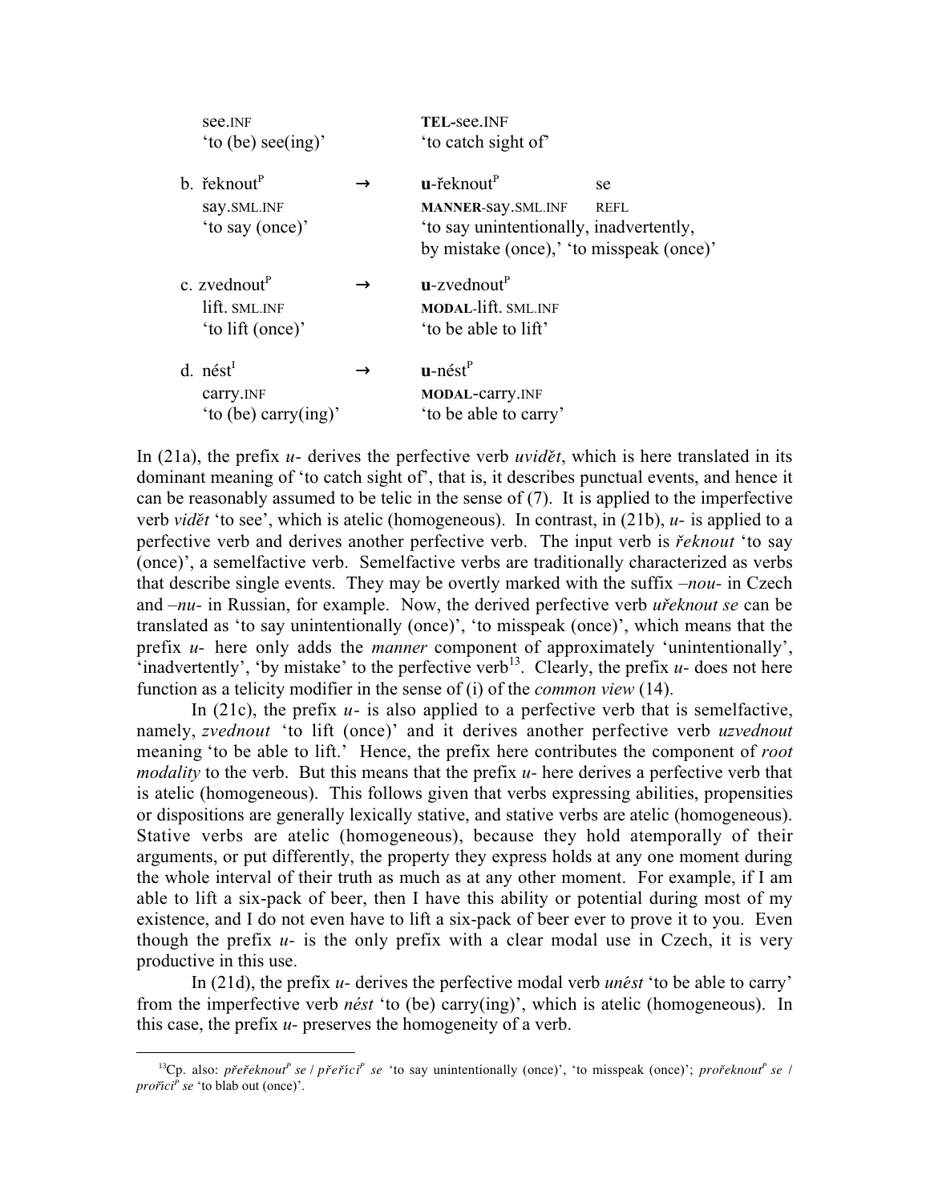see.INF → **TEL**-see.INF
'to (be) see(ing)' → 'to catch sight of'

b. řeknout[P] → **u**-řeknout[P] se
say.SML.INF → **MANNER**-say.SML.INF REFL
'to say (once)' → 'to say unintentionally, inadvertently, by mistake (once),' 'to misspeak (once)'

c. zvednout[P] → **u**-zvednout[P]
lift. SML.INF → **MODAL**-lift. SML.INF
'to lift (once)' → 'to be able to lift'

d. nést[I] → **u**-nést[P]
carry.INF → **MODAL**-carry.INF
'to (be) carry(ing)' → 'to be able to carry'

In (21a), the prefix *u-* derives the perfective verb *uvidět*, which is here translated in its dominant meaning of 'to catch sight of', that is, it describes punctual events, and hence it can be reasonably assumed to be telic in the sense of (7). It is applied to the imperfective verb *vidět* 'to see', which is atelic (homogeneous). In contrast, in (21b), *u-* is applied to a perfective verb and derives another perfective verb. The input verb is *řeknout* 'to say (once)', a semelfactive verb. Semelfactive verbs are traditionally characterized as verbs that describe single events. They may be overtly marked with the suffix *–nou-* in Czech and *–nu-* in Russian, for example. Now, the derived perfective verb *uřeknout se* can be translated as 'to say unintentionally (once)', 'to misspeak (once)', which means that the prefix *u-* here only adds the *manner* component of approximately 'unintentionally', 'inadvertently', 'by mistake' to the perfective verb[13]. Clearly, the prefix *u-* does not here function as a telicity modifier in the sense of (i) of the *common view* (14).

In (21c), the prefix *u-* is also applied to a perfective verb that is semelfactive, namely, *zvednout* 'to lift (once)' and it derives another perfective verb *uzvednout* meaning 'to be able to lift.' Hence, the prefix here contributes the component of *root modality* to the verb. But this means that the prefix *u-* here derives a perfective verb that is atelic (homogeneous). This follows given that verbs expressing abilities, propensities or dispositions are generally lexically stative, and stative verbs are atelic (homogeneous). Stative verbs are atelic (homogeneous), because they hold atemporally of their arguments, or put differently, the property they express holds at any one moment during the whole interval of their truth as much as at any other moment. For example, if I am able to lift a six-pack of beer, then I have this ability or potential during most of my existence, and I do not even have to lift a six-pack of beer ever to prove it to you. Even though the prefix *u-* is the only prefix with a clear modal use in Czech, it is very productive in this use.

In (21d), the prefix *u-* derives the perfective modal verb *unést* 'to be able to carry' from the imperfective verb *nést* 'to (be) carry(ing)', which is atelic (homogeneous). In this case, the prefix *u-* preserves the homogeneity of a verb.

[13] Cp. also: *přeřeknout*[P] *se* / *přeříci*[P] *se* 'to say unintentionally (once)', 'to misspeak (once)'; *prořeknout*[P] *se* / *proříci*[P] *se* 'to blab out (once)'.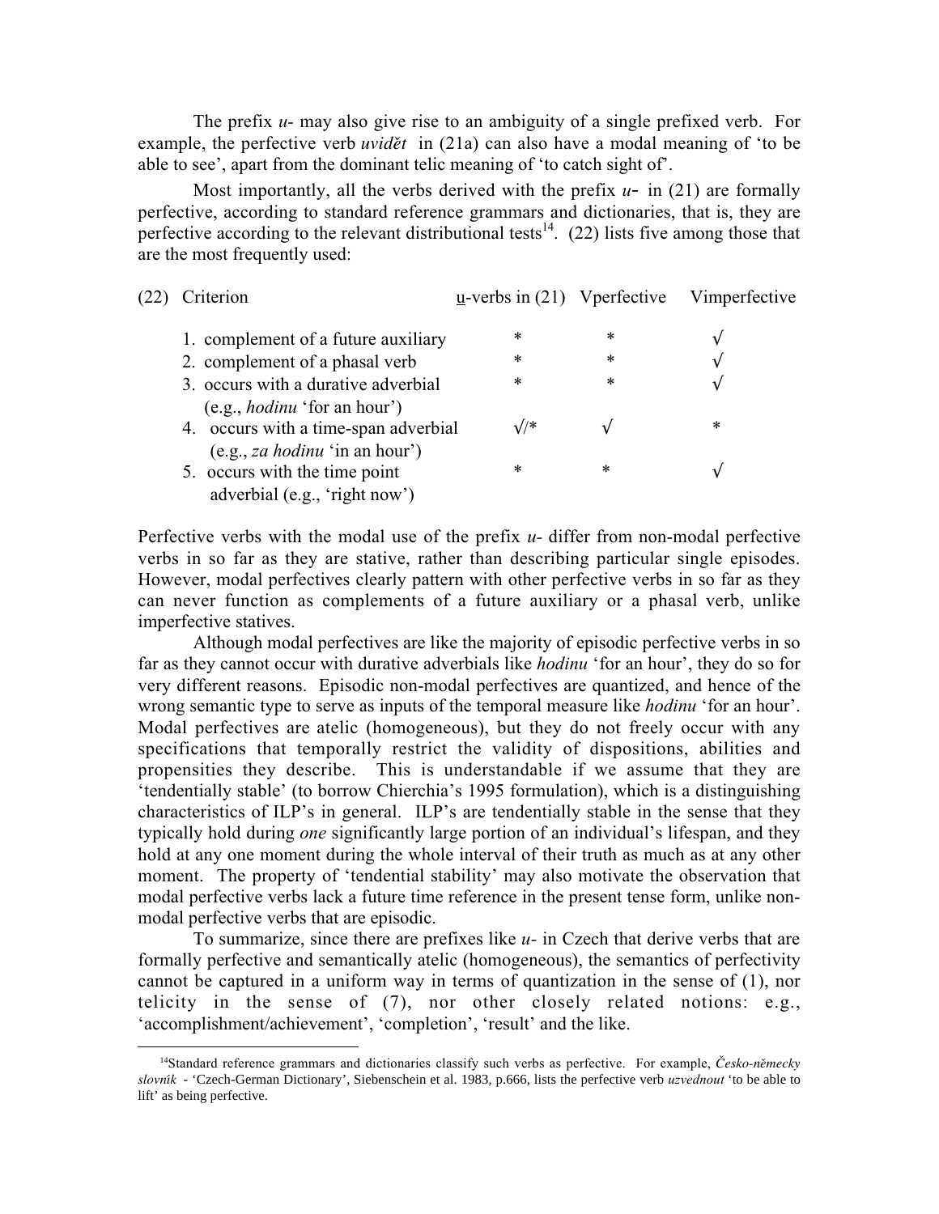The prefix *u-* may also give rise to an ambiguity of a single prefixed verb. For example, the perfective verb *uvidět* in (21a) can also have a modal meaning of 'to be able to see', apart from the dominant telic meaning of 'to catch sight of'.

Most importantly, all the verbs derived with the prefix *u-* in (21) are formally perfective, according to standard reference grammars and dictionaries, that is, they are perfective according to the relevant distributional tests[14]. (22) lists five among those that are the most frequently used:

(22)

| Criterion | u-verbs in (21) | Vperfective | Vimperfective |
|---|---|---|---|
| 1. complement of a future auxiliary | * | * | √ |
| 2. complement of a phasal verb | * | * | √ |
| 3. occurs with a durative adverbial (e.g., *hodinu* 'for an hour') | * | * | √ |
| 4. occurs with a time-span adverbial (e.g., *za hodinu* 'in an hour') | √/* | √ | * |
| 5. occurs with the time point adverbial (e.g., 'right now') | * | * | √ |

Perfective verbs with the modal use of the prefix *u-* differ from non-modal perfective verbs in so far as they are stative, rather than describing particular single episodes. However, modal perfectives clearly pattern with other perfective verbs in so far as they can never function as complements of a future auxiliary or a phasal verb, unlike imperfective statives.

Although modal perfectives are like the majority of episodic perfective verbs in so far as they cannot occur with durative adverbials like *hodinu* 'for an hour', they do so for very different reasons. Episodic non-modal perfectives are quantized, and hence of the wrong semantic type to serve as inputs of the temporal measure like *hodinu* 'for an hour'. Modal perfectives are atelic (homogeneous), but they do not freely occur with any specifications that temporally restrict the validity of dispositions, abilities and propensities they describe. This is understandable if we assume that they are 'tendentially stable' (to borrow Chierchia's 1995 formulation), which is a distinguishing characteristics of ILP's in general. ILP's are tendentially stable in the sense that they typically hold during *one* significantly large portion of an individual's lifespan, and they hold at any one moment during the whole interval of their truth as much as at any other moment. The property of 'tendential stability' may also motivate the observation that modal perfective verbs lack a future time reference in the present tense form, unlike non-modal perfective verbs that are episodic.

To summarize, since there are prefixes like *u-* in Czech that derive verbs that are formally perfective and semantically atelic (homogeneous), the semantics of perfectivity cannot be captured in a uniform way in terms of quantization in the sense of (1), nor telicity in the sense of (7), nor other closely related notions: e.g., 'accomplishment/achievement', 'completion', 'result' and the like.

---

[14] Standard reference grammars and dictionaries classify such verbs as perfective. For example, *Česko-německy slovník* - 'Czech-German Dictionary', Siebenschein et al. 1983, p.666, lists the perfective verb *uzvednout* 'to be able to lift' as being perfective.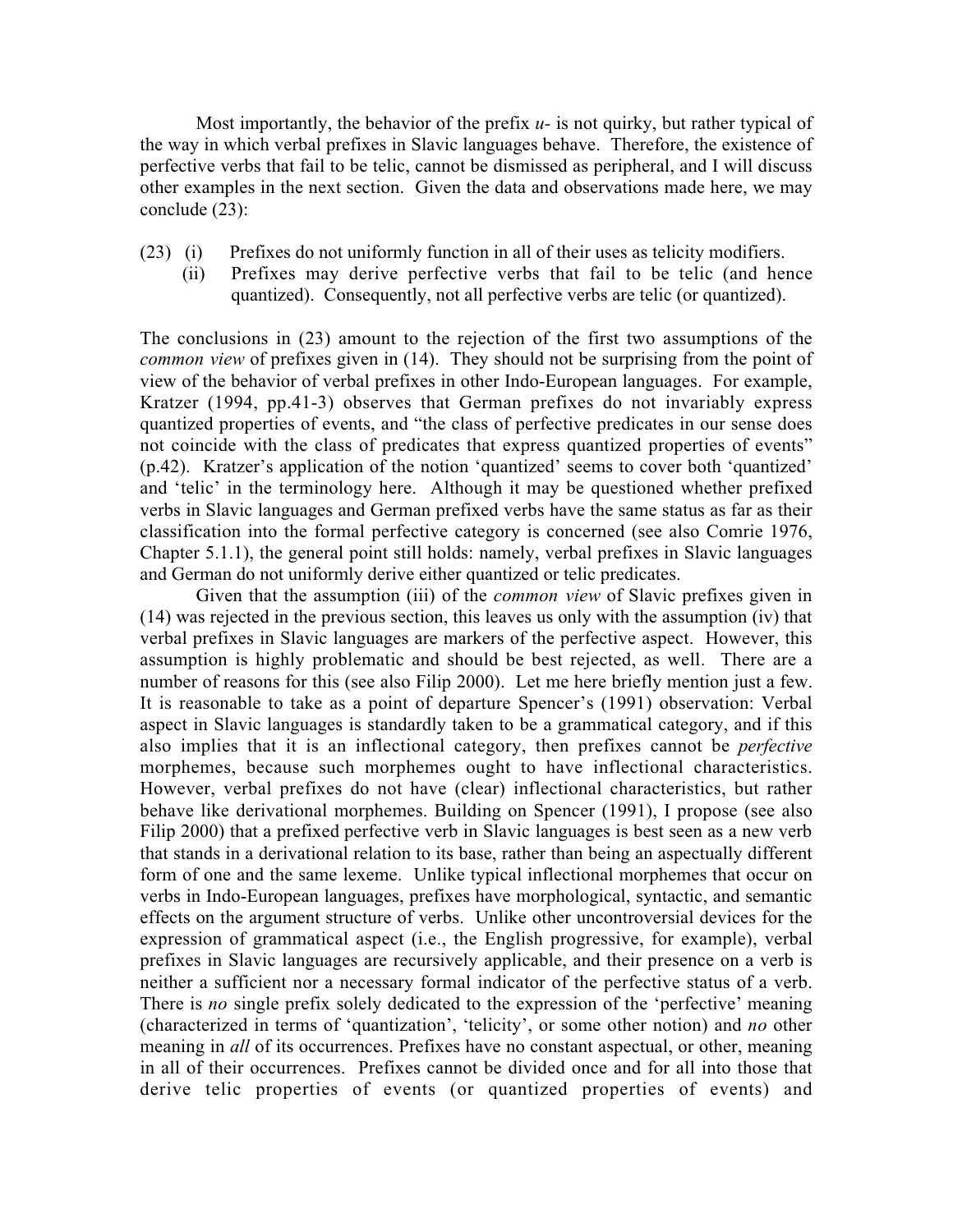Most importantly, the behavior of the prefix *u-* is not quirky, but rather typical of the way in which verbal prefixes in Slavic languages behave. Therefore, the existence of perfective verbs that fail to be telic, cannot be dismissed as peripheral, and I will discuss other examples in the next section. Given the data and observations made here, we may conclude (23):

(23) (i) Prefixes do not uniformly function in all of their uses as telicity modifiers.
(ii) Prefixes may derive perfective verbs that fail to be telic (and hence quantized). Consequently, not all perfective verbs are telic (or quantized).

The conclusions in (23) amount to the rejection of the first two assumptions of the *common view* of prefixes given in (14). They should not be surprising from the point of view of the behavior of verbal prefixes in other Indo-European languages. For example, Kratzer (1994, pp.41-3) observes that German prefixes do not invariably express quantized properties of events, and "the class of perfective predicates in our sense does not coincide with the class of predicates that express quantized properties of events" (p.42). Kratzer's application of the notion 'quantized' seems to cover both 'quantized' and 'telic' in the terminology here. Although it may be questioned whether prefixed verbs in Slavic languages and German prefixed verbs have the same status as far as their classification into the formal perfective category is concerned (see also Comrie 1976, Chapter 5.1.1), the general point still holds: namely, verbal prefixes in Slavic languages and German do not uniformly derive either quantized or telic predicates.

Given that the assumption (iii) of the *common view* of Slavic prefixes given in (14) was rejected in the previous section, this leaves us only with the assumption (iv) that verbal prefixes in Slavic languages are markers of the perfective aspect. However, this assumption is highly problematic and should be best rejected, as well. There are a number of reasons for this (see also Filip 2000). Let me here briefly mention just a few. It is reasonable to take as a point of departure Spencer's (1991) observation: Verbal aspect in Slavic languages is standardly taken to be a grammatical category, and if this also implies that it is an inflectional category, then prefixes cannot be *perfective* morphemes, because such morphemes ought to have inflectional characteristics. However, verbal prefixes do not have (clear) inflectional characteristics, but rather behave like derivational morphemes. Building on Spencer (1991), I propose (see also Filip 2000) that a prefixed perfective verb in Slavic languages is best seen as a new verb that stands in a derivational relation to its base, rather than being an aspectually different form of one and the same lexeme. Unlike typical inflectional morphemes that occur on verbs in Indo-European languages, prefixes have morphological, syntactic, and semantic effects on the argument structure of verbs. Unlike other uncontroversial devices for the expression of grammatical aspect (i.e., the English progressive, for example), verbal prefixes in Slavic languages are recursively applicable, and their presence on a verb is neither a sufficient nor a necessary formal indicator of the perfective status of a verb. There is *no* single prefix solely dedicated to the expression of the 'perfective' meaning (characterized in terms of 'quantization', 'telicity', or some other notion) and *no* other meaning in *all* of its occurrences. Prefixes have no constant aspectual, or other, meaning in all of their occurrences. Prefixes cannot be divided once and for all into those that derive telic properties of events (or quantized properties of events) and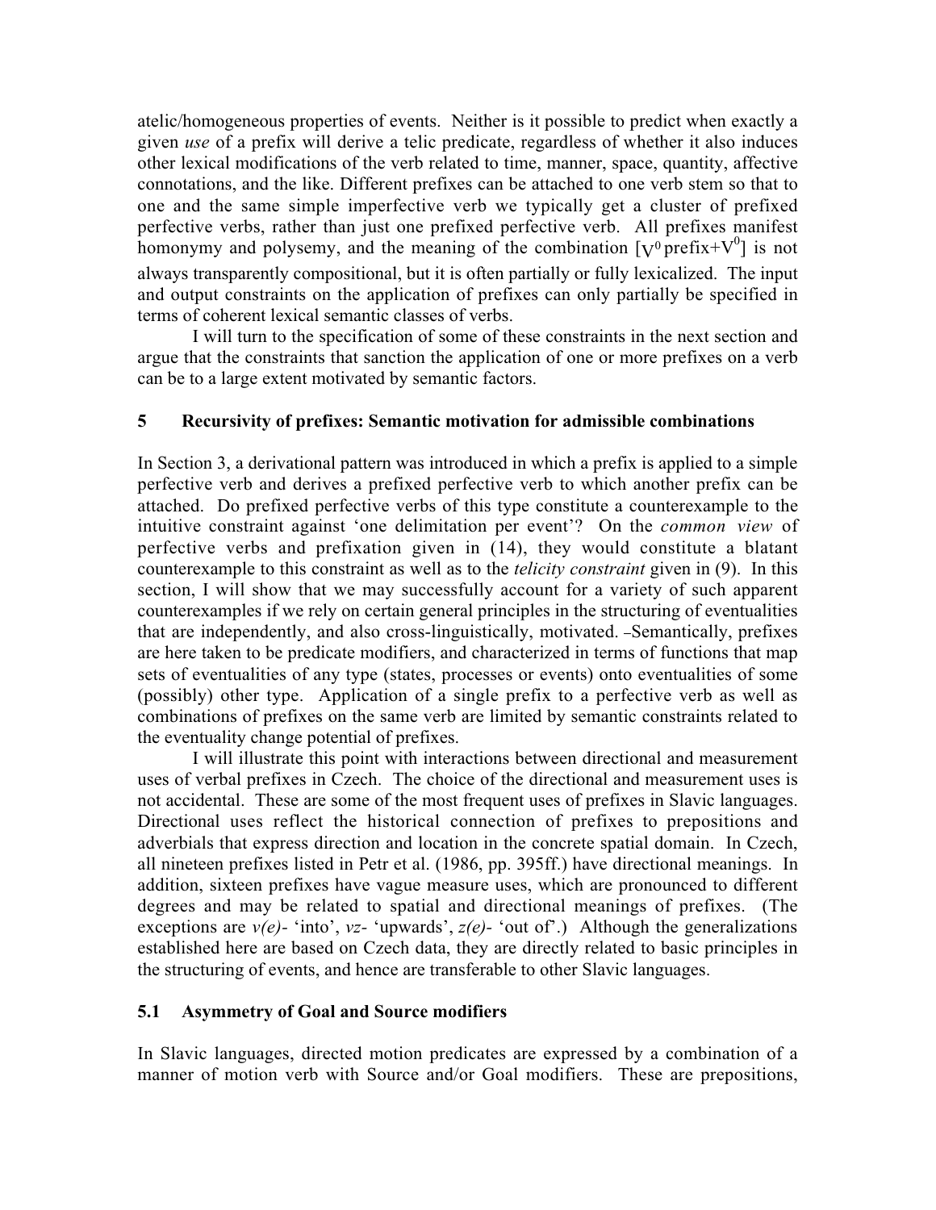atelic/homogeneous properties of events. Neither is it possible to predict when exactly a given *use* of a prefix will derive a telic predicate, regardless of whether it also induces other lexical modifications of the verb related to time, manner, space, quantity, affective connotations, and the like. Different prefixes can be attached to one verb stem so that to one and the same simple imperfective verb we typically get a cluster of prefixed perfective verbs, rather than just one prefixed perfective verb. All prefixes manifest homonymy and polysemy, and the meaning of the combination $[_{V^0}\, \text{prefix}+V^0]$ is not always transparently compositional, but it is often partially or fully lexicalized. The input and output constraints on the application of prefixes can only partially be specified in terms of coherent lexical semantic classes of verbs.

I will turn to the specification of some of these constraints in the next section and argue that the constraints that sanction the application of one or more prefixes on a verb can be to a large extent motivated by semantic factors.

## 5 Recursivity of prefixes: Semantic motivation for admissible combinations

In Section 3, a derivational pattern was introduced in which a prefix is applied to a simple perfective verb and derives a prefixed perfective verb to which another prefix can be attached. Do prefixed perfective verbs of this type constitute a counterexample to the intuitive constraint against 'one delimitation per event'? On the *common view* of perfective verbs and prefixation given in (14), they would constitute a blatant counterexample to this constraint as well as to the *telicity constraint* given in (9). In this section, I will show that we may successfully account for a variety of such apparent counterexamples if we rely on certain general principles in the structuring of eventualities that are independently, and also cross-linguistically, motivated. –Semantically, prefixes are here taken to be predicate modifiers, and characterized in terms of functions that map sets of eventualities of any type (states, processes or events) onto eventualities of some (possibly) other type. Application of a single prefix to a perfective verb as well as combinations of prefixes on the same verb are limited by semantic constraints related to the eventuality change potential of prefixes.

I will illustrate this point with interactions between directional and measurement uses of verbal prefixes in Czech. The choice of the directional and measurement uses is not accidental. These are some of the most frequent uses of prefixes in Slavic languages. Directional uses reflect the historical connection of prefixes to prepositions and adverbials that express direction and location in the concrete spatial domain. In Czech, all nineteen prefixes listed in Petr et al. (1986, pp. 395ff.) have directional meanings. In addition, sixteen prefixes have vague measure uses, which are pronounced to different degrees and may be related to spatial and directional meanings of prefixes. (The exceptions are *v(e)-* 'into', *vz-* 'upwards', *z(e)-* 'out of'.) Although the generalizations established here are based on Czech data, they are directly related to basic principles in the structuring of events, and hence are transferable to other Slavic languages.

### 5.1 Asymmetry of Goal and Source modifiers

In Slavic languages, directed motion predicates are expressed by a combination of a manner of motion verb with Source and/or Goal modifiers. These are prepositions,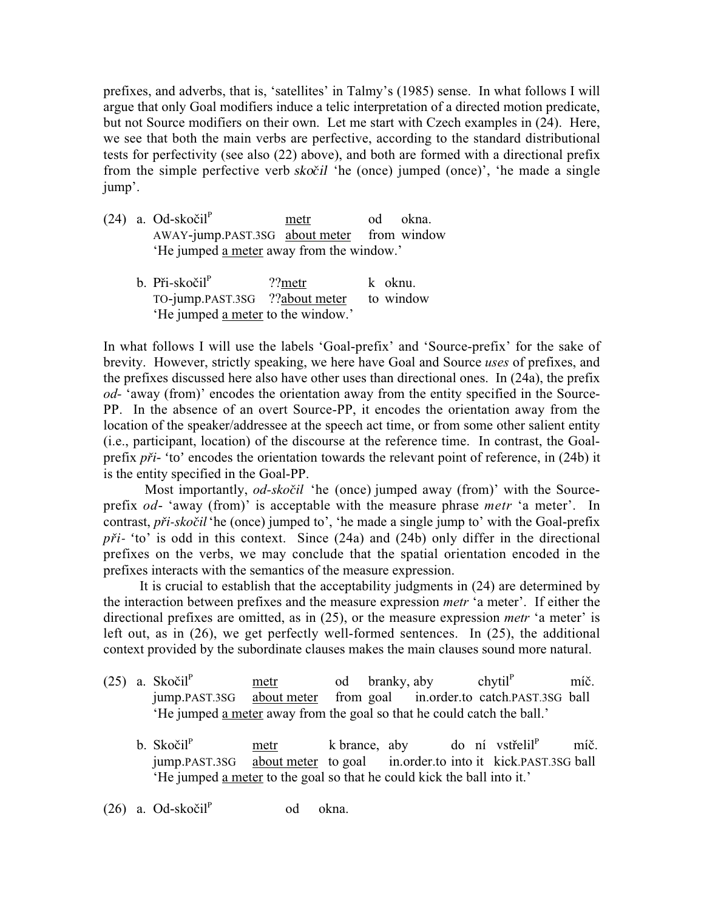prefixes, and adverbs, that is, 'satellites' in Talmy's (1985) sense. In what follows I will argue that only Goal modifiers induce a telic interpretation of a directed motion predicate, but not Source modifiers on their own. Let me start with Czech examples in (24). Here, we see that both the main verbs are perfective, according to the standard distributional tests for perfectivity (see also (22) above), and both are formed with a directional prefix from the simple perfective verb *skočil* 'he (once) jumped (once)', 'he made a single jump'.

(24) a. Od-skočil$^{P}$ <u>metr</u> od okna.
AWAY-jump.PAST.3SG <u>about meter</u> from window
'He jumped <u>a meter</u> away from the window.'

b. Při-skočil$^{P}$ ??<u>metr</u> k oknu.
TO-jump.PAST.3SG ??<u>about meter</u> to window
'He jumped <u>a meter</u> to the window.'

In what follows I will use the labels 'Goal-prefix' and 'Source-prefix' for the sake of brevity. However, strictly speaking, we here have Goal and Source *uses* of prefixes, and the prefixes discussed here also have other uses than directional ones. In (24a), the prefix *od-* 'away (from)' encodes the orientation away from the entity specified in the Source-PP. In the absence of an overt Source-PP, it encodes the orientation away from the location of the speaker/addressee at the speech act time, or from some other salient entity (i.e., participant, location) of the discourse at the reference time. In contrast, the Goal-prefix *při-* 'to' encodes the orientation towards the relevant point of reference, in (24b) it is the entity specified in the Goal-PP.

Most importantly, *od-skočil* 'he (once) jumped away (from)' with the Source-prefix *od-* 'away (from)' is acceptable with the measure phrase *metr* 'a meter'. In contrast, *při-skočil* 'he (once) jumped to', 'he made a single jump to' with the Goal-prefix *při-* 'to' is odd in this context. Since (24a) and (24b) only differ in the directional prefixes on the verbs, we may conclude that the spatial orientation encoded in the prefixes interacts with the semantics of the measure expression.

It is crucial to establish that the acceptability judgments in (24) are determined by the interaction between prefixes and the measure expression *metr* 'a meter'. If either the directional prefixes are omitted, as in (25), or the measure expression *metr* 'a meter' is left out, as in (26), we get perfectly well-formed sentences. In (25), the additional context provided by the subordinate clauses makes the main clauses sound more natural.

(25) a. Skočil$^{P}$ <u>metr</u> od branky, aby chytil$^{P}$ míč.
jump.PAST.3SG <u>about meter</u> from goal in.order.to catch.PAST.3SG ball
'He jumped <u>a meter</u> away from the goal so that he could catch the ball.'

b. Skočil$^{P}$ <u>metr</u> k brance, aby do ní vstřelil$^{P}$ míč.
jump.PAST.3SG <u>about meter</u> to goal in.order.to into it kick.PAST.3SG ball
'He jumped <u>a meter</u> to the goal so that he could kick the ball into it.'

(26) a. Od-skočil$^{P}$ od okna.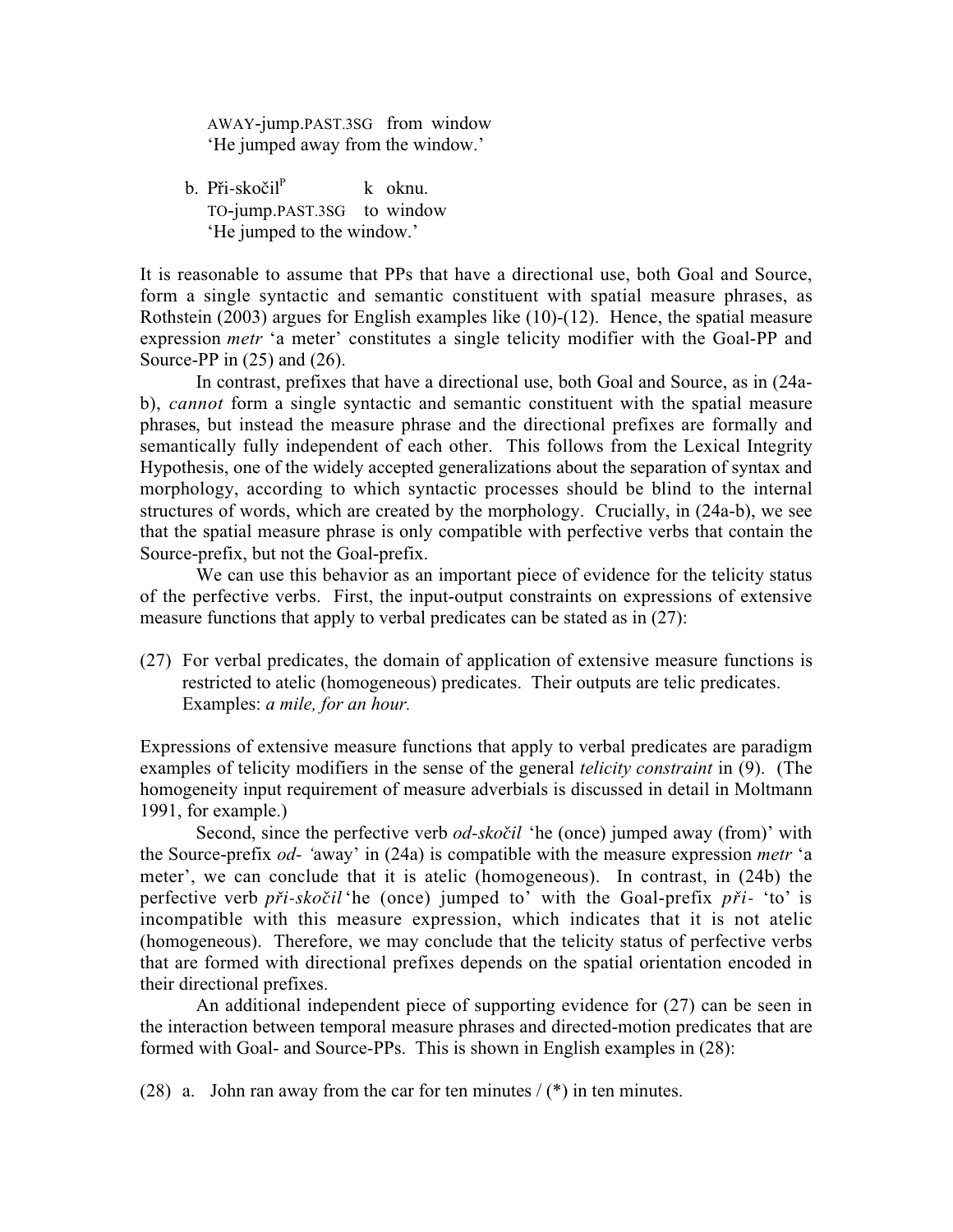AWAY-jump.PAST.3SG   from  window
'He jumped away from the window.'

b. Při-skočil[P]   k  oknu.
TO-jump.PAST.3SG   to  window
'He jumped to the window.'

It is reasonable to assume that PPs that have a directional use, both Goal and Source, form a single syntactic and semantic constituent with spatial measure phrases, as Rothstein (2003) argues for English examples like (10)-(12). Hence, the spatial measure expression *metr* 'a meter' constitutes a single telicity modifier with the Goal-PP and Source-PP in (25) and (26).

In contrast, prefixes that have a directional use, both Goal and Source, as in (24a-b), *cannot* form a single syntactic and semantic constituent with the spatial measure phrases, but instead the measure phrase and the directional prefixes are formally and semantically fully independent of each other. This follows from the Lexical Integrity Hypothesis, one of the widely accepted generalizations about the separation of syntax and morphology, according to which syntactic processes should be blind to the internal structures of words, which are created by the morphology. Crucially, in (24a-b), we see that the spatial measure phrase is only compatible with perfective verbs that contain the Source-prefix, but not the Goal-prefix.

We can use this behavior as an important piece of evidence for the telicity status of the perfective verbs. First, the input-output constraints on expressions of extensive measure functions that apply to verbal predicates can be stated as in (27):

(27) For verbal predicates, the domain of application of extensive measure functions is restricted to atelic (homogeneous) predicates. Their outputs are telic predicates. Examples: *a mile, for an hour.*

Expressions of extensive measure functions that apply to verbal predicates are paradigm examples of telicity modifiers in the sense of the general *telicity constraint* in (9). (The homogeneity input requirement of measure adverbials is discussed in detail in Moltmann 1991, for example.)

Second, since the perfective verb *od-skočil* 'he (once) jumped away (from)' with the Source-prefix *od-* 'away' in (24a) is compatible with the measure expression *metr* 'a meter', we can conclude that it is atelic (homogeneous). In contrast, in (24b) the perfective verb *při-skočil* 'he (once) jumped to' with the Goal-prefix *při-* 'to' is incompatible with this measure expression, which indicates that it is not atelic (homogeneous). Therefore, we may conclude that the telicity status of perfective verbs that are formed with directional prefixes depends on the spatial orientation encoded in their directional prefixes.

An additional independent piece of supporting evidence for (27) can be seen in the interaction between temporal measure phrases and directed-motion predicates that are formed with Goal- and Source-PPs. This is shown in English examples in (28):

(28) a. John ran away from the car for ten minutes / (*) in ten minutes.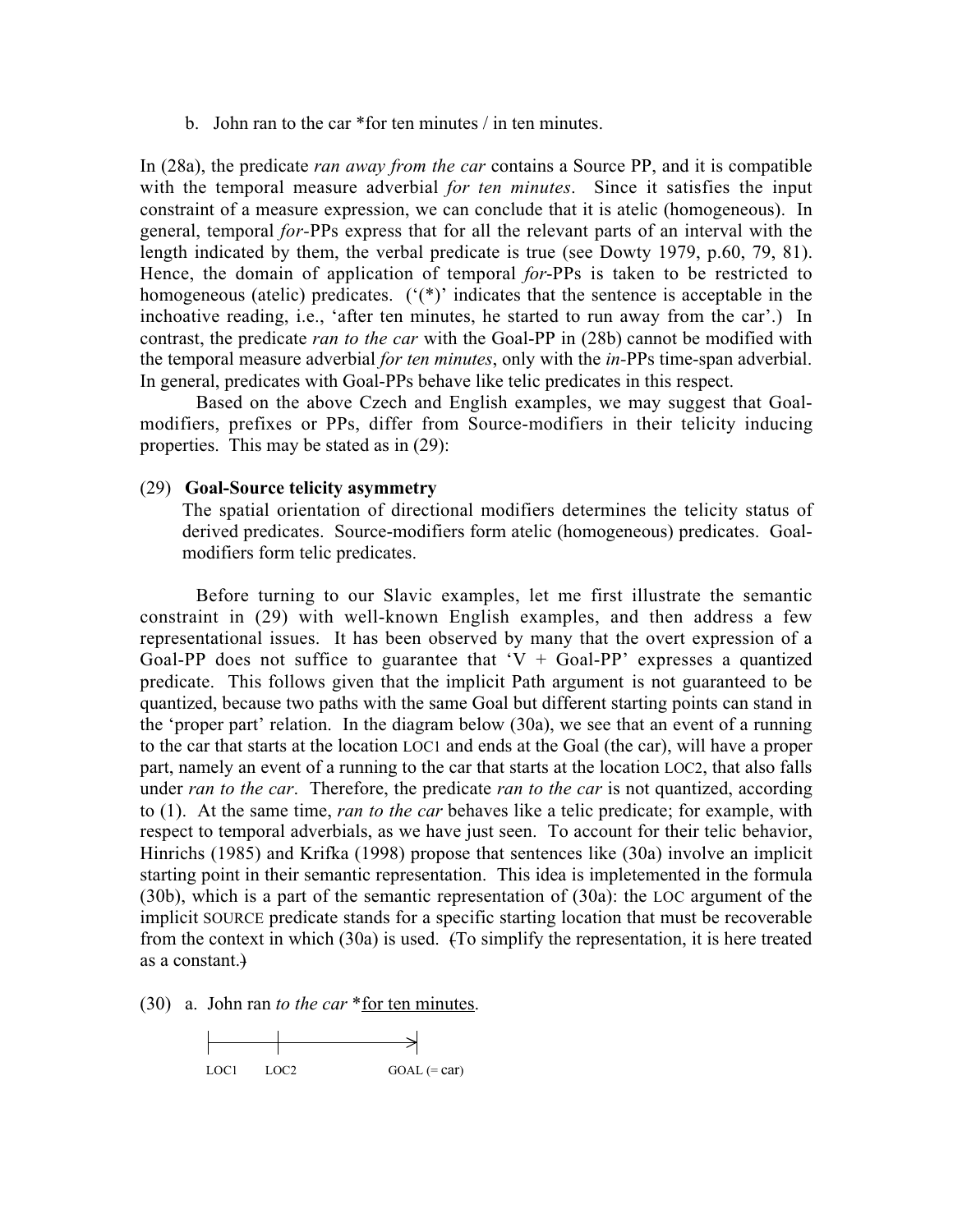b. John ran to the car *for ten minutes / in ten minutes.

In (28a), the predicate *ran away from the car* contains a Source PP, and it is compatible with the temporal measure adverbial *for ten minutes*. Since it satisfies the input constraint of a measure expression, we can conclude that it is atelic (homogeneous). In general, temporal *for*-PPs express that for all the relevant parts of an interval with the length indicated by them, the verbal predicate is true (see Dowty 1979, p.60, 79, 81). Hence, the domain of application of temporal *for*-PPs is taken to be restricted to homogeneous (atelic) predicates. ('(*)' indicates that the sentence is acceptable in the inchoative reading, i.e., 'after ten minutes, he started to run away from the car'.) In contrast, the predicate *ran to the car* with the Goal-PP in (28b) cannot be modified with the temporal measure adverbial *for ten minutes*, only with the *in*-PPs time-span adverbial. In general, predicates with Goal-PPs behave like telic predicates in this respect.

Based on the above Czech and English examples, we may suggest that Goal-modifiers, prefixes or PPs, differ from Source-modifiers in their telicity inducing properties. This may be stated as in (29):

(29) **Goal-Source telicity asymmetry**
The spatial orientation of directional modifiers determines the telicity status of derived predicates. Source-modifiers form atelic (homogeneous) predicates. Goal-modifiers form telic predicates.

Before turning to our Slavic examples, let me first illustrate the semantic constraint in (29) with well-known English examples, and then address a few representational issues. It has been observed by many that the overt expression of a Goal-PP does not suffice to guarantee that 'V + Goal-PP' expresses a quantized predicate. This follows given that the implicit Path argument is not guaranteed to be quantized, because two paths with the same Goal but different starting points can stand in the 'proper part' relation. In the diagram below (30a), we see that an event of a running to the car that starts at the location LOC1 and ends at the Goal (the car), will have a proper part, namely an event of a running to the car that starts at the location LOC2, that also falls under *ran to the car*. Therefore, the predicate *ran to the car* is not quantized, according to (1). At the same time, *ran to the car* behaves like a telic predicate; for example, with respect to temporal adverbials, as we have just seen. To account for their telic behavior, Hinrichs (1985) and Krifka (1998) propose that sentences like (30a) involve an implicit starting point in their semantic representation. This idea is impletemented in the formula (30b), which is a part of the semantic representation of (30a): the LOC argument of the implicit SOURCE predicate stands for a specific starting location that must be recoverable from the context in which (30a) is used. (To simplify the representation, it is here treated as a constant.)

(30) a. John ran *to the car* *for ten minutes.

```
|-------|---------------->|
LOC1    LOC2              GOAL (= car)
```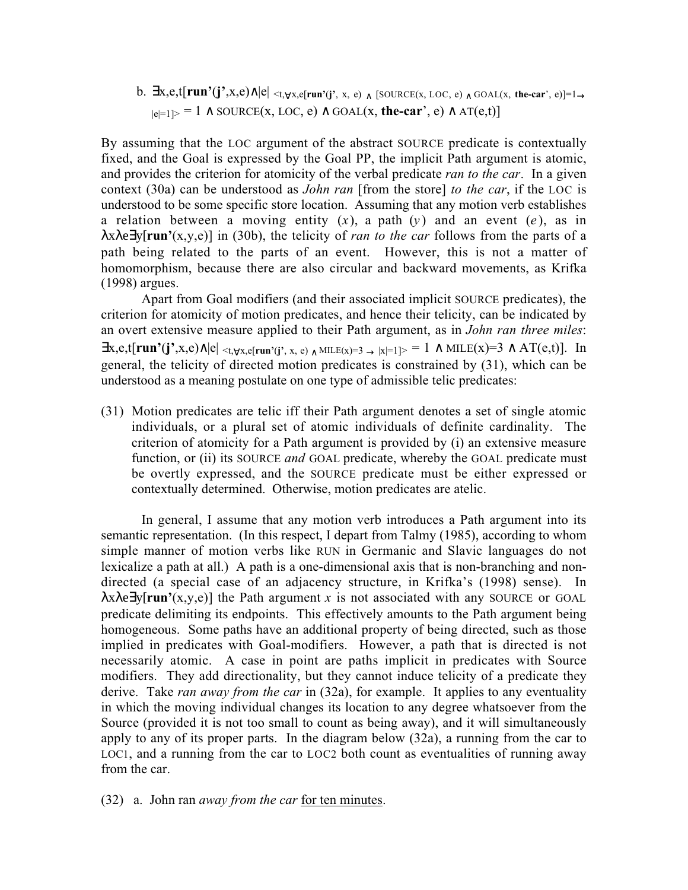b. $\exists$x,e,t[**run'**(**j'**,x,e)$\wedge$|e| $_{<\text{t},\forall\text{x,e}[\textbf{run'}(\textbf{j'},\ \text{x},\ \text{e})\ \wedge\ [\text{SOURCE}(\text{x},\ \text{LOC},\ \text{e})\ \wedge\ \text{GOAL}(\text{x},\ \textbf{the-car'},\ \text{e})]=1\rightarrow\ |\text{e}|=1]>}$ = 1 $\wedge$ SOURCE(x, LOC, e) $\wedge$ GOAL(x, **the-car**', e) $\wedge$ AT(e,t)]

By assuming that the LOC argument of the abstract SOURCE predicate is contextually fixed, and the Goal is expressed by the Goal PP, the implicit Path argument is atomic, and provides the criterion for atomicity of the verbal predicate *ran to the car*. In a given context (30a) can be understood as *John ran* [from the store] *to the car*, if the LOC is understood to be some specific store location. Assuming that any motion verb establishes a relation between a moving entity (*x*), a path (*y*) and an event (*e*), as in λxλe∃y[**run'**(x,y,e)] in (30b), the telicity of *ran to the car* follows from the parts of a path being related to the parts of an event. However, this is not a matter of homomorphism, because there are also circular and backward movements, as Krifka (1998) argues.

Apart from Goal modifiers (and their associated implicit SOURCE predicates), the criterion for atomicity of motion predicates, and hence their telicity, can be indicated by an overt extensive measure applied to their Path argument, as in *John ran three miles*: $\exists$x,e,t[**run'**(**j'**,x,e)$\wedge$|e| $_{<\text{t},\forall\text{x,e}[\textbf{run'}(\textbf{j'},\ \text{x},\ \text{e})\ \wedge\ \text{MILE}(\text{x})=3\ \rightarrow\ |\text{x}|=1]>}$ = 1 $\wedge$ MILE(x)=3 $\wedge$ AT(e,t)]. In general, the telicity of directed motion predicates is constrained by (31), which can be understood as a meaning postulate on one type of admissible telic predicates:

(31) Motion predicates are telic iff their Path argument denotes a set of single atomic individuals, or a plural set of atomic individuals of definite cardinality. The criterion of atomicity for a Path argument is provided by (i) an extensive measure function, or (ii) its SOURCE *and* GOAL predicate, whereby the GOAL predicate must be overtly expressed, and the SOURCE predicate must be either expressed or contextually determined. Otherwise, motion predicates are atelic.

In general, I assume that any motion verb introduces a Path argument into its semantic representation. (In this respect, I depart from Talmy (1985), according to whom simple manner of motion verbs like RUN in Germanic and Slavic languages do not lexicalize a path at all.) A path is a one-dimensional axis that is non-branching and non-directed (a special case of an adjacency structure, in Krifka's (1998) sense). In λxλe∃y[**run'**(x,y,e)] the Path argument *x* is not associated with any SOURCE or GOAL predicate delimiting its endpoints. This effectively amounts to the Path argument being homogeneous. Some paths have an additional property of being directed, such as those implied in predicates with Goal-modifiers. However, a path that is directed is not necessarily atomic. A case in point are paths implicit in predicates with Source modifiers. They add directionality, but they cannot induce telicity of a predicate they derive. Take *ran away from the car* in (32a), for example. It applies to any eventuality in which the moving individual changes its location to any degree whatsoever from the Source (provided it is not too small to count as being away), and it will simultaneously apply to any of its proper parts. In the diagram below (32a), a running from the car to LOC1, and a running from the car to LOC2 both count as eventualities of running away from the car.

(32) a. John ran *away from the car* <u>for ten minutes</u>.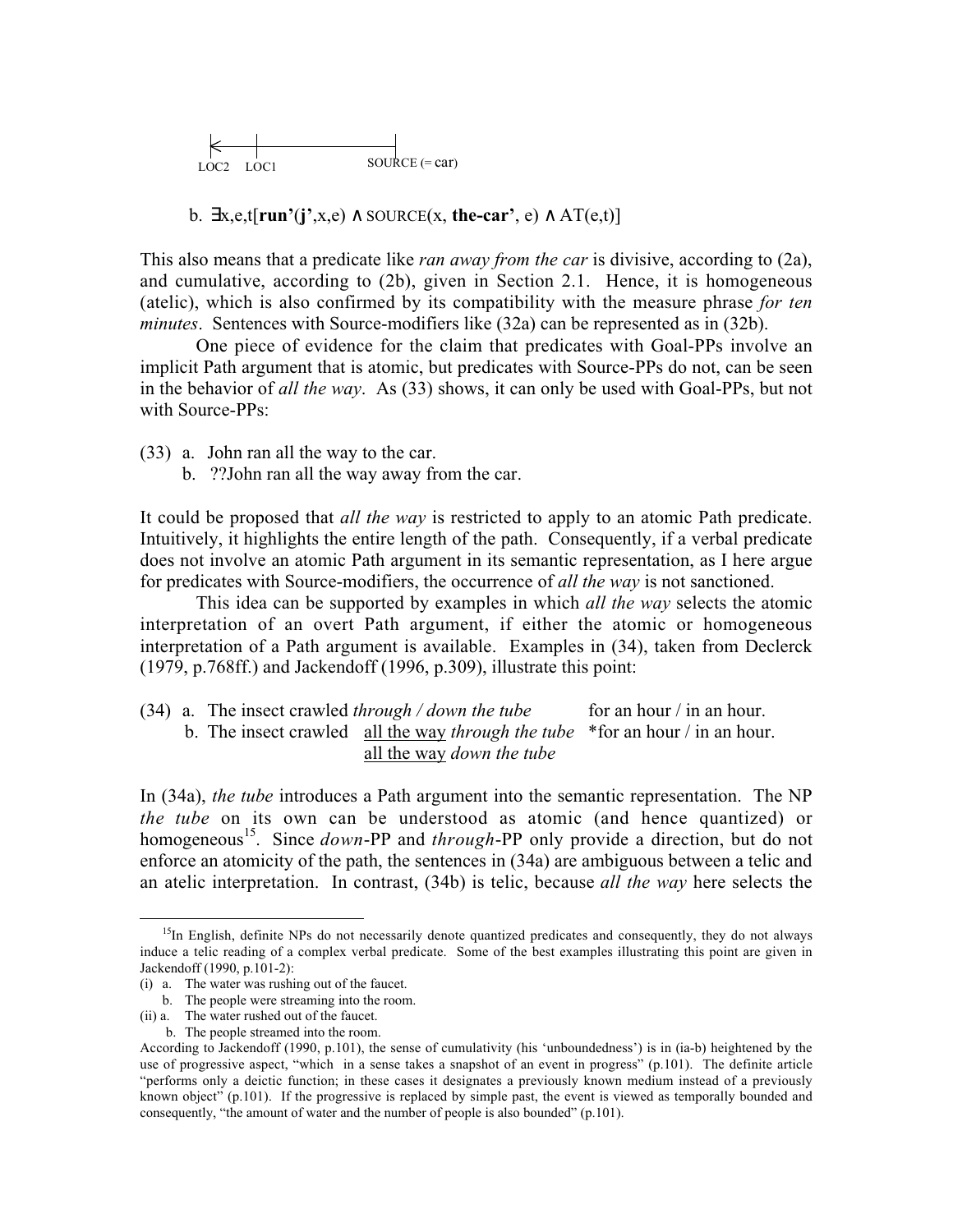```
|<—|————————————————|
LOC2 LOC1          SOURCE (= car)
```

b. ∃x,e,t[**run'**(**j'**,x,e) ∧ SOURCE(x, **the-car'**, e) ∧ AT(e,t)]

This also means that a predicate like *ran away from the car* is divisive, according to (2a), and cumulative, according to (2b), given in Section 2.1. Hence, it is homogeneous (atelic), which is also confirmed by its compatibility with the measure phrase *for ten minutes*. Sentences with Source-modifiers like (32a) can be represented as in (32b).

One piece of evidence for the claim that predicates with Goal-PPs involve an implicit Path argument that is atomic, but predicates with Source-PPs do not, can be seen in the behavior of *all the way*. As (33) shows, it can only be used with Goal-PPs, but not with Source-PPs:

(33) a. John ran all the way to the car.
 b. ??John ran all the way away from the car.

It could be proposed that *all the way* is restricted to apply to an atomic Path predicate. Intuitively, it highlights the entire length of the path. Consequently, if a verbal predicate does not involve an atomic Path argument in its semantic representation, as I here argue for predicates with Source-modifiers, the occurrence of *all the way* is not sanctioned.

This idea can be supported by examples in which *all the way* selects the atomic interpretation of an overt Path argument, if either the atomic or homogeneous interpretation of a Path argument is available. Examples in (34), taken from Declerck (1979, p.768ff.) and Jackendoff (1996, p.309), illustrate this point:

(34) a. The insect crawled *through / down the tube* for an hour / in an hour.
 b. The insect crawled <u>all the way</u> *through the tube* *for an hour / in an hour.
 <u>all the way</u> *down the tube*

In (34a), *the tube* introduces a Path argument into the semantic representation. The NP *the tube* on its own can be understood as atomic (and hence quantized) or homogeneous[15]. Since *down*-PP and *through*-PP only provide a direction, but do not enforce an atomicity of the path, the sentences in (34a) are ambiguous between a telic and an atelic interpretation. In contrast, (34b) is telic, because *all the way* here selects the

---

[15]In English, definite NPs do not necessarily denote quantized predicates and consequently, they do not always induce a telic reading of a complex verbal predicate. Some of the best examples illustrating this point are given in Jackendoff (1990, p.101-2):

(i) a. The water was rushing out of the faucet.
 b. The people were streaming into the room.

(ii) a. The water rushed out of the faucet.
 b. The people streamed into the room.

According to Jackendoff (1990, p.101), the sense of cumulativity (his 'unboundedness') is in (ia-b) heightened by the use of progressive aspect, "which in a sense takes a snapshot of an event in progress" (p.101). The definite article "performs only a deictic function; in these cases it designates a previously known medium instead of a previously known object" (p.101). If the progressive is replaced by simple past, the event is viewed as temporally bounded and consequently, "the amount of water and the number of people is also bounded" (p.101).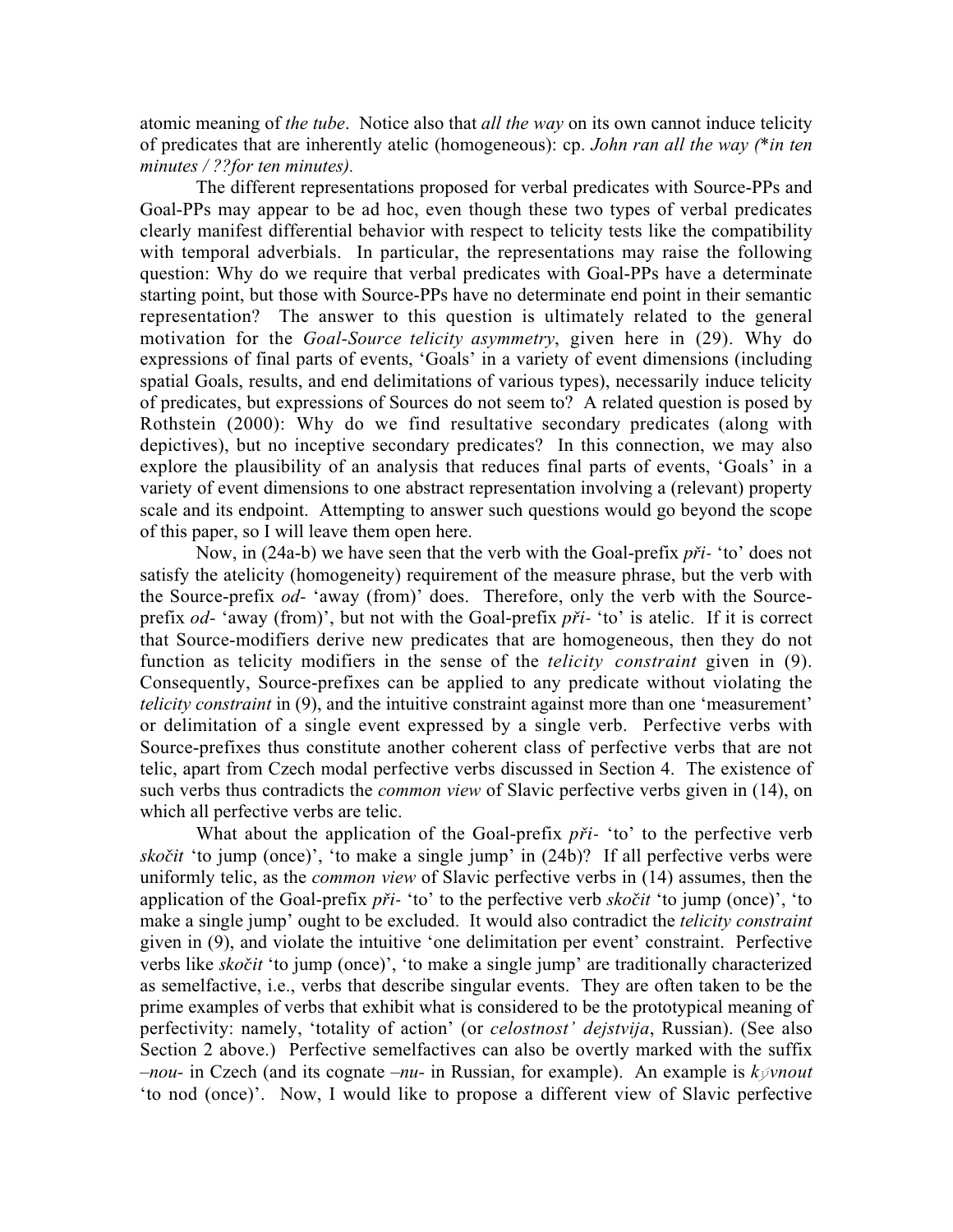atomic meaning of *the tube*. Notice also that *all the way* on its own cannot induce telicity of predicates that are inherently atelic (homogeneous): cp. *John ran all the way (*in ten minutes / ??for ten minutes).*

The different representations proposed for verbal predicates with Source-PPs and Goal-PPs may appear to be ad hoc, even though these two types of verbal predicates clearly manifest differential behavior with respect to telicity tests like the compatibility with temporal adverbials. In particular, the representations may raise the following question: Why do we require that verbal predicates with Goal-PPs have a determinate starting point, but those with Source-PPs have no determinate end point in their semantic representation? The answer to this question is ultimately related to the general motivation for the *Goal-Source telicity asymmetry*, given here in (29). Why do expressions of final parts of events, 'Goals' in a variety of event dimensions (including spatial Goals, results, and end delimitations of various types), necessarily induce telicity of predicates, but expressions of Sources do not seem to? A related question is posed by Rothstein (2000): Why do we find resultative secondary predicates (along with depictives), but no inceptive secondary predicates? In this connection, we may also explore the plausibility of an analysis that reduces final parts of events, 'Goals' in a variety of event dimensions to one abstract representation involving a (relevant) property scale and its endpoint. Attempting to answer such questions would go beyond the scope of this paper, so I will leave them open here.

Now, in (24a-b) we have seen that the verb with the Goal-prefix *při-* 'to' does not satisfy the atelicity (homogeneity) requirement of the measure phrase, but the verb with the Source-prefix *od-* 'away (from)' does. Therefore, only the verb with the Source-prefix *od-* 'away (from)', but not with the Goal-prefix *při-* 'to' is atelic. If it is correct that Source-modifiers derive new predicates that are homogeneous, then they do not function as telicity modifiers in the sense of the *telicity constraint* given in (9). Consequently, Source-prefixes can be applied to any predicate without violating the *telicity constraint* in (9), and the intuitive constraint against more than one 'measurement' or delimitation of a single event expressed by a single verb. Perfective verbs with Source-prefixes thus constitute another coherent class of perfective verbs that are not telic, apart from Czech modal perfective verbs discussed in Section 4. The existence of such verbs thus contradicts the *common view* of Slavic perfective verbs given in (14), on which all perfective verbs are telic.

What about the application of the Goal-prefix *při-* 'to' to the perfective verb *skočit* 'to jump (once)', 'to make a single jump' in (24b)? If all perfective verbs were uniformly telic, as the *common view* of Slavic perfective verbs in (14) assumes, then the application of the Goal-prefix *při-* 'to' to the perfective verb *skočit* 'to jump (once)', 'to make a single jump' ought to be excluded. It would also contradict the *telicity constraint* given in (9), and violate the intuitive 'one delimitation per event' constraint. Perfective verbs like *skočit* 'to jump (once)', 'to make a single jump' are traditionally characterized as semelfactive, i.e., verbs that describe singular events. They are often taken to be the prime examples of verbs that exhibit what is considered to be the prototypical meaning of perfectivity: namely, 'totality of action' (or *celostnost' dejstvija*, Russian). (See also Section 2 above.) Perfective semelfactives can also be overtly marked with the suffix *–nou-* in Czech (and its cognate *–nu-* in Russian, for example). An example is *kývnout* 'to nod (once)'. Now, I would like to propose a different view of Slavic perfective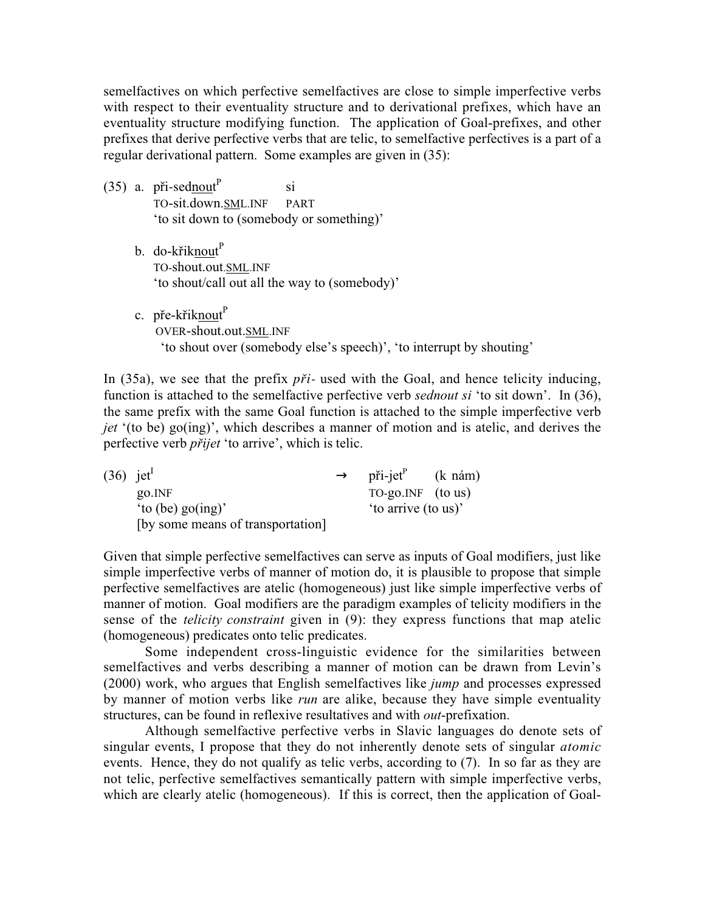semelfactives on which perfective semelfactives are close to simple imperfective verbs with respect to their eventuality structure and to derivational prefixes, which have an eventuality structure modifying function. The application of Goal-prefixes, and other prefixes that derive perfective verbs that are telic, to semelfactive perfectives is a part of a regular derivational pattern. Some examples are given in (35):

(35) a. při-sed<u>nout</u>[P] si
TO-sit.down.<u>SM</u>L.INF PART
'to sit down to (somebody or something)'

b. do-křik<u>nout</u>[P]
TO-shout.out.<u>SML</u>.INF
'to shout/call out all the way to (somebody)'

c. pře-křik<u>nout</u>[P]
OVER-shout.out.<u>SML</u>.INF
'to shout over (somebody else's speech)', 'to interrupt by shouting'

In (35a), we see that the prefix *při-* used with the Goal, and hence telicity inducing, function is attached to the semelfactive perfective verb *sednout si* 'to sit down'. In (36), the same prefix with the same Goal function is attached to the simple imperfective verb *jet* '(to be) go(ing)', which describes a manner of motion and is atelic, and derives the perfective verb *přijet* 'to arrive', which is telic.

(36) jet[I] → při-jet[P] (k nám)
go.INF TO-go.INF (to us)
'to (be) go(ing)' 'to arrive (to us)'
[by some means of transportation]

Given that simple perfective semelfactives can serve as inputs of Goal modifiers, just like simple imperfective verbs of manner of motion do, it is plausible to propose that simple perfective semelfactives are atelic (homogeneous) just like simple imperfective verbs of manner of motion. Goal modifiers are the paradigm examples of telicity modifiers in the sense of the *telicity constraint* given in (9): they express functions that map atelic (homogeneous) predicates onto telic predicates.

Some independent cross-linguistic evidence for the similarities between semelfactives and verbs describing a manner of motion can be drawn from Levin's (2000) work, who argues that English semelfactives like *jump* and processes expressed by manner of motion verbs like *run* are alike, because they have simple eventuality structures, can be found in reflexive resultatives and with *out*-prefixation.

Although semelfactive perfective verbs in Slavic languages do denote sets of singular events, I propose that they do not inherently denote sets of singular *atomic* events. Hence, they do not qualify as telic verbs, according to (7). In so far as they are not telic, perfective semelfactives semantically pattern with simple imperfective verbs, which are clearly atelic (homogeneous). If this is correct, then the application of Goal-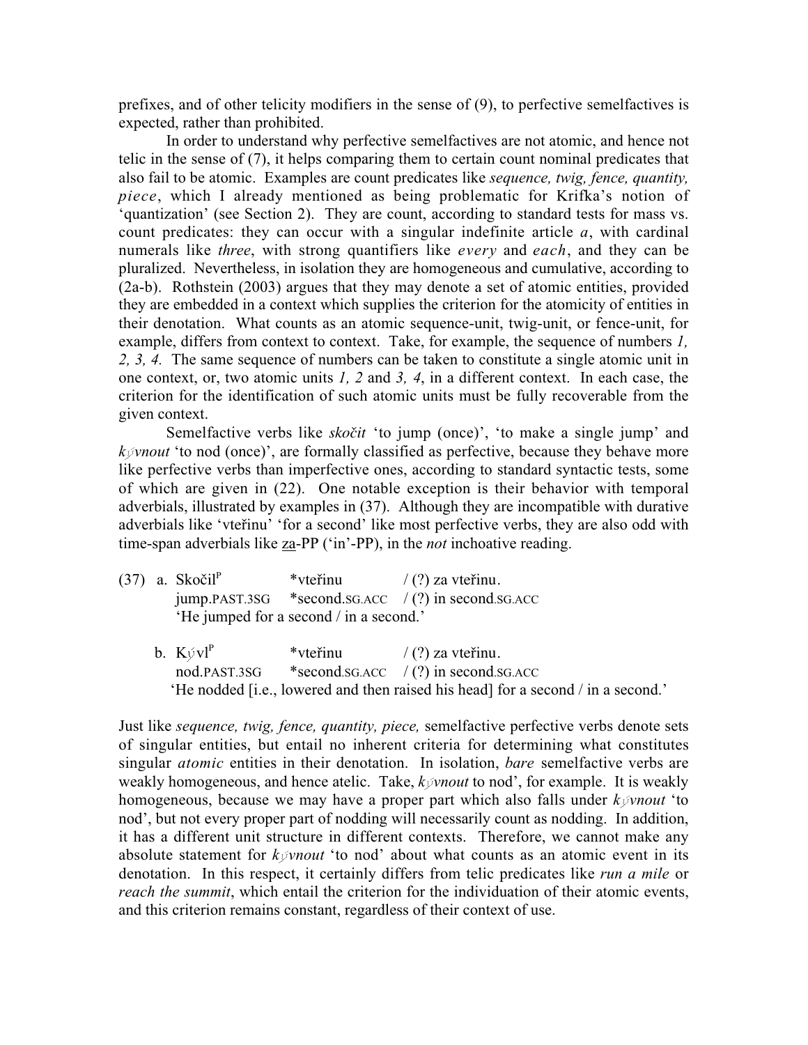prefixes, and of other telicity modifiers in the sense of (9), to perfective semelfactives is expected, rather than prohibited.

In order to understand why perfective semelfactives are not atomic, and hence not telic in the sense of (7), it helps comparing them to certain count nominal predicates that also fail to be atomic. Examples are count predicates like *sequence, twig, fence, quantity, piece*, which I already mentioned as being problematic for Krifka's notion of 'quantization' (see Section 2). They are count, according to standard tests for mass vs. count predicates: they can occur with a singular indefinite article *a*, with cardinal numerals like *three*, with strong quantifiers like *every* and *each*, and they can be pluralized. Nevertheless, in isolation they are homogeneous and cumulative, according to (2a-b). Rothstein (2003) argues that they may denote a set of atomic entities, provided they are embedded in a context which supplies the criterion for the atomicity of entities in their denotation. What counts as an atomic sequence-unit, twig-unit, or fence-unit, for example, differs from context to context. Take, for example, the sequence of numbers *1, 2, 3, 4.* The same sequence of numbers can be taken to constitute a single atomic unit in one context, or, two atomic units *1, 2* and *3, 4*, in a different context. In each case, the criterion for the identification of such atomic units must be fully recoverable from the given context.

Semelfactive verbs like *skočit* 'to jump (once)', 'to make a single jump' and *kývnout* 'to nod (once)', are formally classified as perfective, because they behave more like perfective verbs than imperfective ones, according to standard syntactic tests, some of which are given in (22). One notable exception is their behavior with temporal adverbials, illustrated by examples in (37). Although they are incompatible with durative adverbials like 'vteřinu' 'for a second' like most perfective verbs, they are also odd with time-span adverbials like <u>za</u>-PP ('in'-PP), in the *not* inchoative reading.

(37) a. Skočil$^{P}$ &nbsp;&nbsp;&nbsp;&nbsp; *vteřinu &nbsp;&nbsp;&nbsp;&nbsp; / (?) za vteřinu.
jump.PAST.3SG &nbsp;&nbsp; *second.SG.ACC &nbsp;&nbsp; / (?) in second.SG.ACC
'He jumped for a second / in a second.'

b. Kývl$^{P}$ &nbsp;&nbsp;&nbsp;&nbsp; *vteřinu &nbsp;&nbsp;&nbsp;&nbsp; / (?) za vteřinu.
nod.PAST.3SG &nbsp;&nbsp; *second.SG.ACC &nbsp;&nbsp; / (?) in second.SG.ACC
'He nodded [i.e., lowered and then raised his head] for a second / in a second.'

Just like *sequence, twig, fence, quantity, piece,* semelfactive perfective verbs denote sets of singular entities, but entail no inherent criteria for determining what constitutes singular *atomic* entities in their denotation. In isolation, *bare* semelfactive verbs are weakly homogeneous, and hence atelic. Take, *kývnout* to nod', for example. It is weakly homogeneous, because we may have a proper part which also falls under *kývnout* 'to nod', but not every proper part of nodding will necessarily count as nodding. In addition, it has a different unit structure in different contexts. Therefore, we cannot make any absolute statement for *kývnout* 'to nod' about what counts as an atomic event in its denotation. In this respect, it certainly differs from telic predicates like *run a mile* or *reach the summit*, which entail the criterion for the individuation of their atomic events, and this criterion remains constant, regardless of their context of use.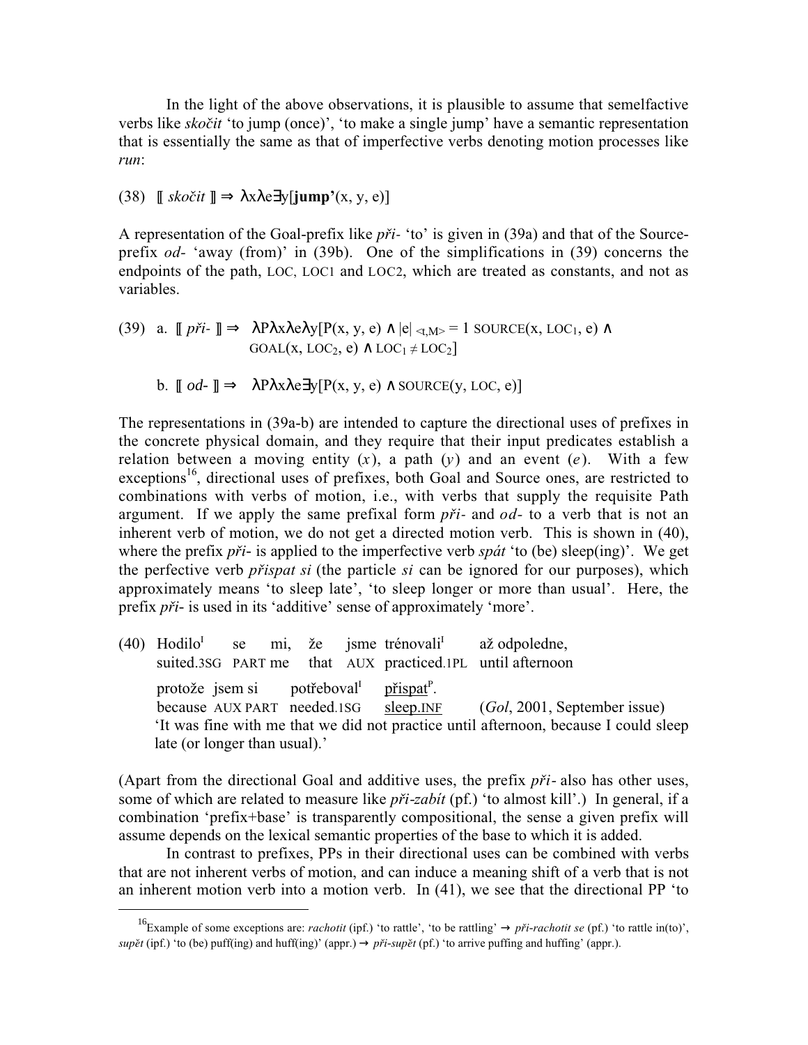In the light of the above observations, it is plausible to assume that semelfactive verbs like *skočit* 'to jump (once)', 'to make a single jump' have a semantic representation that is essentially the same as that of imperfective verbs denoting motion processes like *run*:

(38) $[\![$ *skočit* $]\!] \Rightarrow \lambda x \lambda e \exists y[\mathbf{jump'}(x, y, e)]$

A representation of the Goal-prefix like *při-* 'to' is given in (39a) and that of the Source-prefix *od-* 'away (from)' in (39b). One of the simplifications in (39) concerns the endpoints of the path, LOC, LOC1 and LOC2, which are treated as constants, and not as variables.

(39) a. $[\![$ *při-* $]\!] \Rightarrow \lambda P \lambda x \lambda e \lambda y[P(x, y, e) \wedge |e|_{<t,M>} = 1 \text{ SOURCE}(x, \text{LOC}_1, e) \wedge \text{GOAL}(x, \text{LOC}_2, e) \wedge \text{LOC}_1 \neq \text{LOC}_2]$

b. $[\![$ *od-* $]\!] \Rightarrow \lambda P \lambda x \lambda e \exists y[P(x, y, e) \wedge \text{SOURCE}(y, \text{LOC}, e)]$

The representations in (39a-b) are intended to capture the directional uses of prefixes in the concrete physical domain, and they require that their input predicates establish a relation between a moving entity ($x$), a path ($y$) and an event ($e$). With a few exceptions[16], directional uses of prefixes, both Goal and Source ones, are restricted to combinations with verbs of motion, i.e., with verbs that supply the requisite Path argument. If we apply the same prefixal form *při-* and *od-* to a verb that is not an inherent verb of motion, we do not get a directed motion verb. This is shown in (40), where the prefix *při-* is applied to the imperfective verb *spát* 'to (be) sleep(ing)'. We get the perfective verb *přispat si* (the particle *si* can be ignored for our purposes), which approximately means 'to sleep late', 'to sleep longer or more than usual'. Here, the prefix *při-* is used in its 'additive' sense of approximately 'more'.

(40) Hodilo[I] se mi, že jsme trénovali[I] až odpoledne,
suited.3SG PART me that AUX practiced.1PL until afternoon
protože jsem si potřeboval[I] <u>přispat[P]</u>.
because AUX PART needed.1SG <u>sleep.INF</u> (*Gol*, 2001, September issue)
'It was fine with me that we did not practice until afternoon, because I could sleep late (or longer than usual).'

(Apart from the directional Goal and additive uses, the prefix *při-* also has other uses, some of which are related to measure like *při-zabít* (pf.) 'to almost kill'.) In general, if a combination 'prefix+base' is transparently compositional, the sense a given prefix will assume depends on the lexical semantic properties of the base to which it is added.

In contrast to prefixes, PPs in their directional uses can be combined with verbs that are not inherent verbs of motion, and can induce a meaning shift of a verb that is not an inherent motion verb into a motion verb. In (41), we see that the directional PP 'to

[16]Example of some exceptions are: *rachotit* (ipf.) 'to rattle', 'to be rattling' → *při-rachotit se* (pf.) 'to rattle in(to)', *supět* (ipf.) 'to (be) puff(ing) and huff(ing)' (appr.) → *při-supět* (pf.) 'to arrive puffing and huffing' (appr.).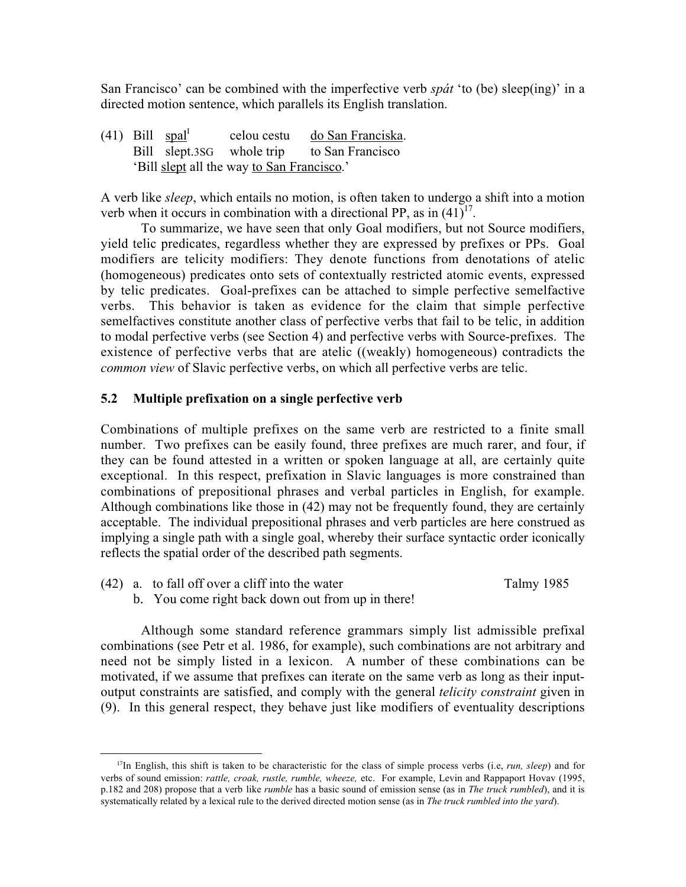San Francisco' can be combined with the imperfective verb *spát* 'to (be) sleep(ing)' in a directed motion sentence, which parallels its English translation.

(41) Bill <u>spal</u>[I] celou cestu <u>do San Franciska</u>.
Bill slept.3SG whole trip to San Francisco
'Bill <u>slept</u> all the way <u>to San Francisco</u>.'

A verb like *sleep*, which entails no motion, is often taken to undergo a shift into a motion verb when it occurs in combination with a directional PP, as in (41)[17].

To summarize, we have seen that only Goal modifiers, but not Source modifiers, yield telic predicates, regardless whether they are expressed by prefixes or PPs. Goal modifiers are telicity modifiers: They denote functions from denotations of atelic (homogeneous) predicates onto sets of contextually restricted atomic events, expressed by telic predicates. Goal-prefixes can be attached to simple perfective semelfactive verbs. This behavior is taken as evidence for the claim that simple perfective semelfactives constitute another class of perfective verbs that fail to be telic, in addition to modal perfective verbs (see Section 4) and perfective verbs with Source-prefixes. The existence of perfective verbs that are atelic ((weakly) homogeneous) contradicts the *common view* of Slavic perfective verbs, on which all perfective verbs are telic.

## 5.2 Multiple prefixation on a single perfective verb

Combinations of multiple prefixes on the same verb are restricted to a finite small number. Two prefixes can be easily found, three prefixes are much rarer, and four, if they can be found attested in a written or spoken language at all, are certainly quite exceptional. In this respect, prefixation in Slavic languages is more constrained than combinations of prepositional phrases and verbal particles in English, for example. Although combinations like those in (42) may not be frequently found, they are certainly acceptable. The individual prepositional phrases and verb particles are here construed as implying a single path with a single goal, whereby their surface syntactic order iconically reflects the spatial order of the described path segments.

(42) a. to fall off over a cliff into the water — Talmy 1985
b. You come right back down out from up in there!

Although some standard reference grammars simply list admissible prefixal combinations (see Petr et al. 1986, for example), such combinations are not arbitrary and need not be simply listed in a lexicon. A number of these combinations can be motivated, if we assume that prefixes can iterate on the same verb as long as their input-output constraints are satisfied, and comply with the general *telicity constraint* given in (9). In this general respect, they behave just like modifiers of eventuality descriptions

---

[17] In English, this shift is taken to be characteristic for the class of simple process verbs (i.e, *run, sleep*) and for verbs of sound emission: *rattle, croak, rustle, rumble, wheeze,* etc. For example, Levin and Rappaport Hovav (1995, p.182 and 208) propose that a verb like *rumble* has a basic sound of emission sense (as in *The truck rumbled*), and it is systematically related by a lexical rule to the derived directed motion sense (as in *The truck rumbled into the yard*).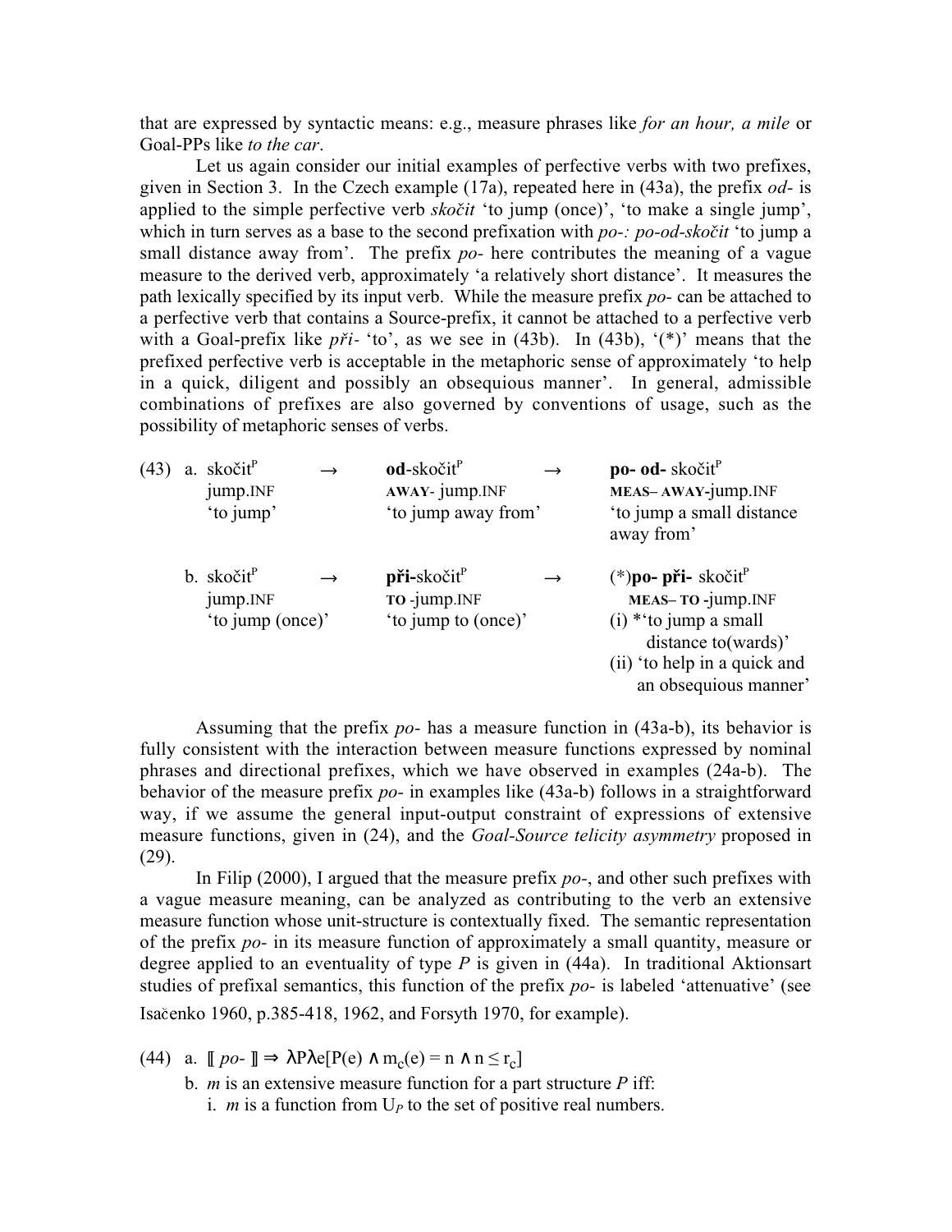that are expressed by syntactic means: e.g., measure phrases like *for an hour, a mile* or Goal-PPs like *to the car*.

Let us again consider our initial examples of perfective verbs with two prefixes, given in Section 3. In the Czech example (17a), repeated here in (43a), the prefix *od-* is applied to the simple perfective verb *skočit* 'to jump (once)', 'to make a single jump', which in turn serves as a base to the second prefixation with *po-: po-od-skočit* 'to jump a small distance away from'. The prefix *po-* here contributes the meaning of a vague measure to the derived verb, approximately 'a relatively short distance'. It measures the path lexically specified by its input verb. While the measure prefix *po-* can be attached to a perfective verb that contains a Source-prefix, it cannot be attached to a perfective verb with a Goal-prefix like *při-* 'to', as we see in (43b). In (43b), '(\*)' means that the prefixed perfective verb is acceptable in the metaphoric sense of approximately 'to help in a quick, diligent and possibly an obsequious manner'. In general, admissible combinations of prefixes are also governed by conventions of usage, such as the possibility of metaphoric senses of verbs.

(43) a. skočit$^P$ → **od**-skočit$^P$ → **po- od-** skočit$^P$
jump.INF | AWAY- jump.INF | MEAS– AWAY-jump.INF
'to jump' | 'to jump away from' | 'to jump a small distance away from'

b. skočit$^P$ → **při**-skočit$^P$ → (\*)**po- při-** skočit$^P$
jump.INF | TO -jump.INF | MEAS– TO -jump.INF
'to jump (once)' | 'to jump to (once)' | (i) \*'to jump a small distance to(wards)'
(ii) 'to help in a quick and an obsequious manner'

Assuming that the prefix *po-* has a measure function in (43a-b), its behavior is fully consistent with the interaction between measure functions expressed by nominal phrases and directional prefixes, which we have observed in examples (24a-b). The behavior of the measure prefix *po-* in examples like (43a-b) follows in a straightforward way, if we assume the general input-output constraint of expressions of extensive measure functions, given in (24), and the *Goal-Source telicity asymmetry* proposed in (29).

In Filip (2000), I argued that the measure prefix *po-*, and other such prefixes with a vague measure meaning, can be analyzed as contributing to the verb an extensive measure function whose unit-structure is contextually fixed. The semantic representation of the prefix *po-* in its measure function of approximately a small quantity, measure or degree applied to an eventuality of type *P* is given in (44a). In traditional Aktionsart studies of prefixal semantics, this function of the prefix *po-* is labeled 'attenuative' (see Isačenko 1960, p.385-418, 1962, and Forsyth 1970, for example).

(44) a. $[\![ \textit{po-} ]\!] \Rightarrow \lambda P \lambda e[P(e) \wedge m_c(e) = n \wedge n \leq r_c]$

b. *m* is an extensive measure function for a part structure *P* iff:

i. *m* is a function from $U_P$ to the set of positive real numbers.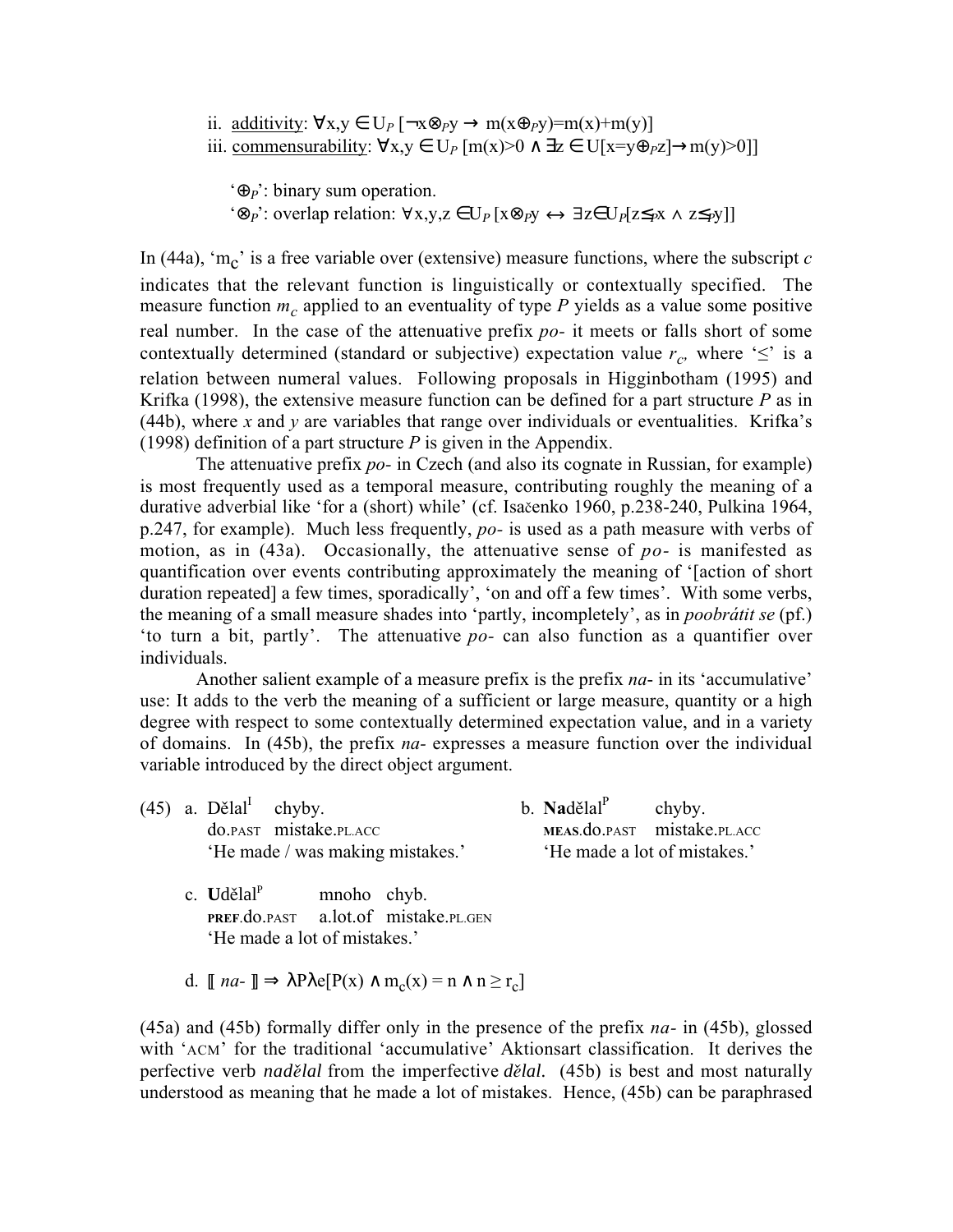ii. <u>additivity</u>: $\forall x,y \in U_P\ [\neg x \otimes_P y \rightarrow m(x \oplus_P y) = m(x) + m(y)]$
iii. <u>commensurability</u>: $\forall x,y \in U_P\ [m(x)>0 \wedge \exists z \in U[x = y \oplus_P z] \rightarrow m(y)>0]]$

'$\oplus_P$': binary sum operation.
'$\otimes_P$': overlap relation: $\forall x,y,z \in U_P\ [x \otimes_P y \leftrightarrow \exists z \in U_P[z \leq_P x \wedge z \leq_P y]]$

In (44a), '$m_c$' is a free variable over (extensive) measure functions, where the subscript *c* indicates that the relevant function is linguistically or contextually specified. The measure function $m_c$ applied to an eventuality of type *P* yields as a value some positive real number. In the case of the attenuative prefix *po-* it meets or falls short of some contextually determined (standard or subjective) expectation value $r_c$, where '$\leq$' is a relation between numeral values. Following proposals in Higginbotham (1995) and Krifka (1998), the extensive measure function can be defined for a part structure *P* as in (44b), where *x* and *y* are variables that range over individuals or eventualities. Krifka's (1998) definition of a part structure *P* is given in the Appendix.

The attenuative prefix *po-* in Czech (and also its cognate in Russian, for example) is most frequently used as a temporal measure, contributing roughly the meaning of a durative adverbial like 'for a (short) while' (cf. Isačenko 1960, p.238-240, Pulkina 1964, p.247, for example). Much less frequently, *po-* is used as a path measure with verbs of motion, as in (43a). Occasionally, the attenuative sense of *po-* is manifested as quantification over events contributing approximately the meaning of '[action of short duration repeated] a few times, sporadically', 'on and off a few times'. With some verbs, the meaning of a small measure shades into 'partly, incompletely', as in *poobrátit se* (pf.) 'to turn a bit, partly'. The attenuative *po-* can also function as a quantifier over individuals.

Another salient example of a measure prefix is the prefix *na-* in its 'accumulative' use: It adds to the verb the meaning of a sufficient or large measure, quantity or a high degree with respect to some contextually determined expectation value, and in a variety of domains. In (45b), the prefix *na-* expresses a measure function over the individual variable introduced by the direct object argument.

(45) a. Dělal[I] chyby.
do.PAST mistake.PL.ACC
'He made / was making mistakes.'

b. **Na**dělal[P] chyby.
**MEAS**.do.PAST mistake.PL.ACC
'He made a lot of mistakes.'

c. **U**dělal[P] mnoho chyb.
**PREF**.do.PAST a.lot.of mistake.PL.GEN
'He made a lot of mistakes.'

d. $[\![\ na\text{-}\ ]\!] \Rightarrow \lambda P \lambda e[P(x) \wedge m_c(x) = n \wedge n \geq r_c]$

(45a) and (45b) formally differ only in the presence of the prefix *na-* in (45b), glossed with 'ACM' for the traditional 'accumulative' Aktionsart classification. It derives the perfective verb *nadělal* from the imperfective *dělal*. (45b) is best and most naturally understood as meaning that he made a lot of mistakes. Hence, (45b) can be paraphrased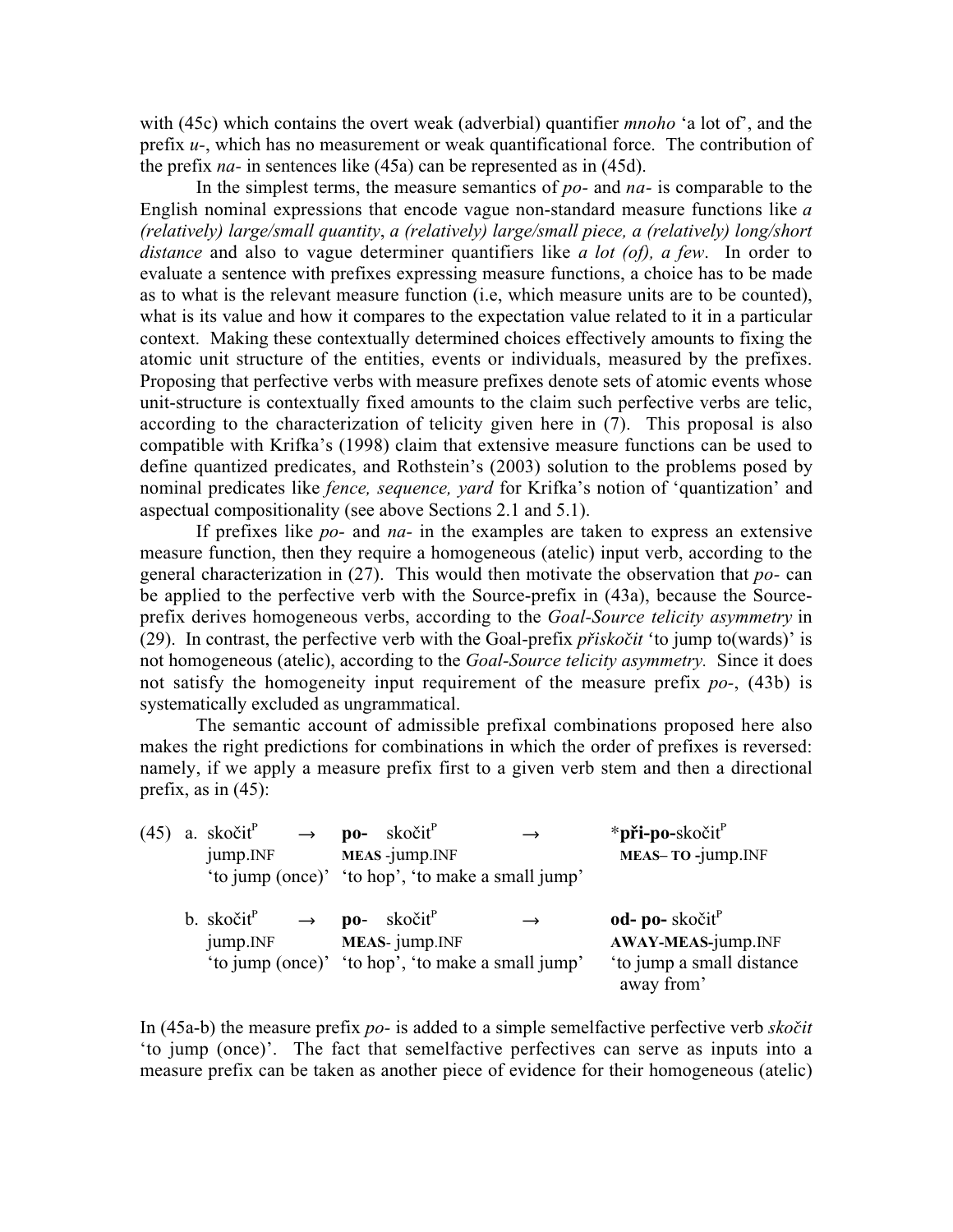with (45c) which contains the overt weak (adverbial) quantifier *mnoho* 'a lot of', and the prefix *u-*, which has no measurement or weak quantificational force. The contribution of the prefix *na-* in sentences like (45a) can be represented as in (45d).

In the simplest terms, the measure semantics of *po-* and *na-* is comparable to the English nominal expressions that encode vague non-standard measure functions like *a (relatively) large/small quantity*, *a (relatively) large/small piece, a (relatively) long/short distance* and also to vague determiner quantifiers like *a lot (of), a few*. In order to evaluate a sentence with prefixes expressing measure functions, a choice has to be made as to what is the relevant measure function (i.e, which measure units are to be counted), what is its value and how it compares to the expectation value related to it in a particular context. Making these contextually determined choices effectively amounts to fixing the atomic unit structure of the entities, events or individuals, measured by the prefixes. Proposing that perfective verbs with measure prefixes denote sets of atomic events whose unit-structure is contextually fixed amounts to the claim such perfective verbs are telic, according to the characterization of telicity given here in (7). This proposal is also compatible with Krifka's (1998) claim that extensive measure functions can be used to define quantized predicates, and Rothstein's (2003) solution to the problems posed by nominal predicates like *fence, sequence, yard* for Krifka's notion of 'quantization' and aspectual compositionality (see above Sections 2.1 and 5.1).

If prefixes like *po-* and *na-* in the examples are taken to express an extensive measure function, then they require a homogeneous (atelic) input verb, according to the general characterization in (27). This would then motivate the observation that *po-* can be applied to the perfective verb with the Source-prefix in (43a), because the Source-prefix derives homogeneous verbs, according to the *Goal-Source telicity asymmetry* in (29). In contrast, the perfective verb with the Goal-prefix *přiskočit* 'to jump to(wards)' is not homogeneous (atelic), according to the *Goal-Source telicity asymmetry.* Since it does not satisfy the homogeneity input requirement of the measure prefix *po-*, (43b) is systematically excluded as ungrammatical.

The semantic account of admissible prefixal combinations proposed here also makes the right predictions for combinations in which the order of prefixes is reversed: namely, if we apply a measure prefix first to a given verb stem and then a directional prefix, as in (45):

(45) a. skočit$^P$ → **po-** skočit$^P$ → ***při-po-**skočit$^P$
jump.INF &nbsp;&nbsp; MEAS -jump.INF &nbsp;&nbsp; MEAS– TO -jump.INF
'to jump (once)' &nbsp; 'to hop', 'to make a small jump'

b. skočit$^P$ → **po-** skočit$^P$ → **od- po-** skočit$^P$
jump.INF &nbsp;&nbsp; MEAS- jump.INF &nbsp;&nbsp; AWAY-MEAS-jump.INF
'to jump (once)' &nbsp; 'to hop', 'to make a small jump' &nbsp; 'to jump a small distance away from'

In (45a-b) the measure prefix *po-* is added to a simple semelfactive perfective verb *skočit* 'to jump (once)'. The fact that semelfactive perfectives can serve as inputs into a measure prefix can be taken as another piece of evidence for their homogeneous (atelic)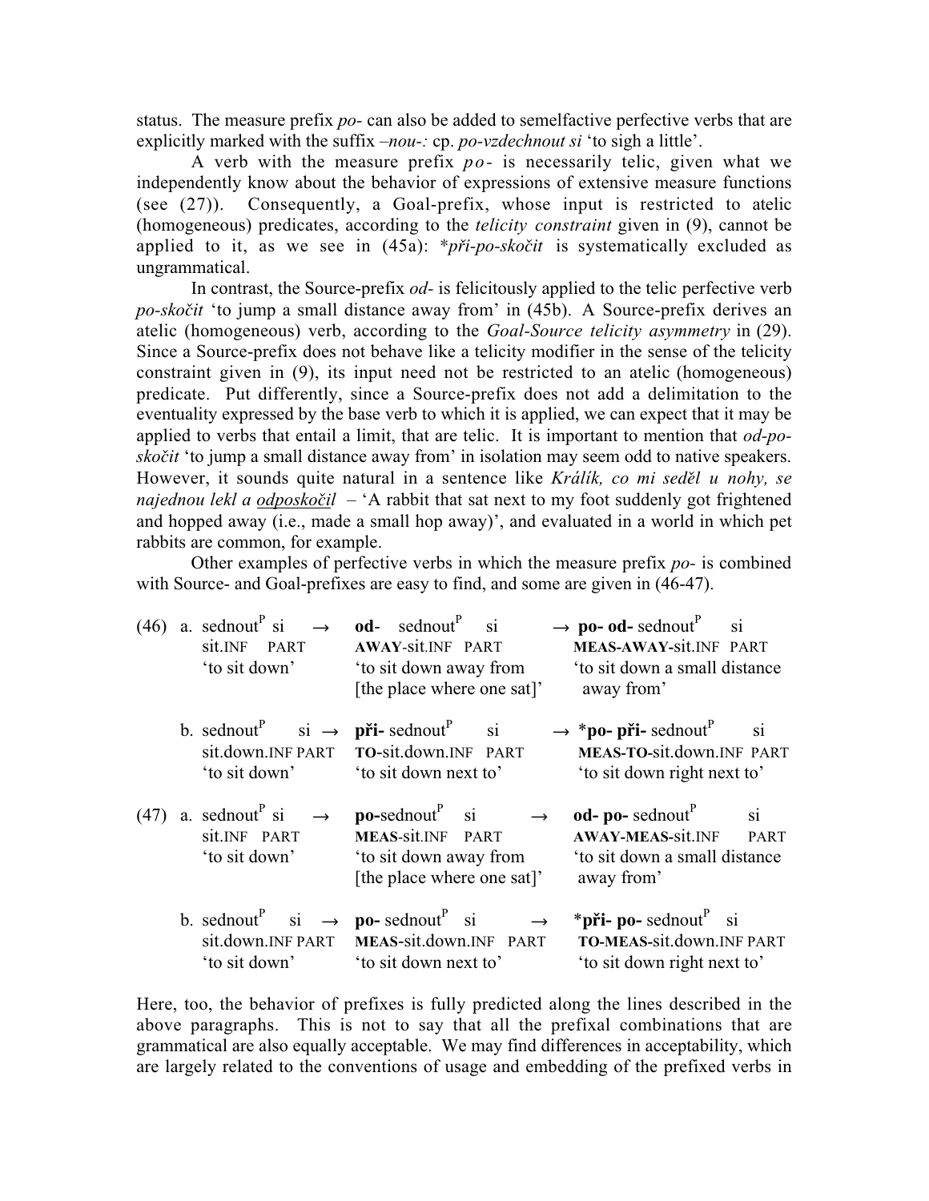status. The measure prefix *po-* can also be added to semelfactive perfective verbs that are explicitly marked with the suffix *–nou-:* cp. *po-vzdechnout si* 'to sigh a little'.

A verb with the measure prefix *po-* is necessarily telic, given what we independently know about the behavior of expressions of extensive measure functions (see (27)). Consequently, a Goal-prefix, whose input is restricted to atelic (homogeneous) predicates, according to the *telicity constraint* given in (9), cannot be applied to it, as we see in (45a): **při-po-skočit* is systematically excluded as ungrammatical.

In contrast, the Source-prefix *od-* is felicitously applied to the telic perfective verb *po-skočit* 'to jump a small distance away from' in (45b). A Source-prefix derives an atelic (homogeneous) verb, according to the *Goal-Source telicity asymmetry* in (29). Since a Source-prefix does not behave like a telicity modifier in the sense of the telicity constraint given in (9), its input need not be restricted to an atelic (homogeneous) predicate. Put differently, since a Source-prefix does not add a delimitation to the eventuality expressed by the base verb to which it is applied, we can expect that it may be applied to verbs that entail a limit, that are telic. It is important to mention that *od-po-skočit* 'to jump a small distance away from' in isolation may seem odd to native speakers. However, it sounds quite natural in a sentence like *Králík, co mi seděl u nohy, se najednou lekl a odposkočil* – 'A rabbit that sat next to my foot suddenly got frightened and hopped away (i.e., made a small hop away)', and evaluated in a world in which pet rabbits are common, for example.

Other examples of perfective verbs in which the measure prefix *po-* is combined with Source- and Goal-prefixes are easy to find, and some are given in (46-47).

(46) a. sednout$^{P}$ si → **od-** sednout$^{P}$ si → **po- od-** sednout$^{P}$ si
sit.INF PART — **AWAY**-sit.INF PART — **MEAS-AWAY**-sit.INF PART
'to sit down' — 'to sit down away from [the place where one sat]' — 'to sit down a small distance away from'

b. sednout$^{P}$ si → **při-** sednout$^{P}$ si → ***po- při-** sednout$^{P}$ si
sit.down.INF PART — **TO**-sit.down.INF PART — **MEAS-TO**-sit.down.INF PART
'to sit down' — 'to sit down next to' — 'to sit down right next to'

(47) a. sednout$^{P}$ si → **po-**sednout$^{P}$ si → **od- po-** sednout$^{P}$ si
sit.INF PART — **MEAS**-sit.INF PART — **AWAY-MEAS**-sit.INF PART
'to sit down' — 'to sit down away from [the place where one sat]' — 'to sit down a small distance away from'

b. sednout$^{P}$ si → **po-** sednout$^{P}$ si → ***při- po-** sednout$^{P}$ si
sit.down.INF PART — **MEAS**-sit.down.INF PART — **TO-MEAS**-sit.down.INF PART
'to sit down' — 'to sit down next to' — 'to sit down right next to'

Here, too, the behavior of prefixes is fully predicted along the lines described in the above paragraphs. This is not to say that all the prefixal combinations that are grammatical are also equally acceptable. We may find differences in acceptability, which are largely related to the conventions of usage and embedding of the prefixed verbs in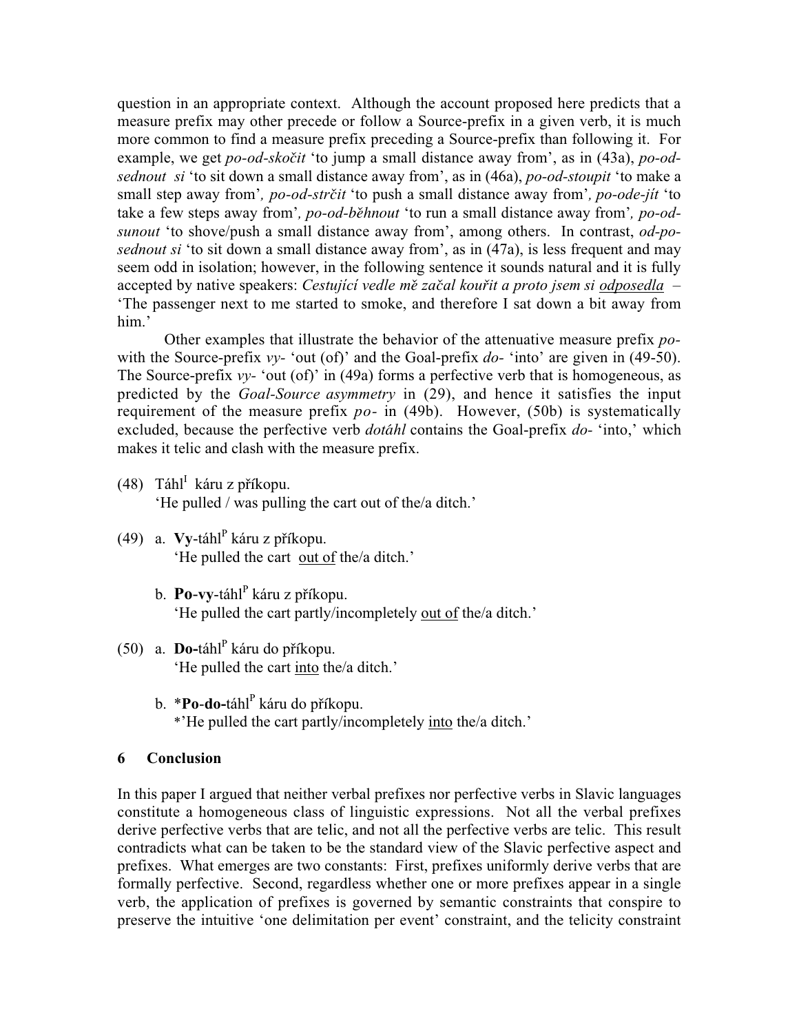question in an appropriate context. Although the account proposed here predicts that a measure prefix may other precede or follow a Source-prefix in a given verb, it is much more common to find a measure prefix preceding a Source-prefix than following it. For example, we get *po-od-skočit* 'to jump a small distance away from', as in (43a), *po-od-sednout si* 'to sit down a small distance away from', as in (46a), *po-od-stoupit* 'to make a small step away from'*, po-od-strčit* 'to push a small distance away from'*, po-ode-jít* 'to take a few steps away from'*, po-od-běhnout* 'to run a small distance away from'*, po-od-sunout* 'to shove/push a small distance away from', among others. In contrast, *od-po-sednout si* 'to sit down a small distance away from', as in (47a), is less frequent and may seem odd in isolation; however, in the following sentence it sounds natural and it is fully accepted by native speakers: *Cestující vedle mě začal kouřit a proto jsem si* <u>*odposedla*</u> – 'The passenger next to me started to smoke, and therefore I sat down a bit away from him.'

Other examples that illustrate the behavior of the attenuative measure prefix *po-* with the Source-prefix *vy-* 'out (of)' and the Goal-prefix *do-* 'into' are given in (49-50). The Source-prefix *vy-* 'out (of)' in (49a) forms a perfective verb that is homogeneous, as predicted by the *Goal-Source asymmetry* in (29), and hence it satisfies the input requirement of the measure prefix *po-* in (49b). However, (50b) is systematically excluded, because the perfective verb *dotáhl* contains the Goal-prefix *do-* 'into,' which makes it telic and clash with the measure prefix.

(48) Táhl$^{I}$ káru z příkopu.
'He pulled / was pulling the cart out of the/a ditch.'

(49) a. **Vy**-táhl$^{P}$ káru z příkopu.
'He pulled the cart <u>out of</u> the/a ditch.'

b. **Po**-**vy**-táhl$^{P}$ káru z příkopu.
'He pulled the cart partly/incompletely <u>out of</u> the/a ditch.'

(50) a. **Do-**táhl$^{P}$ káru do příkopu.
'He pulled the cart <u>into</u> the/a ditch.'

b. \***Po**-**do-**táhl$^{P}$ káru do příkopu.
\*'He pulled the cart partly/incompletely <u>into</u> the/a ditch.'

## 6 Conclusion

In this paper I argued that neither verbal prefixes nor perfective verbs in Slavic languages constitute a homogeneous class of linguistic expressions. Not all the verbal prefixes derive perfective verbs that are telic, and not all the perfective verbs are telic. This result contradicts what can be taken to be the standard view of the Slavic perfective aspect and prefixes. What emerges are two constants: First, prefixes uniformly derive verbs that are formally perfective. Second, regardless whether one or more prefixes appear in a single verb, the application of prefixes is governed by semantic constraints that conspire to preserve the intuitive 'one delimitation per event' constraint, and the telicity constraint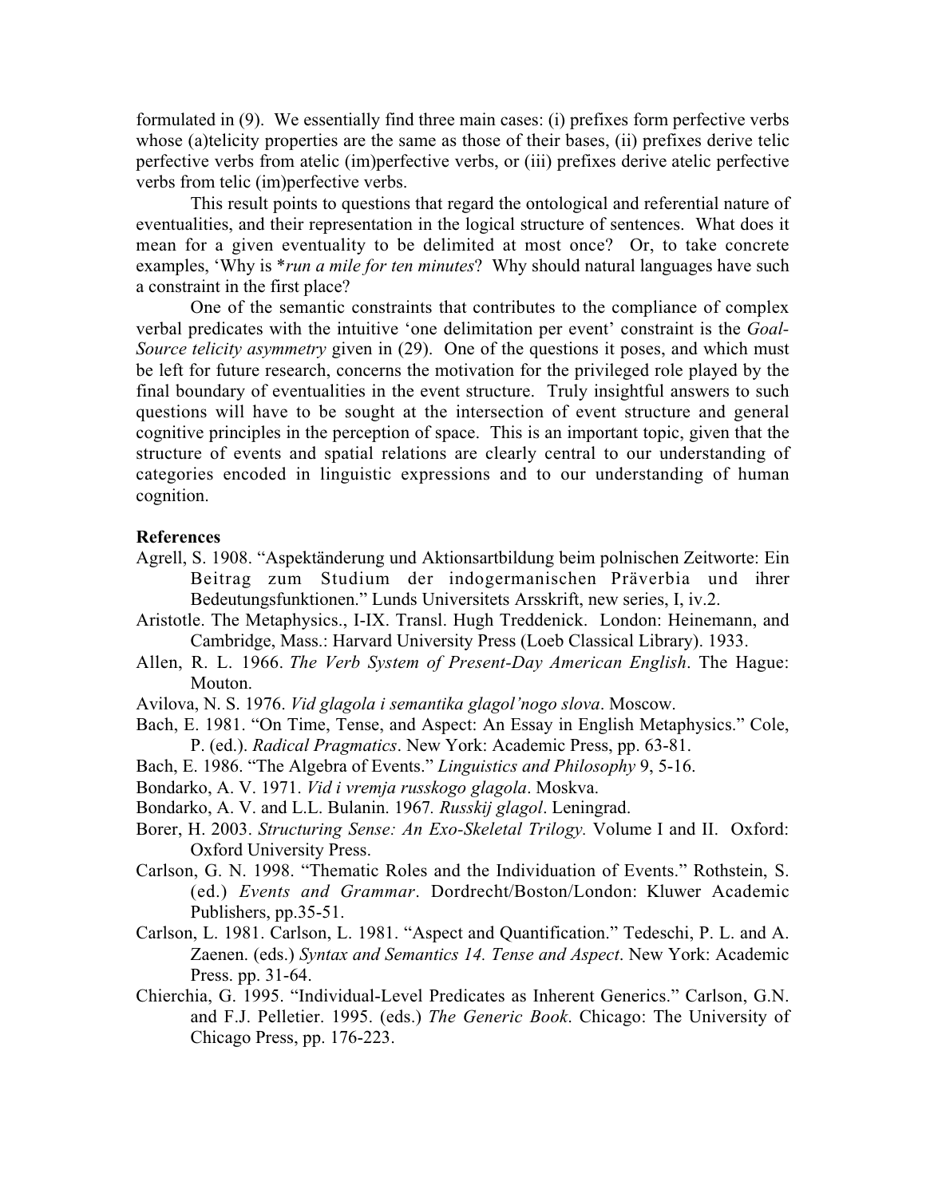formulated in (9). We essentially find three main cases: (i) prefixes form perfective verbs whose (a)telicity properties are the same as those of their bases, (ii) prefixes derive telic perfective verbs from atelic (im)perfective verbs, or (iii) prefixes derive atelic perfective verbs from telic (im)perfective verbs.

This result points to questions that regard the ontological and referential nature of eventualities, and their representation in the logical structure of sentences. What does it mean for a given eventuality to be delimited at most once? Or, to take concrete examples, 'Why is **run a mile for ten minutes*? Why should natural languages have such a constraint in the first place?

One of the semantic constraints that contributes to the compliance of complex verbal predicates with the intuitive 'one delimitation per event' constraint is the *Goal-Source telicity asymmetry* given in (29). One of the questions it poses, and which must be left for future research, concerns the motivation for the privileged role played by the final boundary of eventualities in the event structure. Truly insightful answers to such questions will have to be sought at the intersection of event structure and general cognitive principles in the perception of space. This is an important topic, given that the structure of events and spatial relations are clearly central to our understanding of categories encoded in linguistic expressions and to our understanding of human cognition.

**References**

Agrell, S. 1908. "Aspektänderung und Aktionsartbildung beim polnischen Zeitworte: Ein Beitrag zum Studium der indogermanischen Präverbia und ihrer Bedeutungsfunktionen." Lunds Universitets Arsskrift, new series, I, iv.2.

Aristotle. The Metaphysics., I-IX. Transl. Hugh Treddenick. London: Heinemann, and Cambridge, Mass.: Harvard University Press (Loeb Classical Library). 1933.

Allen, R. L. 1966. *The Verb System of Present-Day American English*. The Hague: Mouton.

Avilova, N. S. 1976. *Vid glagola i semantika glagol'nogo slova*. Moscow.

Bach, E. 1981. "On Time, Tense, and Aspect: An Essay in English Metaphysics." Cole, P. (ed.). *Radical Pragmatics*. New York: Academic Press, pp. 63-81.

Bach, E. 1986. "The Algebra of Events." *Linguistics and Philosophy* 9, 5-16.

Bondarko, A. V. 1971. *Vid i vremja russkogo glagola*. Moskva.

Bondarko, A. V. and L.L. Bulanin. 1967*. Russkij glagol*. Leningrad.

Borer, H. 2003. *Structuring Sense: An Exo-Skeletal Trilogy.* Volume I and II. Oxford: Oxford University Press.

Carlson, G. N. 1998. "Thematic Roles and the Individuation of Events." Rothstein, S. (ed.) *Events and Grammar*. Dordrecht/Boston/London: Kluwer Academic Publishers, pp.35-51.

Carlson, L. 1981. Carlson, L. 1981. "Aspect and Quantification." Tedeschi, P. L. and A. Zaenen. (eds.) *Syntax and Semantics 14. Tense and Aspect*. New York: Academic Press. pp. 31-64.

Chierchia, G. 1995. "Individual-Level Predicates as Inherent Generics." Carlson, G.N. and F.J. Pelletier. 1995. (eds.) *The Generic Book*. Chicago: The University of Chicago Press, pp. 176-223.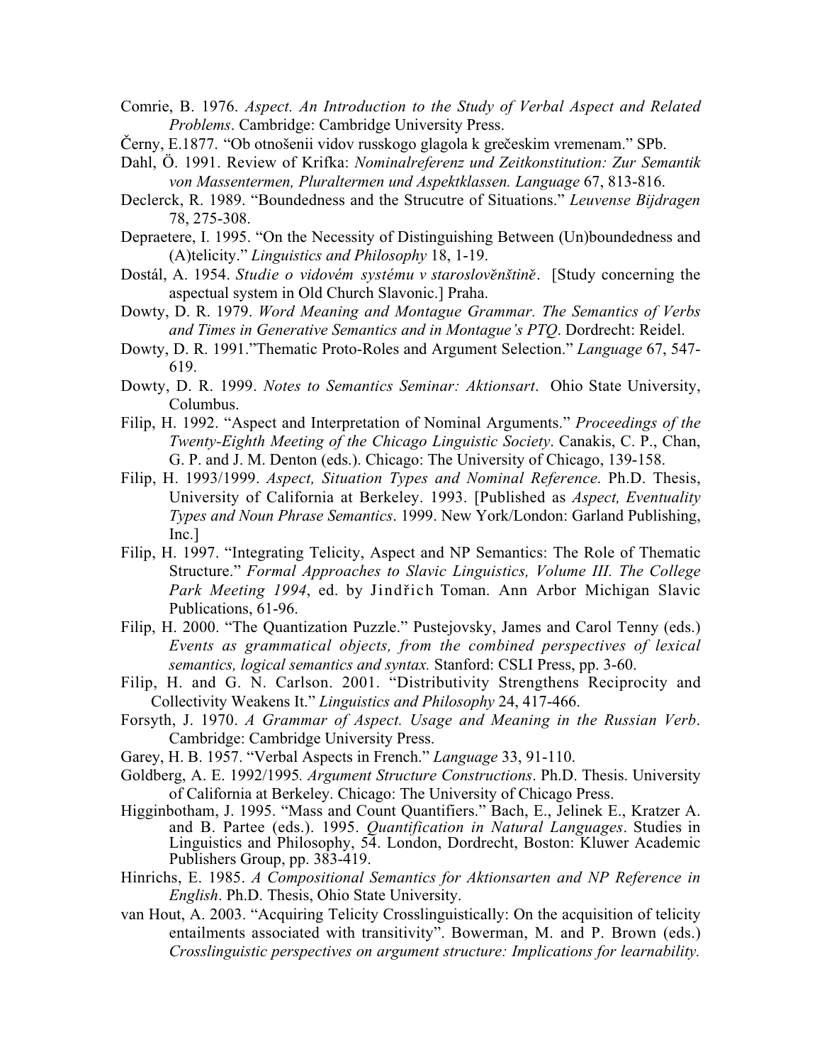Comrie, B. 1976. *Aspect. An Introduction to the Study of Verbal Aspect and Related Problems*. Cambridge: Cambridge University Press.

Černy, E.1877. "Ob otnošenii vidov russkogo glagola k grečeskim vremenam." SPb.

Dahl, Ö. 1991. Review of Krifka: *Nominalreferenz und Zeitkonstitution: Zur Semantik von Massentermen, Pluraltermen und Aspektklassen. Language* 67, 813-816.

Declerck, R. 1989. "Boundedness and the Strucutre of Situations." *Leuvense Bijdragen* 78, 275-308.

Depraetere, I. 1995. "On the Necessity of Distinguishing Between (Un)boundedness and (A)telicity." *Linguistics and Philosophy* 18, 1-19.

Dostál, A. 1954. *Studie o vidovém systému v staroslověnštině*. [Study concerning the aspectual system in Old Church Slavonic.] Praha.

Dowty, D. R. 1979. *Word Meaning and Montague Grammar. The Semantics of Verbs and Times in Generative Semantics and in Montague's PTQ*. Dordrecht: Reidel.

Dowty, D. R. 1991."Thematic Proto-Roles and Argument Selection." *Language* 67, 547-619.

Dowty, D. R. 1999. *Notes to Semantics Seminar: Aktionsart*. Ohio State University, Columbus.

Filip, H. 1992. "Aspect and Interpretation of Nominal Arguments." *Proceedings of the Twenty-Eighth Meeting of the Chicago Linguistic Society*. Canakis, C. P., Chan, G. P. and J. M. Denton (eds.). Chicago: The University of Chicago, 139-158.

Filip, H. 1993/1999. *Aspect, Situation Types and Nominal Reference*. Ph.D. Thesis, University of California at Berkeley. 1993. [Published as *Aspect, Eventuality Types and Noun Phrase Semantics*. 1999. New York/London: Garland Publishing, Inc.]

Filip, H. 1997. "Integrating Telicity, Aspect and NP Semantics: The Role of Thematic Structure." *Formal Approaches to Slavic Linguistics, Volume III. The College Park Meeting 1994*, ed. by Jindřich Toman. Ann Arbor Michigan Slavic Publications, 61-96.

Filip, H. 2000. "The Quantization Puzzle." Pustejovsky, James and Carol Tenny (eds.) *Events as grammatical objects, from the combined perspectives of lexical semantics, logical semantics and syntax.* Stanford: CSLI Press, pp. 3-60.

Filip, H. and G. N. Carlson. 2001. "Distributivity Strengthens Reciprocity and Collectivity Weakens It." *Linguistics and Philosophy* 24, 417-466.

Forsyth, J. 1970. *A Grammar of Aspect. Usage and Meaning in the Russian Verb*. Cambridge: Cambridge University Press.

Garey, H. B. 1957. "Verbal Aspects in French." *Language* 33, 91-110.

Goldberg, A. E. 1992/1995*. Argument Structure Constructions*. Ph.D. Thesis. University of California at Berkeley. Chicago: The University of Chicago Press.

Higginbotham, J. 1995. "Mass and Count Quantifiers." Bach, E., Jelinek E., Kratzer A. and B. Partee (eds.). 1995. *Quantification in Natural Languages*. Studies in Linguistics and Philosophy, 54. London, Dordrecht, Boston: Kluwer Academic Publishers Group, pp. 383-419.

Hinrichs, E. 1985. *A Compositional Semantics for Aktionsarten and NP Reference in English*. Ph.D. Thesis, Ohio State University.

van Hout, A. 2003. "Acquiring Telicity Crosslinguistically: On the acquisition of telicity entailments associated with transitivity". Bowerman, M. and P. Brown (eds.) *Crosslinguistic perspectives on argument structure: Implications for learnability.*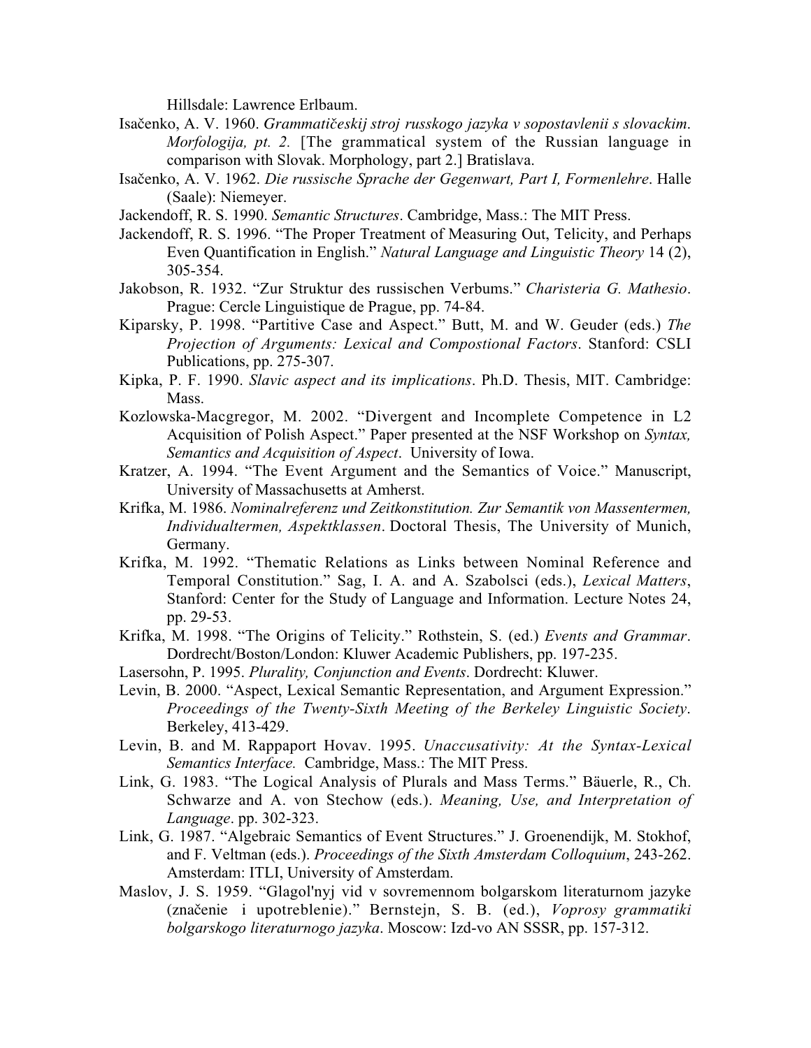Hillsdale: Lawrence Erlbaum.

Isačenko, A. V. 1960. *Grammatičeskij stroj russkogo jazyka v sopostavlenii s slovackim. Morfologija, pt. 2.* [The grammatical system of the Russian language in comparison with Slovak. Morphology, part 2.] Bratislava.

Isačenko, A. V. 1962. *Die russische Sprache der Gegenwart, Part I, Formenlehre*. Halle (Saale): Niemeyer.

Jackendoff, R. S. 1990. *Semantic Structures*. Cambridge, Mass.: The MIT Press.

Jackendoff, R. S. 1996. "The Proper Treatment of Measuring Out, Telicity, and Perhaps Even Quantification in English." *Natural Language and Linguistic Theory* 14 (2), 305-354.

Jakobson, R. 1932. "Zur Struktur des russischen Verbums." *Charisteria G. Mathesio*. Prague: Cercle Linguistique de Prague, pp. 74-84.

Kiparsky, P. 1998. "Partitive Case and Aspect." Butt, M. and W. Geuder (eds.) *The Projection of Arguments: Lexical and Compostional Factors*. Stanford: CSLI Publications, pp. 275-307.

Kipka, P. F. 1990. *Slavic aspect and its implications*. Ph.D. Thesis, MIT. Cambridge: Mass.

Kozlowska-Macgregor, M. 2002. "Divergent and Incomplete Competence in L2 Acquisition of Polish Aspect." Paper presented at the NSF Workshop on *Syntax, Semantics and Acquisition of Aspect*. University of Iowa.

Kratzer, A. 1994. "The Event Argument and the Semantics of Voice." Manuscript, University of Massachusetts at Amherst.

Krifka, M. 1986. *Nominalreferenz und Zeitkonstitution. Zur Semantik von Massentermen, Individualtermen, Aspektklassen*. Doctoral Thesis, The University of Munich, Germany.

Krifka, M. 1992. "Thematic Relations as Links between Nominal Reference and Temporal Constitution." Sag, I. A. and A. Szabolsci (eds.), *Lexical Matters*, Stanford: Center for the Study of Language and Information. Lecture Notes 24, pp. 29-53.

Krifka, M. 1998. "The Origins of Telicity." Rothstein, S. (ed.) *Events and Grammar*. Dordrecht/Boston/London: Kluwer Academic Publishers, pp. 197-235.

Lasersohn, P. 1995. *Plurality, Conjunction and Events*. Dordrecht: Kluwer.

Levin, B. 2000. "Aspect, Lexical Semantic Representation, and Argument Expression." *Proceedings of the Twenty-Sixth Meeting of the Berkeley Linguistic Society*. Berkeley, 413-429.

Levin, B. and M. Rappaport Hovav. 1995. *Unaccusativity: At the Syntax-Lexical Semantics Interface.* Cambridge, Mass.: The MIT Press.

Link, G. 1983. "The Logical Analysis of Plurals and Mass Terms." Bäuerle, R., Ch. Schwarze and A. von Stechow (eds.). *Meaning, Use, and Interpretation of Language*. pp. 302-323.

Link, G. 1987. "Algebraic Semantics of Event Structures." J. Groenendijk, M. Stokhof, and F. Veltman (eds.). *Proceedings of the Sixth Amsterdam Colloquium*, 243-262. Amsterdam: ITLI, University of Amsterdam.

Maslov, J. S. 1959. "Glagol'nyj vid v sovremennom bolgarskom literaturnom jazyke (značenie i upotreblenie)." Bernstejn, S. B. (ed.), *Voprosy grammatiki bolgarskogo literaturnogo jazyka*. Moscow: Izd-vo AN SSSR, pp. 157-312.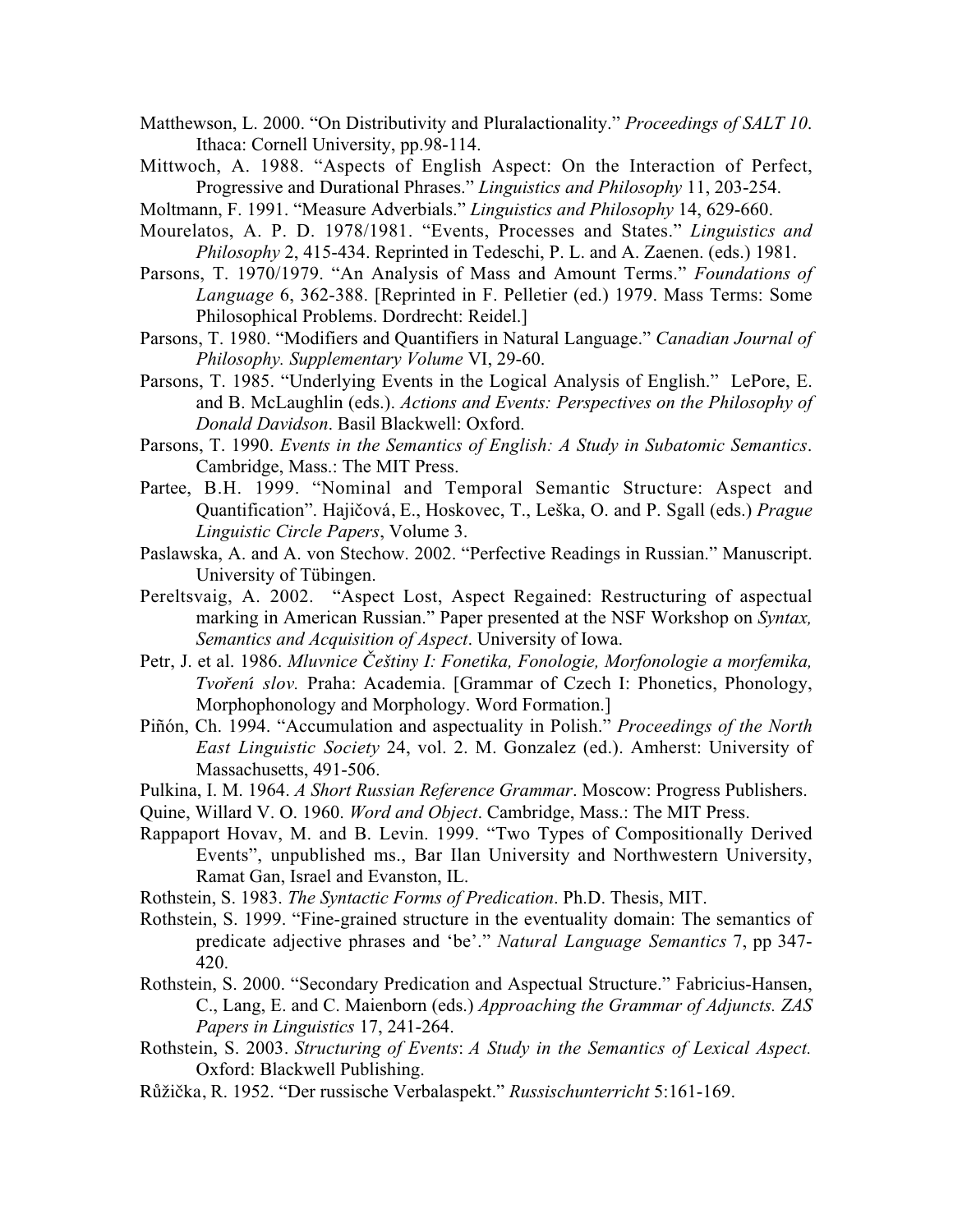Matthewson, L. 2000. "On Distributivity and Pluralactionality." *Proceedings of SALT 10*. Ithaca: Cornell University, pp.98-114.

Mittwoch, A. 1988. "Aspects of English Aspect: On the Interaction of Perfect, Progressive and Durational Phrases." *Linguistics and Philosophy* 11, 203-254.

Moltmann, F. 1991. "Measure Adverbials." *Linguistics and Philosophy* 14, 629-660.

Mourelatos, A. P. D. 1978/1981. "Events, Processes and States." *Linguistics and Philosophy* 2, 415-434. Reprinted in Tedeschi, P. L. and A. Zaenen. (eds.) 1981.

Parsons, T. 1970/1979. "An Analysis of Mass and Amount Terms." *Foundations of Language* 6, 362-388. [Reprinted in F. Pelletier (ed.) 1979. Mass Terms: Some Philosophical Problems. Dordrecht: Reidel.]

Parsons, T. 1980. "Modifiers and Quantifiers in Natural Language." *Canadian Journal of Philosophy. Supplementary Volume* VI, 29-60.

Parsons, T. 1985. "Underlying Events in the Logical Analysis of English." LePore, E. and B. McLaughlin (eds.). *Actions and Events: Perspectives on the Philosophy of Donald Davidson*. Basil Blackwell: Oxford.

Parsons, T. 1990. *Events in the Semantics of English: A Study in Subatomic Semantics*. Cambridge, Mass.: The MIT Press.

Partee, B.H. 1999. "Nominal and Temporal Semantic Structure: Aspect and Quantification". Hajičová, E., Hoskovec, T., Leška, O. and P. Sgall (eds.) *Prague Linguistic Circle Papers*, Volume 3.

Paslawska, A. and A. von Stechow. 2002. "Perfective Readings in Russian." Manuscript. University of Tübingen.

Pereltsvaig, A. 2002. "Aspect Lost, Aspect Regained: Restructuring of aspectual marking in American Russian." Paper presented at the NSF Workshop on *Syntax, Semantics and Acquisition of Aspect*. University of Iowa.

Petr, J. et al. 1986. *Mluvnice Češtiny I: Fonetika, Fonologie, Morfonologie a morfemika, Tvoření slov.* Praha: Academia. [Grammar of Czech I: Phonetics, Phonology, Morphophonology and Morphology. Word Formation.]

Piñón, Ch. 1994. "Accumulation and aspectuality in Polish." *Proceedings of the North East Linguistic Society* 24, vol. 2. M. Gonzalez (ed.). Amherst: University of Massachusetts, 491-506.

Pulkina, I. M. 1964. *A Short Russian Reference Grammar*. Moscow: Progress Publishers.

Quine, Willard V. O. 1960. *Word and Object*. Cambridge, Mass.: The MIT Press.

Rappaport Hovav, M. and B. Levin. 1999. "Two Types of Compositionally Derived Events", unpublished ms., Bar Ilan University and Northwestern University, Ramat Gan, Israel and Evanston, IL.

Rothstein, S. 1983. *The Syntactic Forms of Predication*. Ph.D. Thesis, MIT.

Rothstein, S. 1999. "Fine-grained structure in the eventuality domain: The semantics of predicate adjective phrases and 'be'." *Natural Language Semantics* 7, pp 347-420.

Rothstein, S. 2000. "Secondary Predication and Aspectual Structure." Fabricius-Hansen, C., Lang, E. and C. Maienborn (eds.) *Approaching the Grammar of Adjuncts. ZAS Papers in Linguistics* 17, 241-264.

Rothstein, S. 2003. *Structuring of Events: A Study in the Semantics of Lexical Aspect.* Oxford: Blackwell Publishing.

Růžička, R. 1952. "Der russische Verbalaspekt." *Russischunterricht* 5:161-169.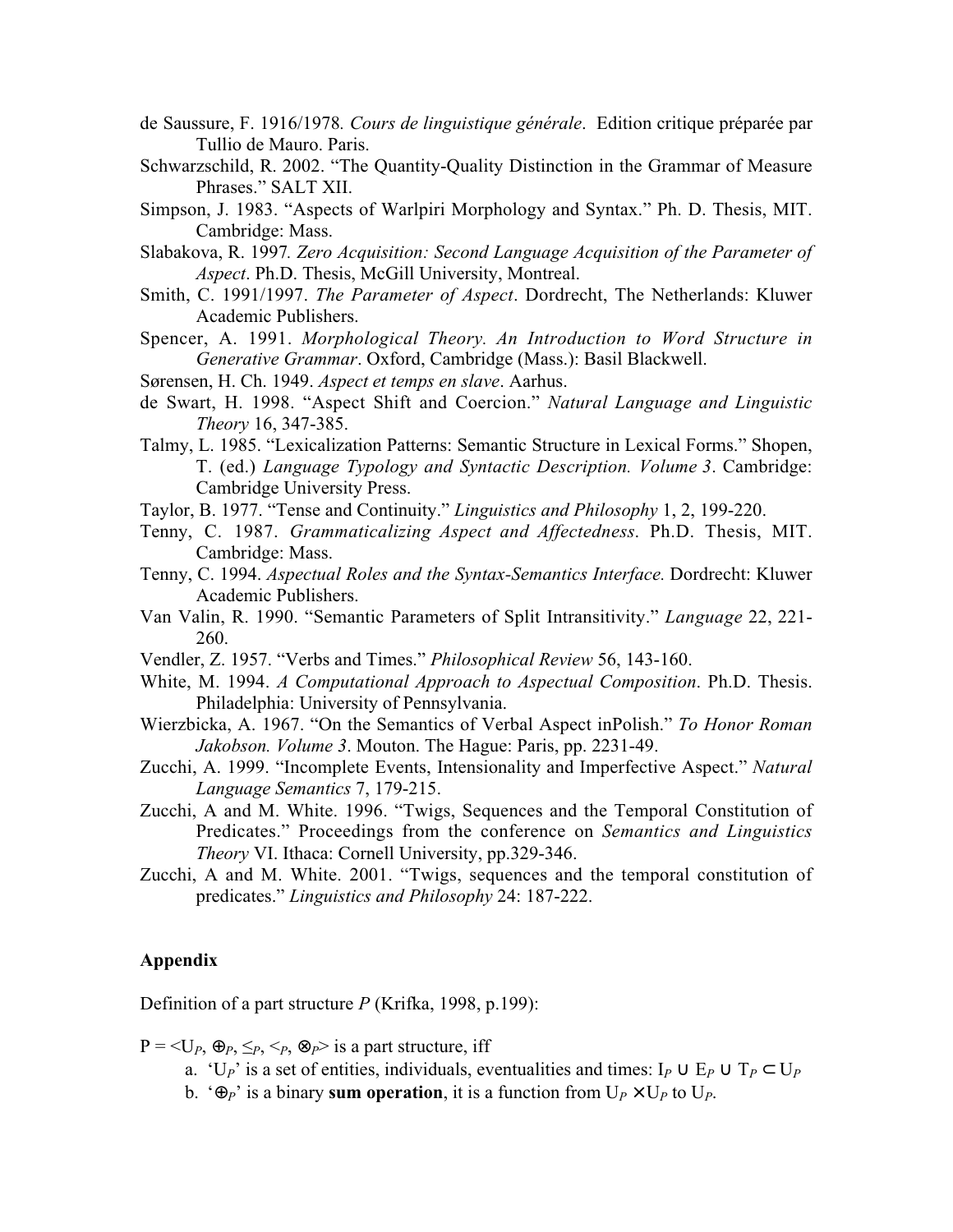de Saussure, F. 1916/1978*. Cours de linguistique générale*. Edition critique préparée par Tullio de Mauro. Paris.

Schwarzschild, R. 2002. "The Quantity-Quality Distinction in the Grammar of Measure Phrases." SALT XII.

Simpson, J. 1983. "Aspects of Warlpiri Morphology and Syntax." Ph. D. Thesis, MIT. Cambridge: Mass.

Slabakova, R. 1997*. Zero Acquisition: Second Language Acquisition of the Parameter of Aspect*. Ph.D. Thesis, McGill University, Montreal.

Smith, C. 1991/1997. *The Parameter of Aspect*. Dordrecht, The Netherlands: Kluwer Academic Publishers.

Spencer, A. 1991. *Morphological Theory. An Introduction to Word Structure in Generative Grammar*. Oxford, Cambridge (Mass.): Basil Blackwell.

Sørensen, H. Ch. 1949. *Aspect et temps en slave*. Aarhus.

de Swart, H. 1998. "Aspect Shift and Coercion." *Natural Language and Linguistic Theory* 16, 347-385.

Talmy, L. 1985. "Lexicalization Patterns: Semantic Structure in Lexical Forms." Shopen, T. (ed.) *Language Typology and Syntactic Description. Volume 3*. Cambridge: Cambridge University Press.

Taylor, B. 1977. "Tense and Continuity." *Linguistics and Philosophy* 1, 2, 199-220.

Tenny, C. 1987. *Grammaticalizing Aspect and Affectedness*. Ph.D. Thesis, MIT. Cambridge: Mass.

Tenny, C. 1994. *Aspectual Roles and the Syntax-Semantics Interface.* Dordrecht: Kluwer Academic Publishers.

Van Valin, R. 1990. "Semantic Parameters of Split Intransitivity." *Language* 22, 221-260.

Vendler, Z. 1957. "Verbs and Times." *Philosophical Review* 56, 143-160.

White, M. 1994. *A Computational Approach to Aspectual Composition*. Ph.D. Thesis. Philadelphia: University of Pennsylvania.

Wierzbicka, A. 1967. "On the Semantics of Verbal Aspect inPolish." *To Honor Roman Jakobson. Volume 3*. Mouton. The Hague: Paris, pp. 2231-49.

Zucchi, A. 1999. "Incomplete Events, Intensionality and Imperfective Aspect." *Natural Language Semantics* 7, 179-215.

Zucchi, A and M. White. 1996. "Twigs, Sequences and the Temporal Constitution of Predicates." Proceedings from the conference on *Semantics and Linguistics Theory* VI. Ithaca: Cornell University, pp.329-346.

Zucchi, A and M. White. 2001. "Twigs, sequences and the temporal constitution of predicates." *Linguistics and Philosophy* 24: 187-222.

## Appendix

Definition of a part structure $P$ (Krifka, 1998, p.199):

$P = \langle U_P, \oplus_P, \leq_P, <_P, \otimes_P \rangle$ is a part structure, iff

a. '$U_P$' is a set of entities, individuals, eventualities and times: $I_P \cup E_P \cup T_P \subset U_P$

b. '$\oplus_P$' is a binary **sum operation**, it is a function from $U_P \times U_P$ to $U_P$.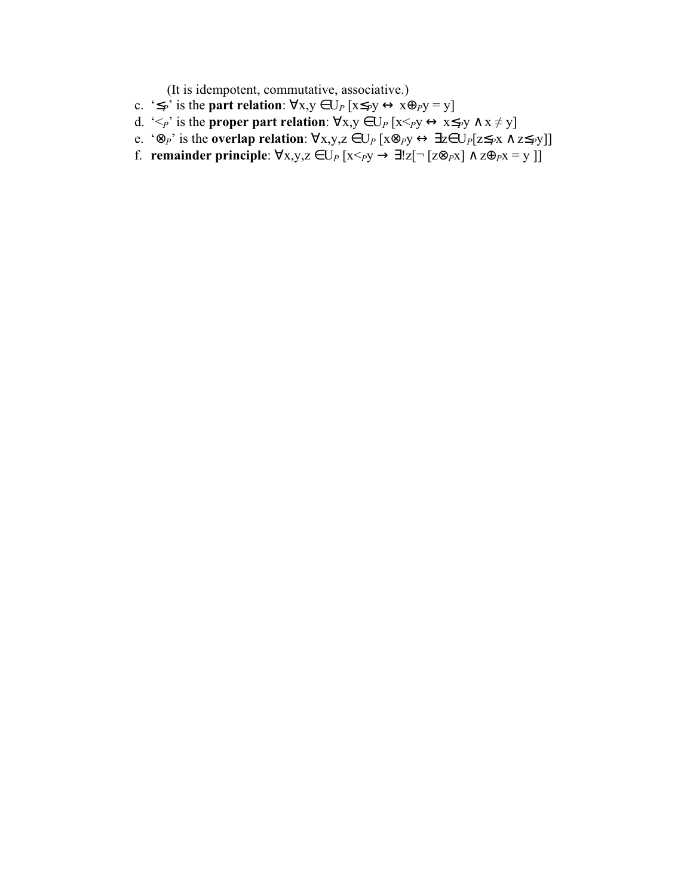(It is idempotent, commutative, associative.)

c. '$\leq_P$' is the **part relation**: $\forall x,y \in U_P\ [x \leq_P y \leftrightarrow x \oplus_P y = y]$

d. '$<_P$' is the **proper part relation**: $\forall x,y \in U_P\ [x <_P y \leftrightarrow x \leq_P y \wedge x \neq y]$

e. '$\otimes_P$' is the **overlap relation**: $\forall x,y,z \in U_P\ [x \otimes_P y \leftrightarrow \exists z \in U_P [z \leq_P x \wedge z \leq_P y]]$

f. **remainder principle**: $\forall x,y,z \in U_P\ [x <_P y \rightarrow \exists! z [\neg\, [z \otimes_P x] \wedge z \oplus_P x = y\ ]]$